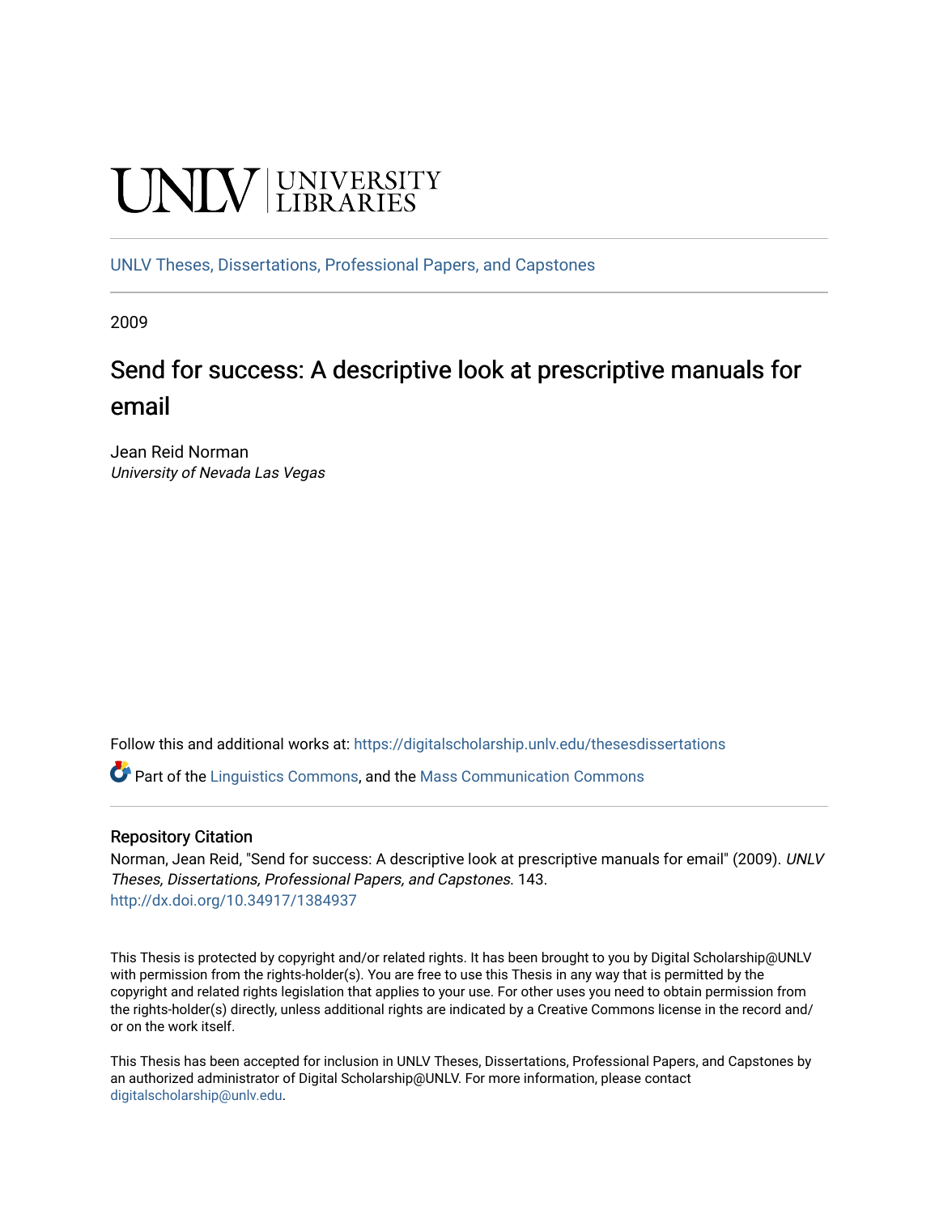UNLV | UNIVERSITY LIBRARIES

UNLV Theses, Dissertations, Professional Papers, and Capstones

2009

# Send for success: A descriptive look at prescriptive manuals for email

Jean Reid Norman
*University of Nevada Las Vegas*

Follow this and additional works at: https://digitalscholarship.unlv.edu/thesesdissertations

Part of the Linguistics Commons, and the Mass Communication Commons

## Repository Citation

Norman, Jean Reid, "Send for success: A descriptive look at prescriptive manuals for email" (2009). *UNLV Theses, Dissertations, Professional Papers, and Capstones*. 143.
http://dx.doi.org/10.34917/1384937

This Thesis is protected by copyright and/or related rights. It has been brought to you by Digital Scholarship@UNLV with permission from the rights-holder(s). You are free to use this Thesis in any way that is permitted by the copyright and related rights legislation that applies to your use. For other uses you need to obtain permission from the rights-holder(s) directly, unless additional rights are indicated by a Creative Commons license in the record and/or on the work itself.

This Thesis has been accepted for inclusion in UNLV Theses, Dissertations, Professional Papers, and Capstones by an authorized administrator of Digital Scholarship@UNLV. For more information, please contact digitalscholarship@unlv.edu.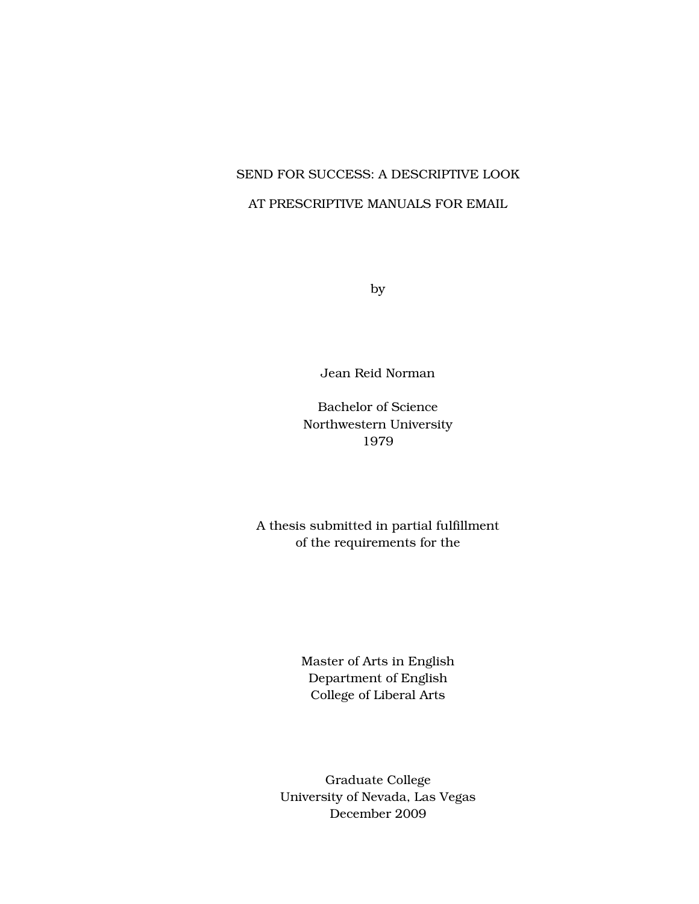# SEND FOR SUCCESS: A DESCRIPTIVE LOOK AT PRESCRIPTIVE MANUALS FOR EMAIL

by

Jean Reid Norman

Bachelor of Science
Northwestern University
1979

A thesis submitted in partial fulfillment
of the requirements for the

Master of Arts in English
Department of English
College of Liberal Arts

Graduate College
University of Nevada, Las Vegas
December 2009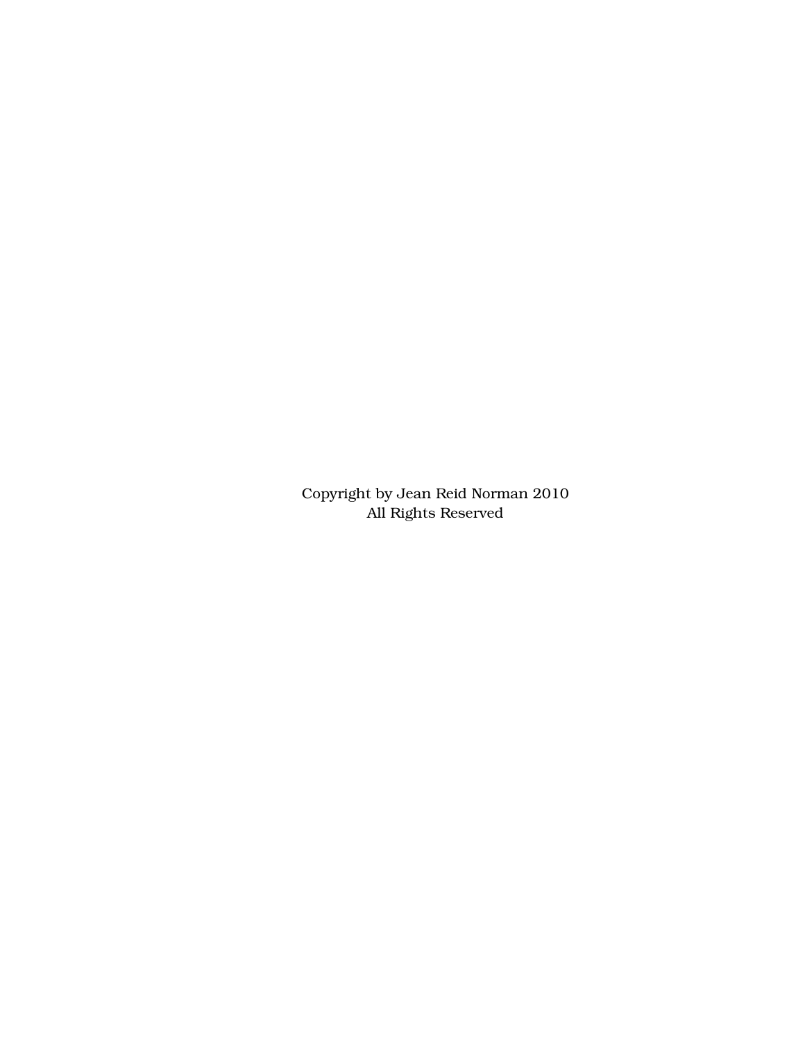Copyright by Jean Reid Norman 2010
All Rights Reserved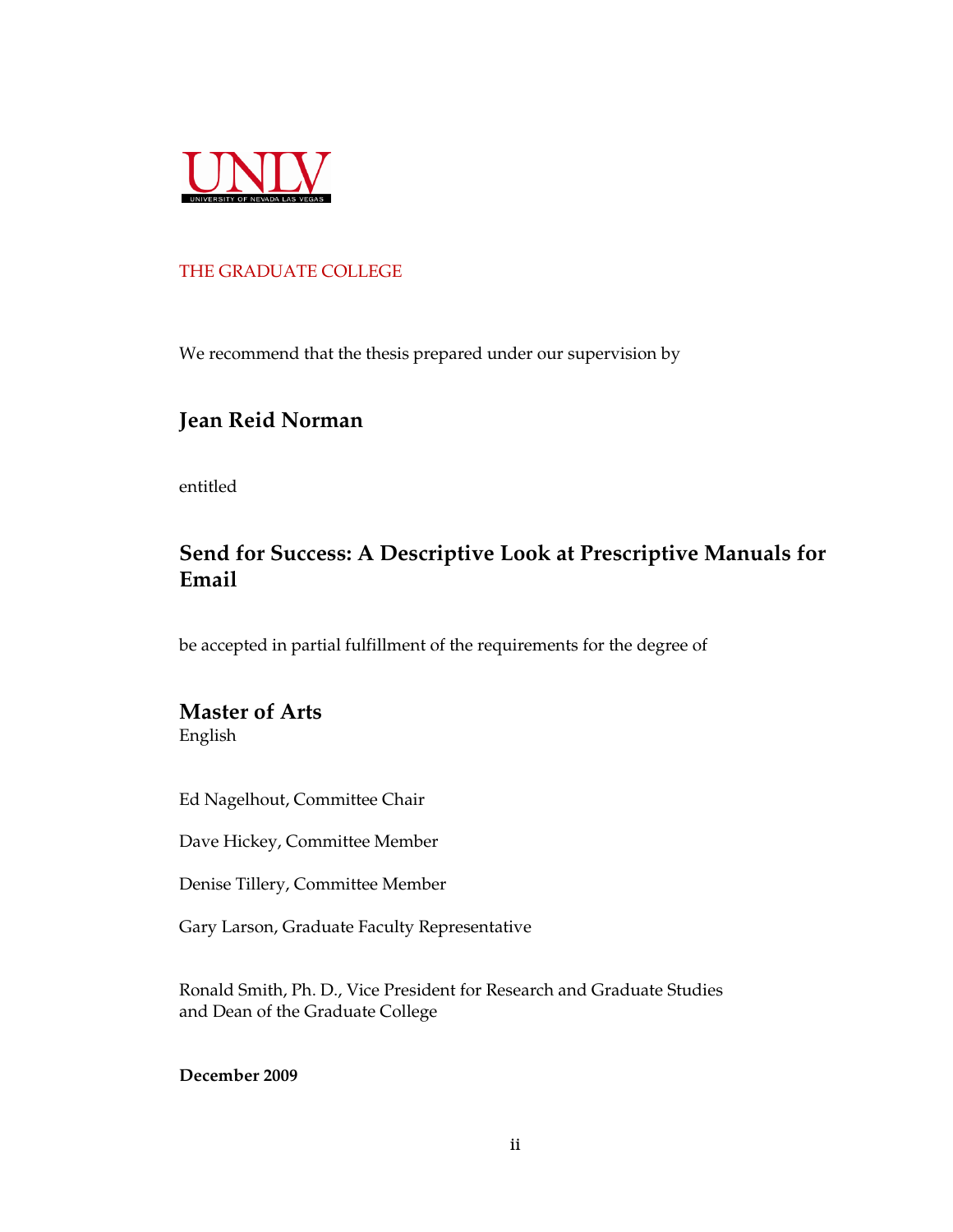UNLV
UNIVERSITY OF NEVADA LAS VEGAS

THE GRADUATE COLLEGE

We recommend that the thesis prepared under our supervision by

**Jean Reid Norman**

entitled

**Send for Success: A Descriptive Look at Prescriptive Manuals for Email**

be accepted in partial fulfillment of the requirements for the degree of

**Master of Arts**
English

Ed Nagelhout, Committee Chair

Dave Hickey, Committee Member

Denise Tillery, Committee Member

Gary Larson, Graduate Faculty Representative

Ronald Smith, Ph. D., Vice President for Research and Graduate Studies
and Dean of the Graduate College

**December 2009**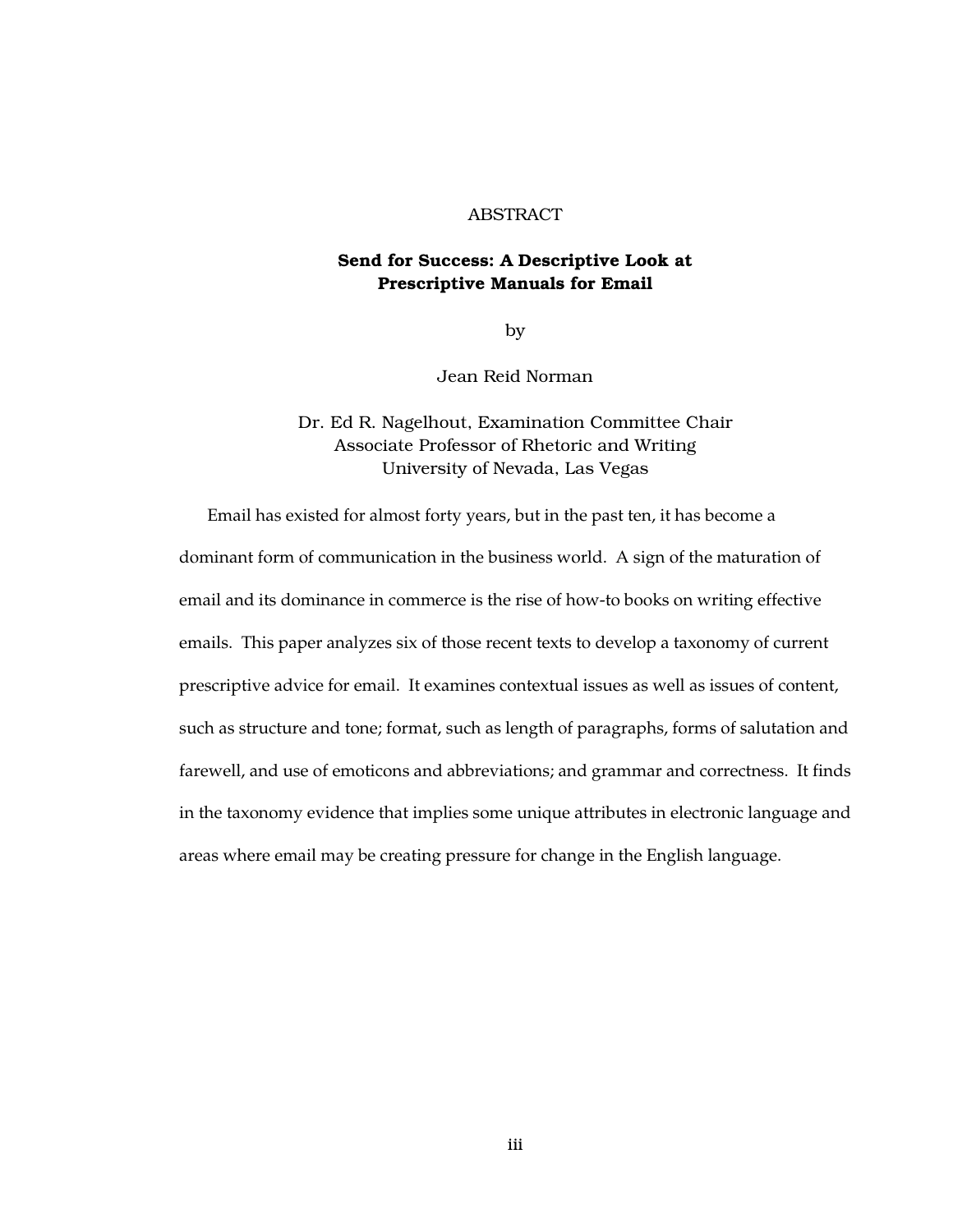# ABSTRACT

## Send for Success: A Descriptive Look at Prescriptive Manuals for Email

by

Jean Reid Norman

Dr. Ed R. Nagelhout, Examination Committee Chair
Associate Professor of Rhetoric and Writing
University of Nevada, Las Vegas

Email has existed for almost forty years, but in the past ten, it has become a dominant form of communication in the business world. A sign of the maturation of email and its dominance in commerce is the rise of how-to books on writing effective emails. This paper analyzes six of those recent texts to develop a taxonomy of current prescriptive advice for email. It examines contextual issues as well as issues of content, such as structure and tone; format, such as length of paragraphs, forms of salutation and farewell, and use of emoticons and abbreviations; and grammar and correctness. It finds in the taxonomy evidence that implies some unique attributes in electronic language and areas where email may be creating pressure for change in the English language.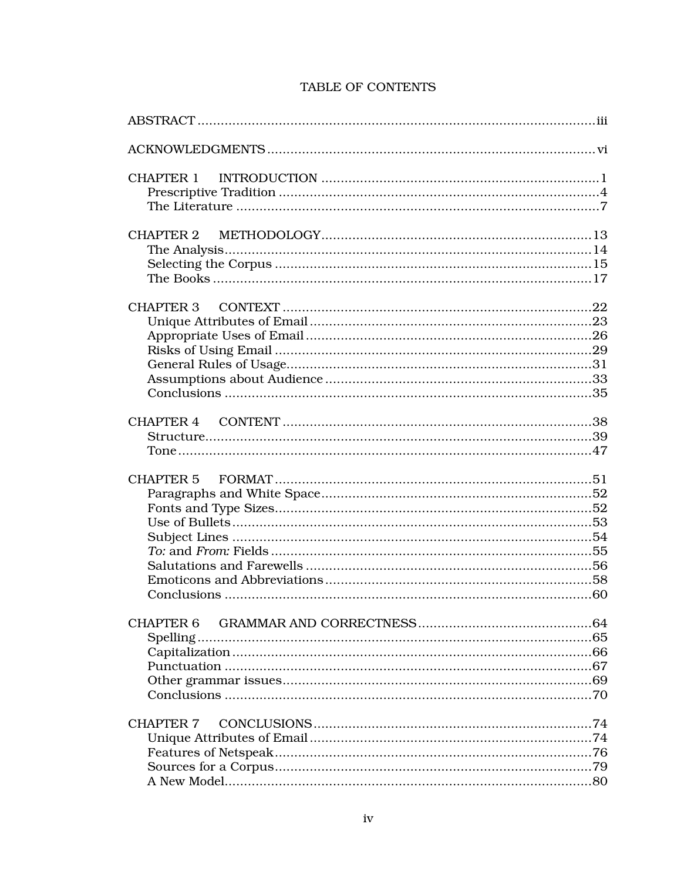# TABLE OF CONTENTS

ABSTRACT ........................................................................................................ iii

ACKNOWLEDGMENTS ..................................................................................... vi

CHAPTER 1 INTRODUCTION ......................................................................... 1
- Prescriptive Tradition .................................................................................. 4
- The Literature ............................................................................................. 7

CHAPTER 2 METHODOLOGY ........................................................................ 13
- The Analysis ............................................................................................... 14
- Selecting the Corpus ................................................................................... 15
- The Books ................................................................................................... 17

CHAPTER 3 CONTEXT .................................................................................. 22
- Unique Attributes of Email ......................................................................... 23
- Appropriate Uses of Email .......................................................................... 26
- Risks of Using Email ................................................................................... 29
- General Rules of Usage ............................................................................... 31
- Assumptions about Audience ..................................................................... 33
- Conclusions ................................................................................................ 35

CHAPTER 4 CONTENT .................................................................................. 38
- Structure .................................................................................................... 39
- Tone ........................................................................................................... 47

CHAPTER 5 FORMAT .................................................................................... 51
- Paragraphs and White Space ...................................................................... 52
- Fonts and Type Sizes .................................................................................. 52
- Use of Bullets ............................................................................................. 53
- Subject Lines .............................................................................................. 54
- *To:* and *From:* Fields ................................................................................ 55
- Salutations and Farewells .......................................................................... 56
- Emoticons and Abbreviations ..................................................................... 58
- Conclusions ................................................................................................ 60

CHAPTER 6 GRAMMAR AND CORRECTNESS .............................................. 64
- Spelling ...................................................................................................... 65
- Capitalization ............................................................................................. 66
- Punctuation ................................................................................................ 67
- Other grammar issues ................................................................................. 69
- Conclusions ................................................................................................ 70

CHAPTER 7 CONCLUSIONS ......................................................................... 74
- Unique Attributes of Email ......................................................................... 74
- Features of Netspeak .................................................................................. 76
- Sources for a Corpus ................................................................................... 79
- A New Model ............................................................................................... 80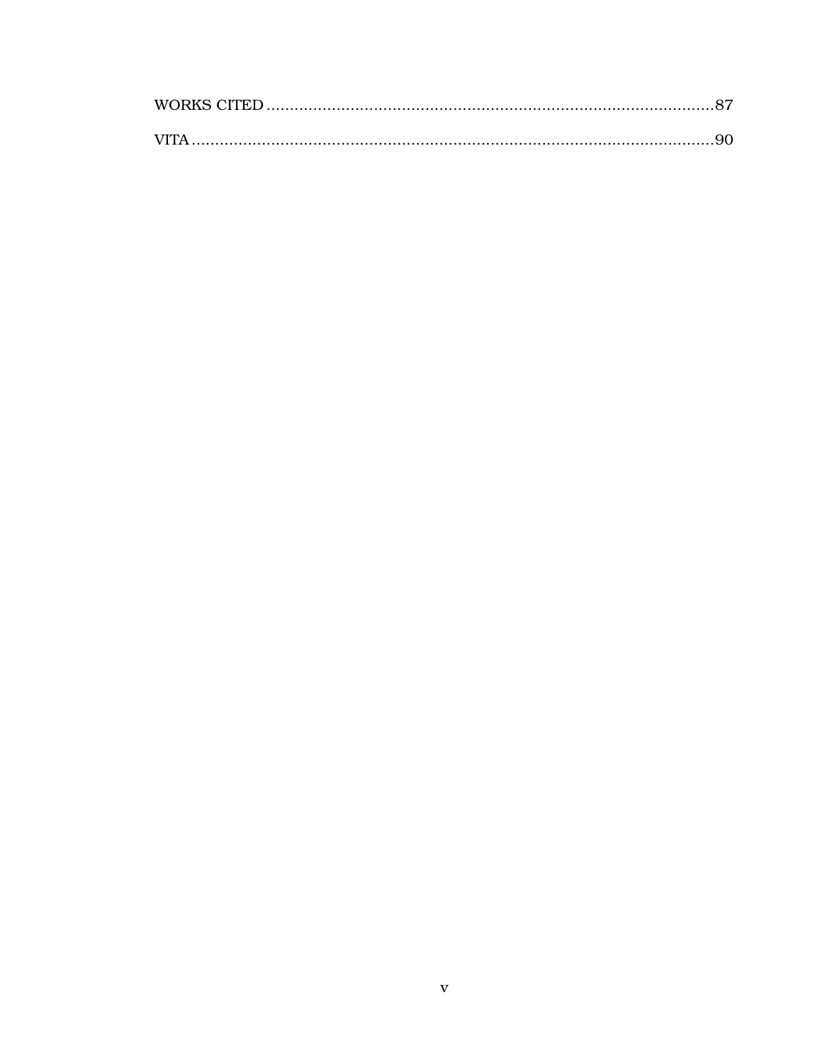WORKS CITED ................................................................................................87

VITA ..........................................................................................................90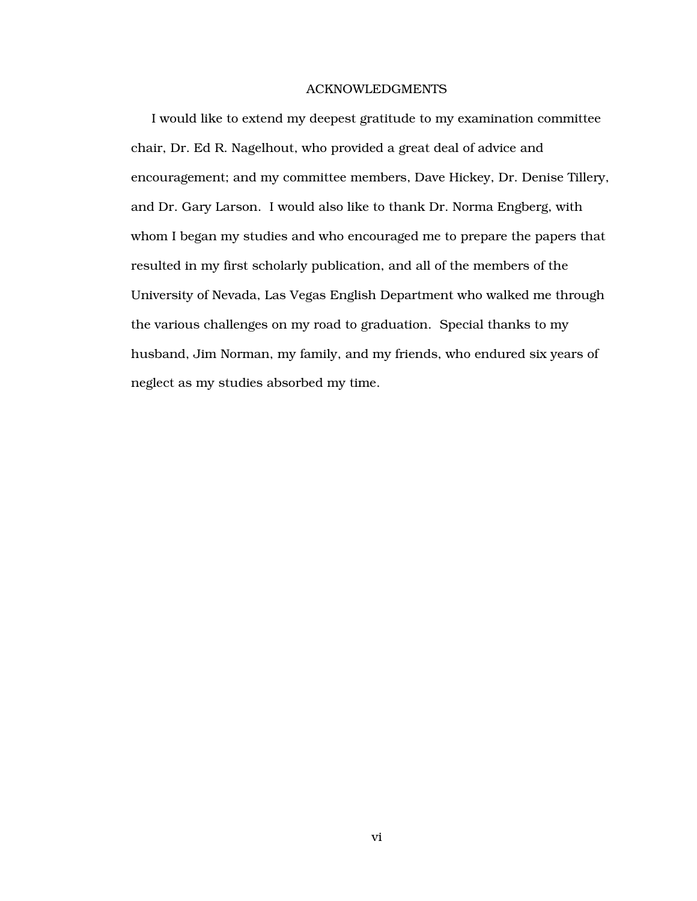# ACKNOWLEDGMENTS

I would like to extend my deepest gratitude to my examination committee chair, Dr. Ed R. Nagelhout, who provided a great deal of advice and encouragement; and my committee members, Dave Hickey, Dr. Denise Tillery, and Dr. Gary Larson. I would also like to thank Dr. Norma Engberg, with whom I began my studies and who encouraged me to prepare the papers that resulted in my first scholarly publication, and all of the members of the University of Nevada, Las Vegas English Department who walked me through the various challenges on my road to graduation. Special thanks to my husband, Jim Norman, my family, and my friends, who endured six years of neglect as my studies absorbed my time.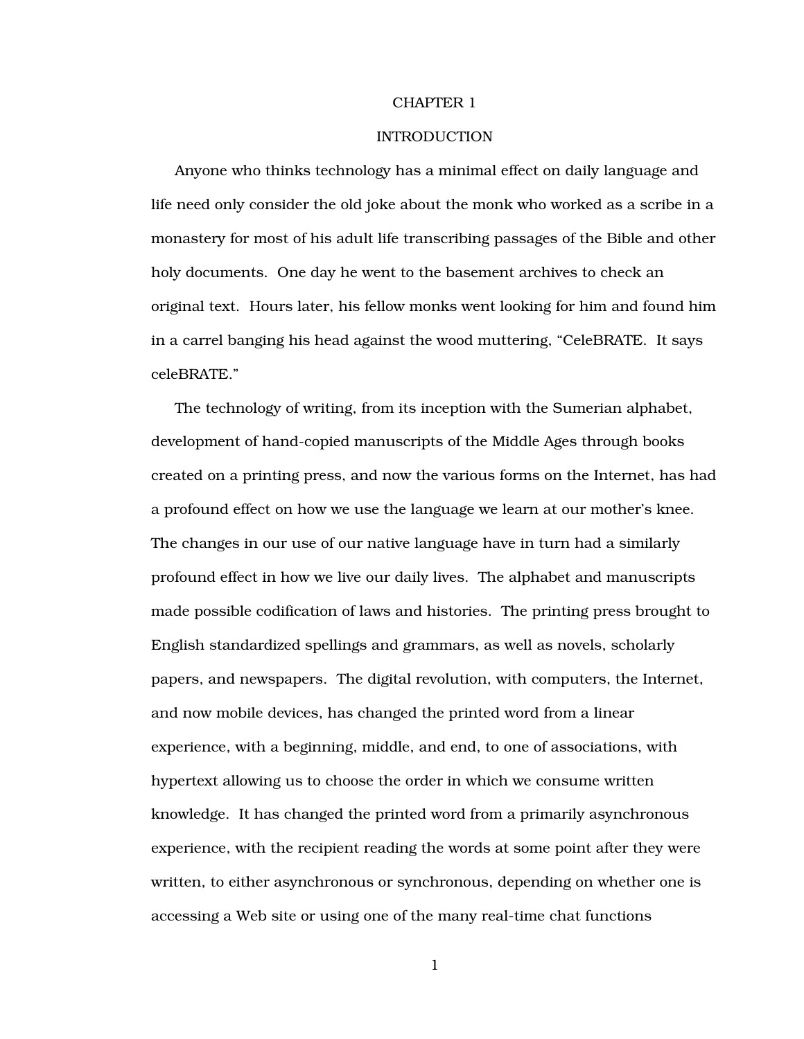# CHAPTER 1

## INTRODUCTION

Anyone who thinks technology has a minimal effect on daily language and life need only consider the old joke about the monk who worked as a scribe in a monastery for most of his adult life transcribing passages of the Bible and other holy documents. One day he went to the basement archives to check an original text. Hours later, his fellow monks went looking for him and found him in a carrel banging his head against the wood muttering, "CeleBRATE. It says celeBRATE."

The technology of writing, from its inception with the Sumerian alphabet, development of hand-copied manuscripts of the Middle Ages through books created on a printing press, and now the various forms on the Internet, has had a profound effect on how we use the language we learn at our mother's knee. The changes in our use of our native language have in turn had a similarly profound effect in how we live our daily lives. The alphabet and manuscripts made possible codification of laws and histories. The printing press brought to English standardized spellings and grammars, as well as novels, scholarly papers, and newspapers. The digital revolution, with computers, the Internet, and now mobile devices, has changed the printed word from a linear experience, with a beginning, middle, and end, to one of associations, with hypertext allowing us to choose the order in which we consume written knowledge. It has changed the printed word from a primarily asynchronous experience, with the recipient reading the words at some point after they were written, to either asynchronous or synchronous, depending on whether one is accessing a Web site or using one of the many real-time chat functions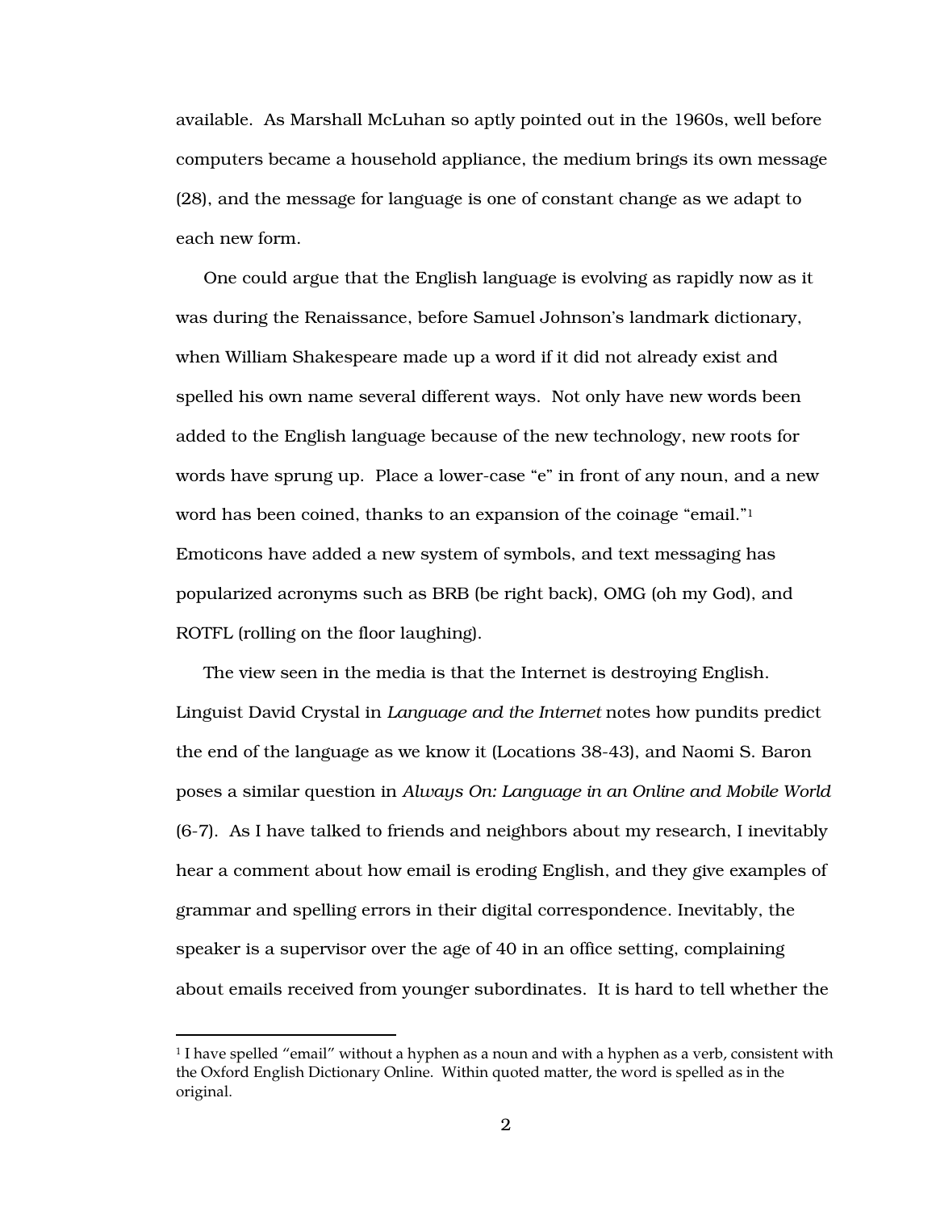available. As Marshall McLuhan so aptly pointed out in the 1960s, well before computers became a household appliance, the medium brings its own message (28), and the message for language is one of constant change as we adapt to each new form.

One could argue that the English language is evolving as rapidly now as it was during the Renaissance, before Samuel Johnson's landmark dictionary, when William Shakespeare made up a word if it did not already exist and spelled his own name several different ways. Not only have new words been added to the English language because of the new technology, new roots for words have sprung up. Place a lower-case "e" in front of any noun, and a new word has been coined, thanks to an expansion of the coinage "email."[1] Emoticons have added a new system of symbols, and text messaging has popularized acronyms such as BRB (be right back), OMG (oh my God), and ROTFL (rolling on the floor laughing).

The view seen in the media is that the Internet is destroying English. Linguist David Crystal in *Language and the Internet* notes how pundits predict the end of the language as we know it (Locations 38-43), and Naomi S. Baron poses a similar question in *Always On: Language in an Online and Mobile World* (6-7). As I have talked to friends and neighbors about my research, I inevitably hear a comment about how email is eroding English, and they give examples of grammar and spelling errors in their digital correspondence. Inevitably, the speaker is a supervisor over the age of 40 in an office setting, complaining about emails received from younger subordinates. It is hard to tell whether the

---

[1] I have spelled "email" without a hyphen as a noun and with a hyphen as a verb, consistent with the Oxford English Dictionary Online. Within quoted matter, the word is spelled as in the original.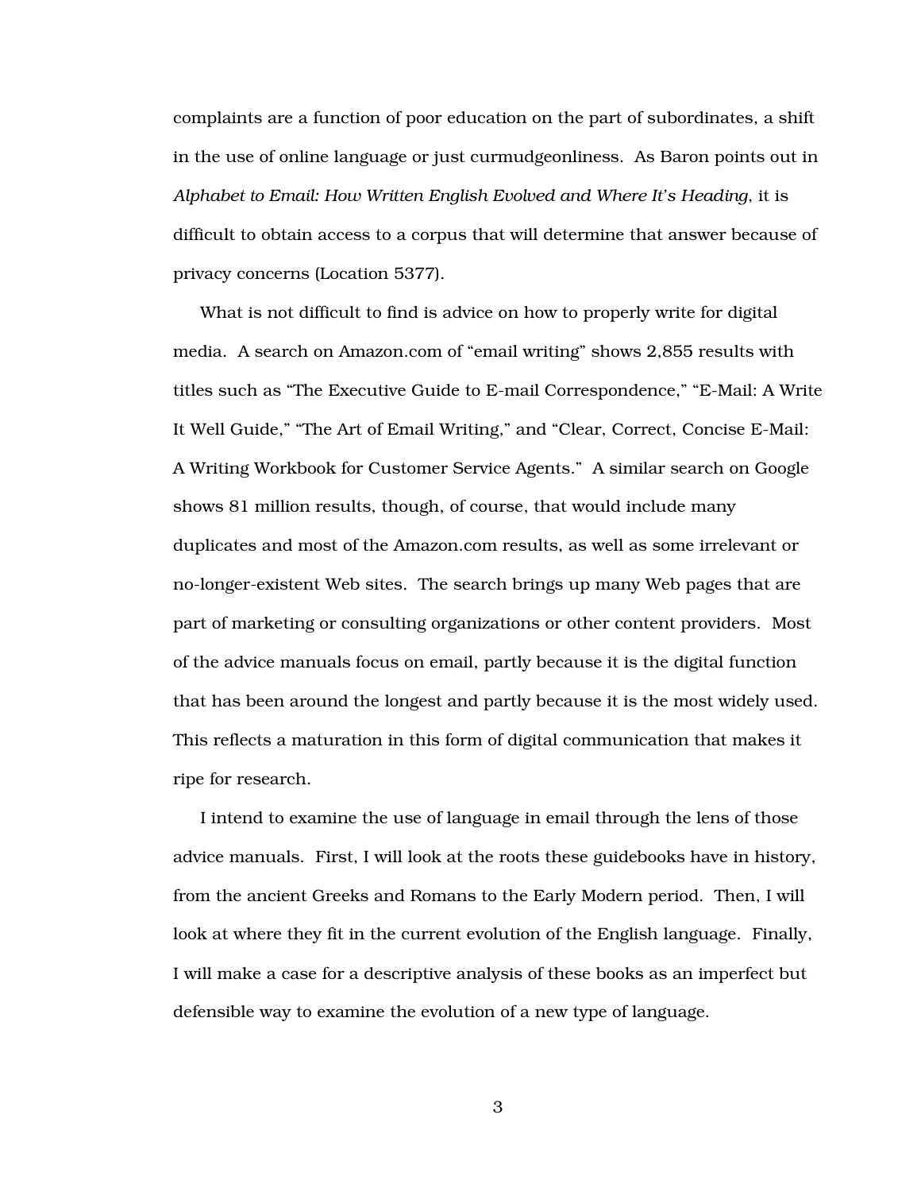complaints are a function of poor education on the part of subordinates, a shift in the use of online language or just curmudgeonliness. As Baron points out in *Alphabet to Email: How Written English Evolved and Where It's Heading*, it is difficult to obtain access to a corpus that will determine that answer because of privacy concerns (Location 5377).

What is not difficult to find is advice on how to properly write for digital media. A search on Amazon.com of "email writing" shows 2,855 results with titles such as "The Executive Guide to E-mail Correspondence," "E-Mail: A Write It Well Guide," "The Art of Email Writing," and "Clear, Correct, Concise E-Mail: A Writing Workbook for Customer Service Agents." A similar search on Google shows 81 million results, though, of course, that would include many duplicates and most of the Amazon.com results, as well as some irrelevant or no-longer-existent Web sites. The search brings up many Web pages that are part of marketing or consulting organizations or other content providers. Most of the advice manuals focus on email, partly because it is the digital function that has been around the longest and partly because it is the most widely used. This reflects a maturation in this form of digital communication that makes it ripe for research.

I intend to examine the use of language in email through the lens of those advice manuals. First, I will look at the roots these guidebooks have in history, from the ancient Greeks and Romans to the Early Modern period. Then, I will look at where they fit in the current evolution of the English language. Finally, I will make a case for a descriptive analysis of these books as an imperfect but defensible way to examine the evolution of a new type of language.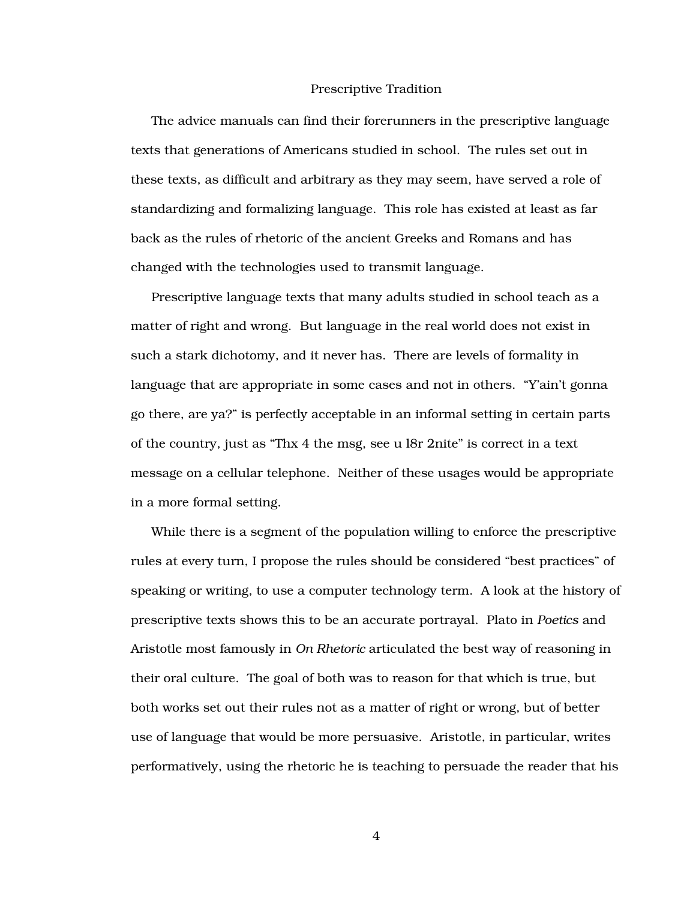## Prescriptive Tradition

The advice manuals can find their forerunners in the prescriptive language texts that generations of Americans studied in school. The rules set out in these texts, as difficult and arbitrary as they may seem, have served a role of standardizing and formalizing language. This role has existed at least as far back as the rules of rhetoric of the ancient Greeks and Romans and has changed with the technologies used to transmit language.

Prescriptive language texts that many adults studied in school teach as a matter of right and wrong. But language in the real world does not exist in such a stark dichotomy, and it never has. There are levels of formality in language that are appropriate in some cases and not in others. "Y'ain't gonna go there, are ya?" is perfectly acceptable in an informal setting in certain parts of the country, just as "Thx 4 the msg, see u l8r 2nite" is correct in a text message on a cellular telephone. Neither of these usages would be appropriate in a more formal setting.

While there is a segment of the population willing to enforce the prescriptive rules at every turn, I propose the rules should be considered "best practices" of speaking or writing, to use a computer technology term. A look at the history of prescriptive texts shows this to be an accurate portrayal. Plato in *Poetics* and Aristotle most famously in *On Rhetoric* articulated the best way of reasoning in their oral culture. The goal of both was to reason for that which is true, but both works set out their rules not as a matter of right or wrong, but of better use of language that would be more persuasive. Aristotle, in particular, writes performatively, using the rhetoric he is teaching to persuade the reader that his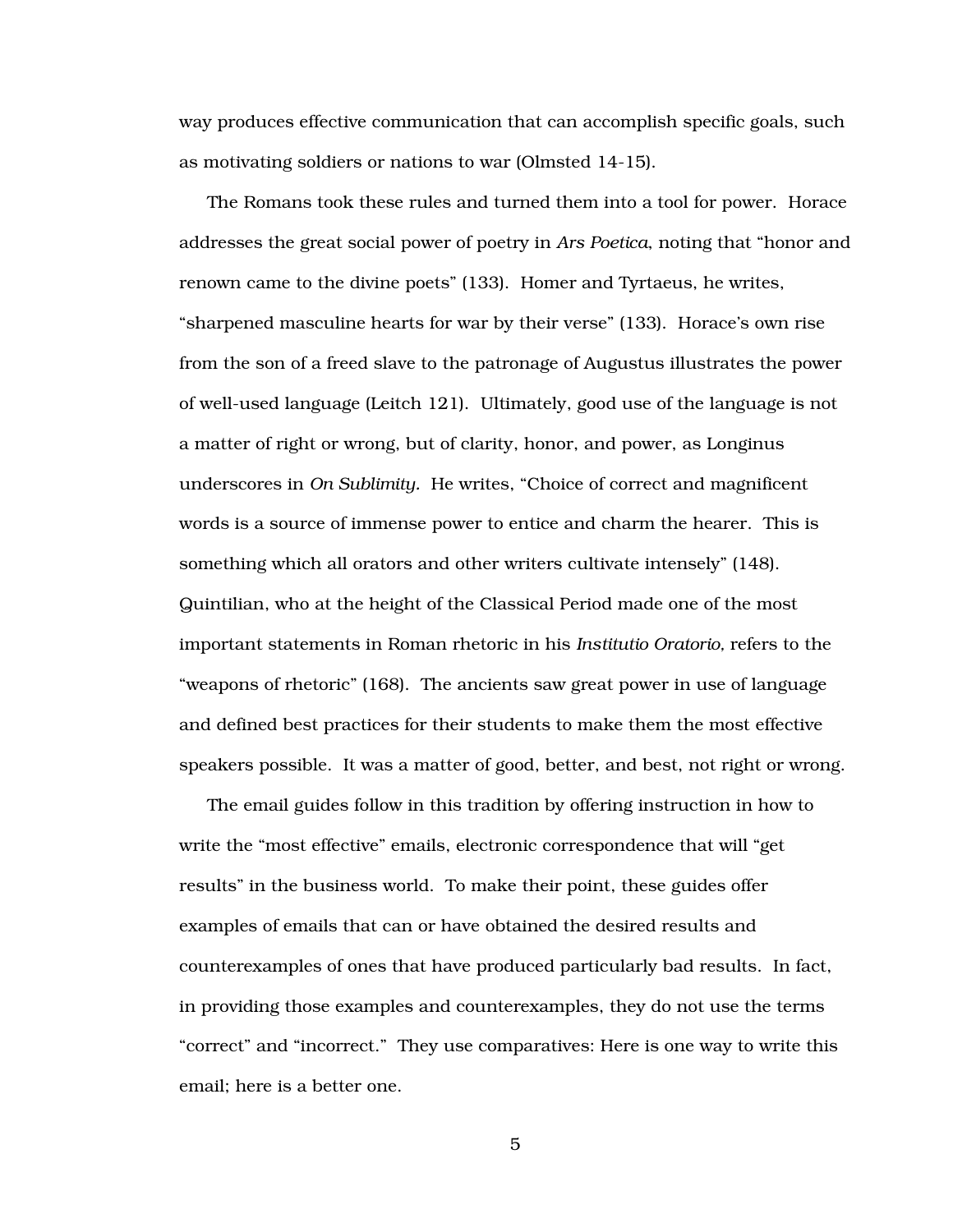way produces effective communication that can accomplish specific goals, such as motivating soldiers or nations to war (Olmsted 14-15).

The Romans took these rules and turned them into a tool for power. Horace addresses the great social power of poetry in *Ars Poetica*, noting that “honor and renown came to the divine poets” (133). Homer and Tyrtaeus, he writes, “sharpened masculine hearts for war by their verse” (133). Horace’s own rise from the son of a freed slave to the patronage of Augustus illustrates the power of well-used language (Leitch 121). Ultimately, good use of the language is not a matter of right or wrong, but of clarity, honor, and power, as Longinus underscores in *On Sublimity.* He writes, “Choice of correct and magnificent words is a source of immense power to entice and charm the hearer. This is something which all orators and other writers cultivate intensely” (148). Quintilian, who at the height of the Classical Period made one of the most important statements in Roman rhetoric in his *Institutio Oratorio,* refers to the “weapons of rhetoric” (168). The ancients saw great power in use of language and defined best practices for their students to make them the most effective speakers possible. It was a matter of good, better, and best, not right or wrong.

The email guides follow in this tradition by offering instruction in how to write the “most effective” emails, electronic correspondence that will “get results” in the business world. To make their point, these guides offer examples of emails that can or have obtained the desired results and counterexamples of ones that have produced particularly bad results. In fact, in providing those examples and counterexamples, they do not use the terms “correct” and “incorrect.” They use comparatives: Here is one way to write this email; here is a better one.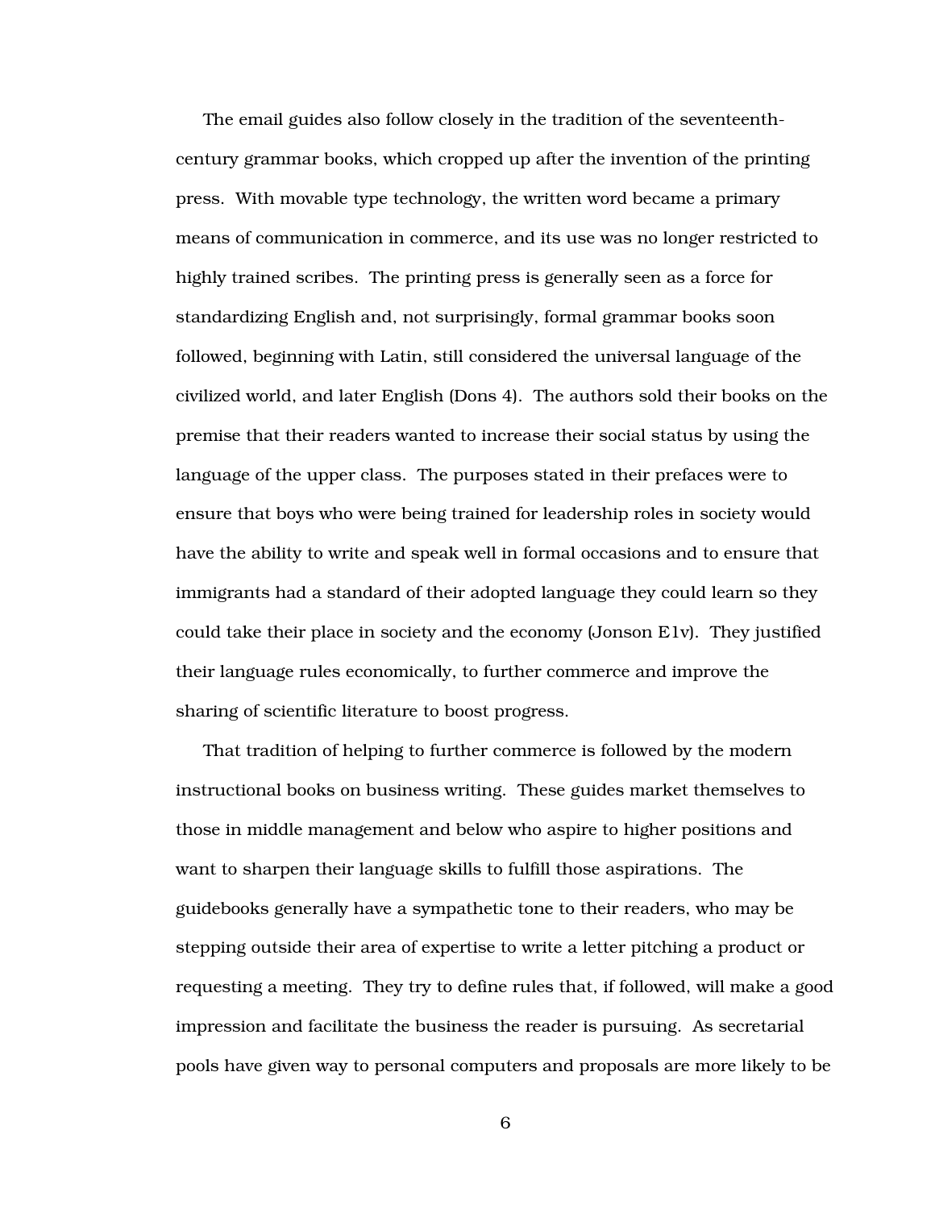The email guides also follow closely in the tradition of the seventeenth-century grammar books, which cropped up after the invention of the printing press. With movable type technology, the written word became a primary means of communication in commerce, and its use was no longer restricted to highly trained scribes. The printing press is generally seen as a force for standardizing English and, not surprisingly, formal grammar books soon followed, beginning with Latin, still considered the universal language of the civilized world, and later English (Dons 4). The authors sold their books on the premise that their readers wanted to increase their social status by using the language of the upper class. The purposes stated in their prefaces were to ensure that boys who were being trained for leadership roles in society would have the ability to write and speak well in formal occasions and to ensure that immigrants had a standard of their adopted language they could learn so they could take their place in society and the economy (Jonson E1v). They justified their language rules economically, to further commerce and improve the sharing of scientific literature to boost progress.

That tradition of helping to further commerce is followed by the modern instructional books on business writing. These guides market themselves to those in middle management and below who aspire to higher positions and want to sharpen their language skills to fulfill those aspirations. The guidebooks generally have a sympathetic tone to their readers, who may be stepping outside their area of expertise to write a letter pitching a product or requesting a meeting. They try to define rules that, if followed, will make a good impression and facilitate the business the reader is pursuing. As secretarial pools have given way to personal computers and proposals are more likely to be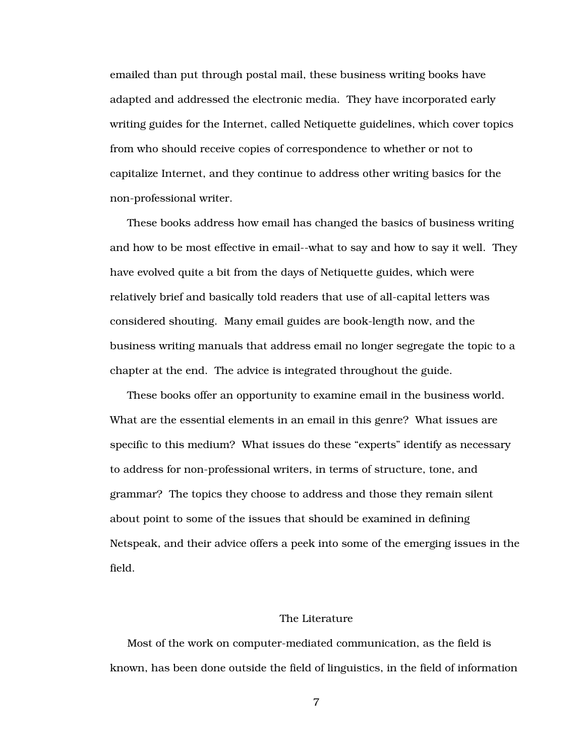emailed than put through postal mail, these business writing books have adapted and addressed the electronic media. They have incorporated early writing guides for the Internet, called Netiquette guidelines, which cover topics from who should receive copies of correspondence to whether or not to capitalize Internet, and they continue to address other writing basics for the non-professional writer.

These books address how email has changed the basics of business writing and how to be most effective in email--what to say and how to say it well. They have evolved quite a bit from the days of Netiquette guides, which were relatively brief and basically told readers that use of all-capital letters was considered shouting. Many email guides are book-length now, and the business writing manuals that address email no longer segregate the topic to a chapter at the end. The advice is integrated throughout the guide.

These books offer an opportunity to examine email in the business world. What are the essential elements in an email in this genre? What issues are specific to this medium? What issues do these "experts" identify as necessary to address for non-professional writers, in terms of structure, tone, and grammar? The topics they choose to address and those they remain silent about point to some of the issues that should be examined in defining Netspeak, and their advice offers a peek into some of the emerging issues in the field.

## The Literature

Most of the work on computer-mediated communication, as the field is known, has been done outside the field of linguistics, in the field of information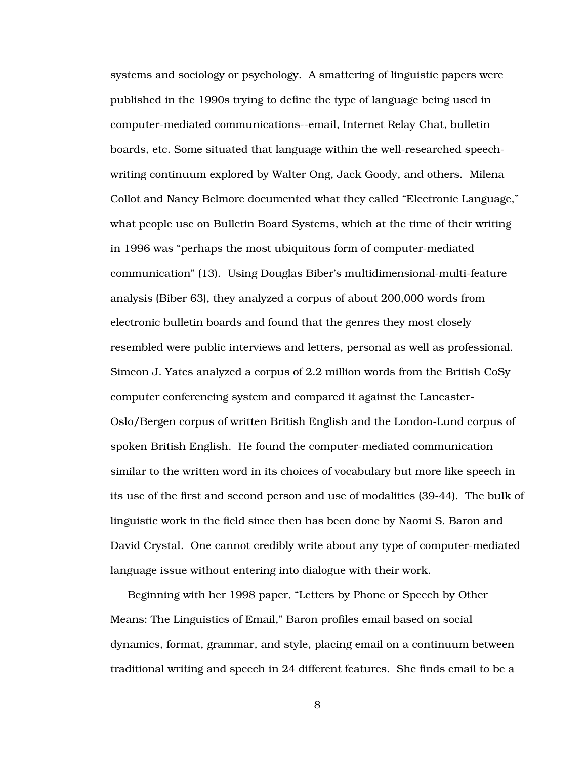systems and sociology or psychology. A smattering of linguistic papers were published in the 1990s trying to define the type of language being used in computer-mediated communications--email, Internet Relay Chat, bulletin boards, etc. Some situated that language within the well-researched speech-writing continuum explored by Walter Ong, Jack Goody, and others. Milena Collot and Nancy Belmore documented what they called "Electronic Language," what people use on Bulletin Board Systems, which at the time of their writing in 1996 was "perhaps the most ubiquitous form of computer-mediated communication" (13). Using Douglas Biber's multidimensional-multi-feature analysis (Biber 63), they analyzed a corpus of about 200,000 words from electronic bulletin boards and found that the genres they most closely resembled were public interviews and letters, personal as well as professional. Simeon J. Yates analyzed a corpus of 2.2 million words from the British CoSy computer conferencing system and compared it against the Lancaster-Oslo/Bergen corpus of written British English and the London-Lund corpus of spoken British English. He found the computer-mediated communication similar to the written word in its choices of vocabulary but more like speech in its use of the first and second person and use of modalities (39-44). The bulk of linguistic work in the field since then has been done by Naomi S. Baron and David Crystal. One cannot credibly write about any type of computer-mediated language issue without entering into dialogue with their work.

Beginning with her 1998 paper, "Letters by Phone or Speech by Other Means: The Linguistics of Email," Baron profiles email based on social dynamics, format, grammar, and style, placing email on a continuum between traditional writing and speech in 24 different features. She finds email to be a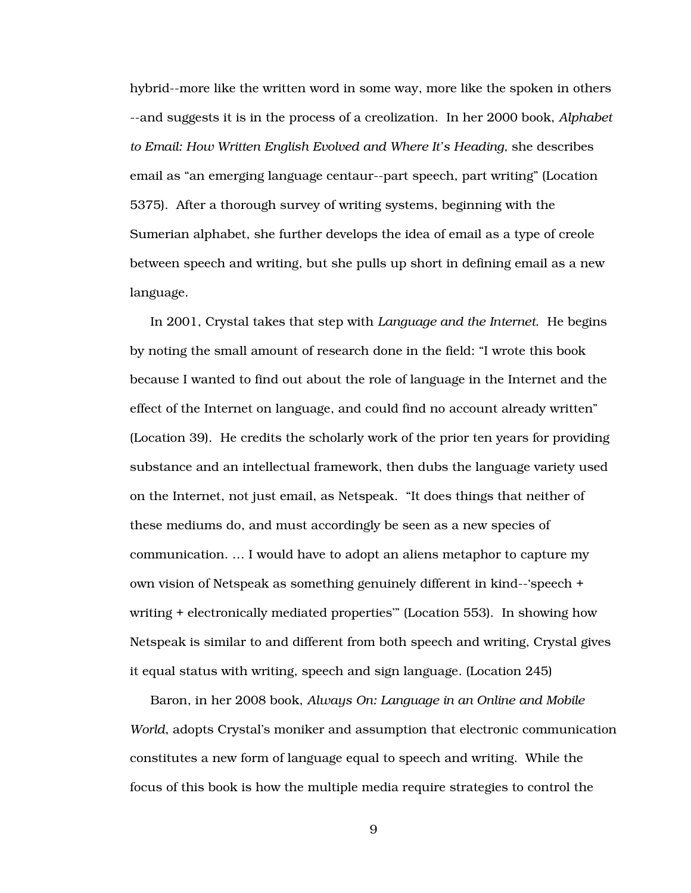hybrid--more like the written word in some way, more like the spoken in others --and suggests it is in the process of a creolization. In her 2000 book, *Alphabet to Email: How Written English Evolved and Where It's Heading,* she describes email as "an emerging language centaur--part speech, part writing" (Location 5375). After a thorough survey of writing systems, beginning with the Sumerian alphabet, she further develops the idea of email as a type of creole between speech and writing, but she pulls up short in defining email as a new language.

In 2001, Crystal takes that step with *Language and the Internet*. He begins by noting the small amount of research done in the field: "I wrote this book because I wanted to find out about the role of language in the Internet and the effect of the Internet on language, and could find no account already written" (Location 39). He credits the scholarly work of the prior ten years for providing substance and an intellectual framework, then dubs the language variety used on the Internet, not just email, as Netspeak. "It does things that neither of these mediums do, and must accordingly be seen as a new species of communication. ... I would have to adopt an aliens metaphor to capture my own vision of Netspeak as something genuinely different in kind--'speech + writing + electronically mediated properties'" (Location 553). In showing how Netspeak is similar to and different from both speech and writing, Crystal gives it equal status with writing, speech and sign language. (Location 245)

Baron, in her 2008 book, *Always On: Language in an Online and Mobile World*, adopts Crystal's moniker and assumption that electronic communication constitutes a new form of language equal to speech and writing. While the focus of this book is how the multiple media require strategies to control the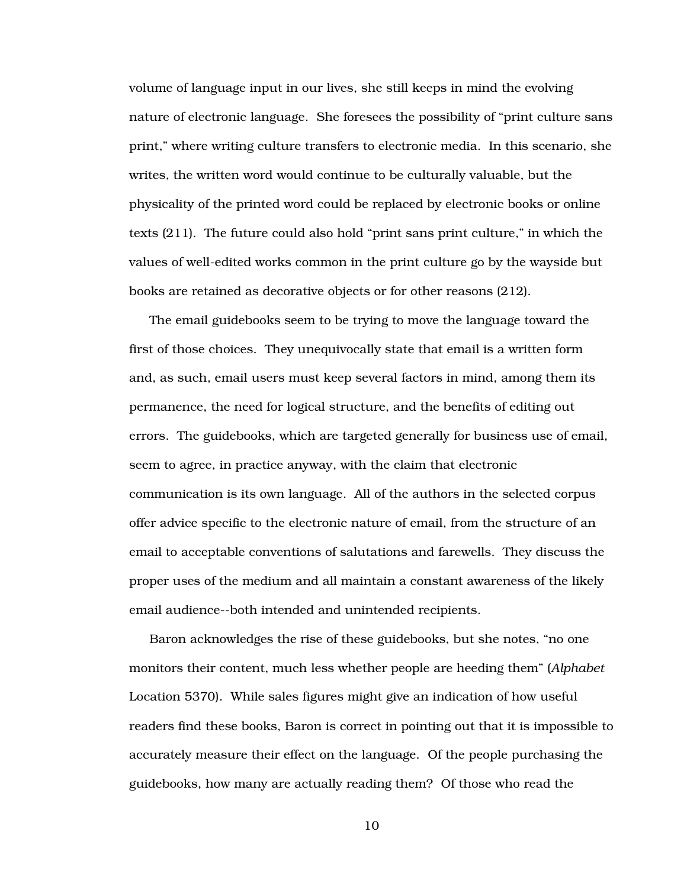volume of language input in our lives, she still keeps in mind the evolving nature of electronic language. She foresees the possibility of "print culture sans print," where writing culture transfers to electronic media. In this scenario, she writes, the written word would continue to be culturally valuable, but the physicality of the printed word could be replaced by electronic books or online texts (211). The future could also hold "print sans print culture," in which the values of well-edited works common in the print culture go by the wayside but books are retained as decorative objects or for other reasons (212).

The email guidebooks seem to be trying to move the language toward the first of those choices. They unequivocally state that email is a written form and, as such, email users must keep several factors in mind, among them its permanence, the need for logical structure, and the benefits of editing out errors. The guidebooks, which are targeted generally for business use of email, seem to agree, in practice anyway, with the claim that electronic communication is its own language. All of the authors in the selected corpus offer advice specific to the electronic nature of email, from the structure of an email to acceptable conventions of salutations and farewells. They discuss the proper uses of the medium and all maintain a constant awareness of the likely email audience--both intended and unintended recipients.

Baron acknowledges the rise of these guidebooks, but she notes, "no one monitors their content, much less whether people are heeding them" (*Alphabet* Location 5370). While sales figures might give an indication of how useful readers find these books, Baron is correct in pointing out that it is impossible to accurately measure their effect on the language. Of the people purchasing the guidebooks, how many are actually reading them? Of those who read the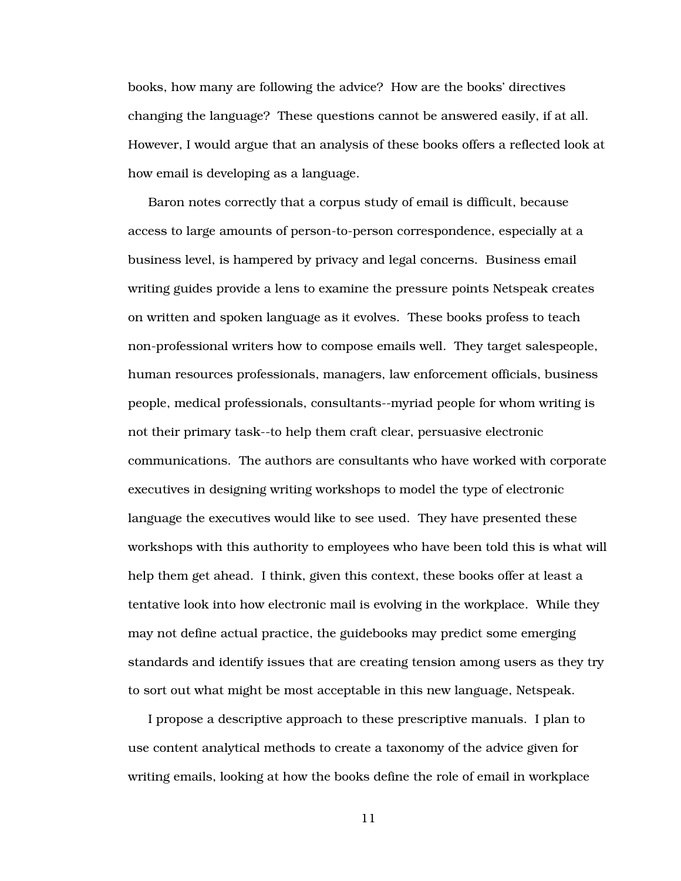books, how many are following the advice? How are the books' directives changing the language? These questions cannot be answered easily, if at all. However, I would argue that an analysis of these books offers a reflected look at how email is developing as a language.

Baron notes correctly that a corpus study of email is difficult, because access to large amounts of person-to-person correspondence, especially at a business level, is hampered by privacy and legal concerns. Business email writing guides provide a lens to examine the pressure points Netspeak creates on written and spoken language as it evolves. These books profess to teach non-professional writers how to compose emails well. They target salespeople, human resources professionals, managers, law enforcement officials, business people, medical professionals, consultants--myriad people for whom writing is not their primary task--to help them craft clear, persuasive electronic communications. The authors are consultants who have worked with corporate executives in designing writing workshops to model the type of electronic language the executives would like to see used. They have presented these workshops with this authority to employees who have been told this is what will help them get ahead. I think, given this context, these books offer at least a tentative look into how electronic mail is evolving in the workplace. While they may not define actual practice, the guidebooks may predict some emerging standards and identify issues that are creating tension among users as they try to sort out what might be most acceptable in this new language, Netspeak.

I propose a descriptive approach to these prescriptive manuals. I plan to use content analytical methods to create a taxonomy of the advice given for writing emails, looking at how the books define the role of email in workplace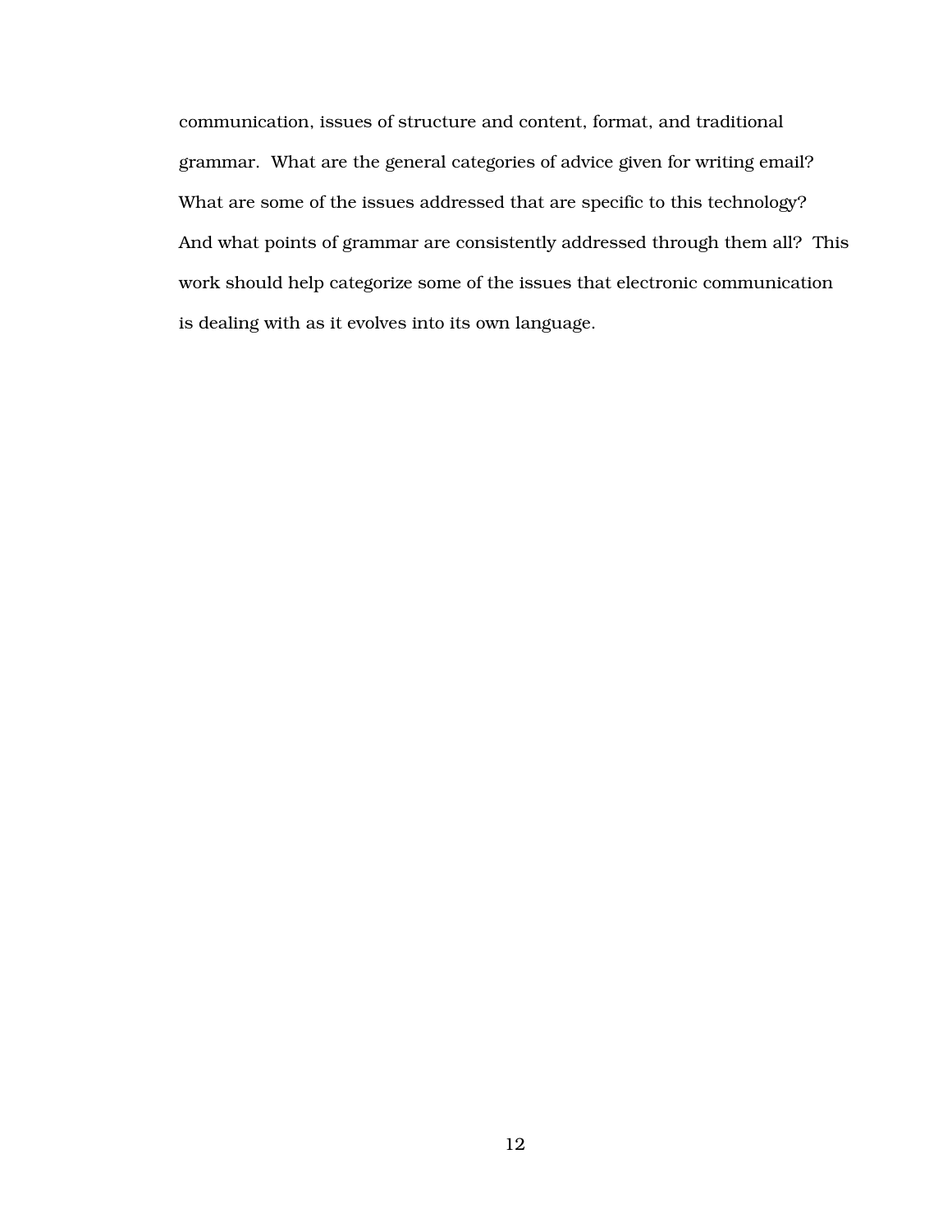communication, issues of structure and content, format, and traditional grammar. What are the general categories of advice given for writing email? What are some of the issues addressed that are specific to this technology? And what points of grammar are consistently addressed through them all? This work should help categorize some of the issues that electronic communication is dealing with as it evolves into its own language.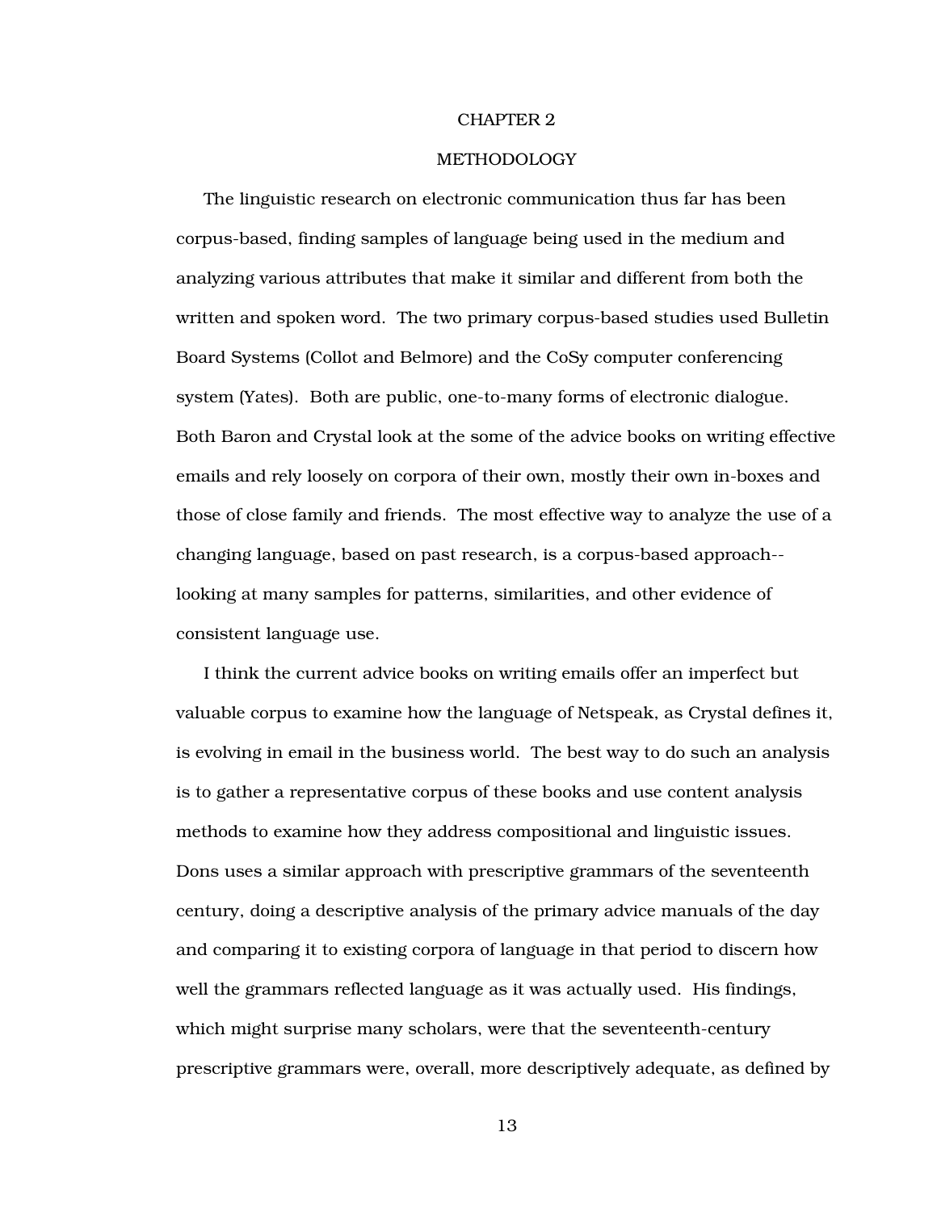# CHAPTER 2

## METHODOLOGY

The linguistic research on electronic communication thus far has been corpus-based, finding samples of language being used in the medium and analyzing various attributes that make it similar and different from both the written and spoken word. The two primary corpus-based studies used Bulletin Board Systems (Collot and Belmore) and the CoSy computer conferencing system (Yates). Both are public, one-to-many forms of electronic dialogue. Both Baron and Crystal look at the some of the advice books on writing effective emails and rely loosely on corpora of their own, mostly their own in-boxes and those of close family and friends. The most effective way to analyze the use of a changing language, based on past research, is a corpus-based approach--looking at many samples for patterns, similarities, and other evidence of consistent language use.

I think the current advice books on writing emails offer an imperfect but valuable corpus to examine how the language of Netspeak, as Crystal defines it, is evolving in email in the business world. The best way to do such an analysis is to gather a representative corpus of these books and use content analysis methods to examine how they address compositional and linguistic issues. Dons uses a similar approach with prescriptive grammars of the seventeenth century, doing a descriptive analysis of the primary advice manuals of the day and comparing it to existing corpora of language in that period to discern how well the grammars reflected language as it was actually used. His findings, which might surprise many scholars, were that the seventeenth-century prescriptive grammars were, overall, more descriptively adequate, as defined by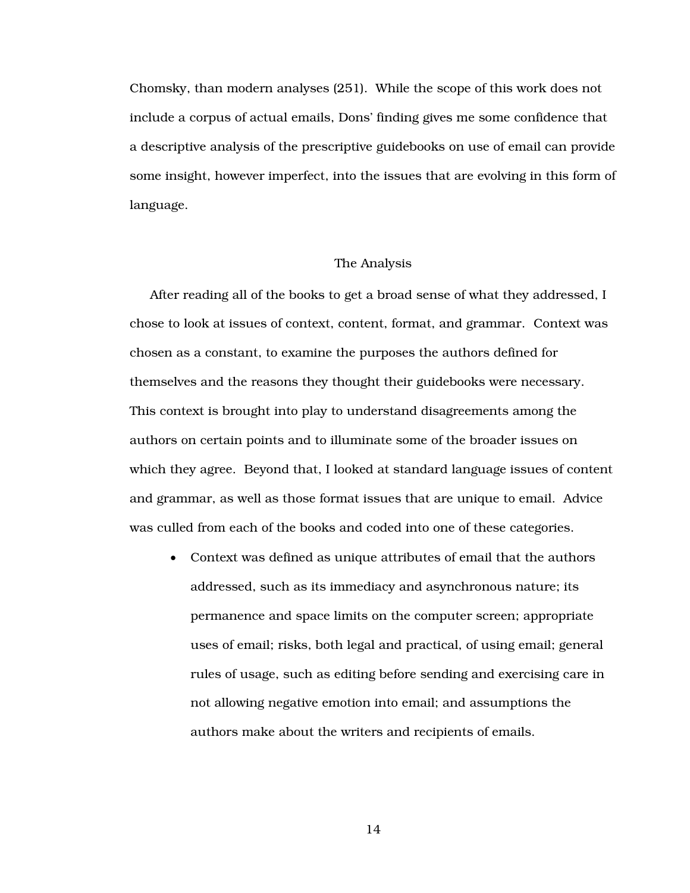Chomsky, than modern analyses (251).  While the scope of this work does not include a corpus of actual emails, Dons' finding gives me some confidence that a descriptive analysis of the prescriptive guidebooks on use of email can provide some insight, however imperfect, into the issues that are evolving in this form of language.

## The Analysis

After reading all of the books to get a broad sense of what they addressed, I chose to look at issues of context, content, format, and grammar.  Context was chosen as a constant, to examine the purposes the authors defined for themselves and the reasons they thought their guidebooks were necessary.  This context is brought into play to understand disagreements among the authors on certain points and to illuminate some of the broader issues on which they agree.  Beyond that, I looked at standard language issues of content and grammar, as well as those format issues that are unique to email.  Advice was culled from each of the books and coded into one of these categories.

- Context was defined as unique attributes of email that the authors addressed, such as its immediacy and asynchronous nature; its permanence and space limits on the computer screen; appropriate uses of email; risks, both legal and practical, of using email; general rules of usage, such as editing before sending and exercising care in not allowing negative emotion into email; and assumptions the authors make about the writers and recipients of emails.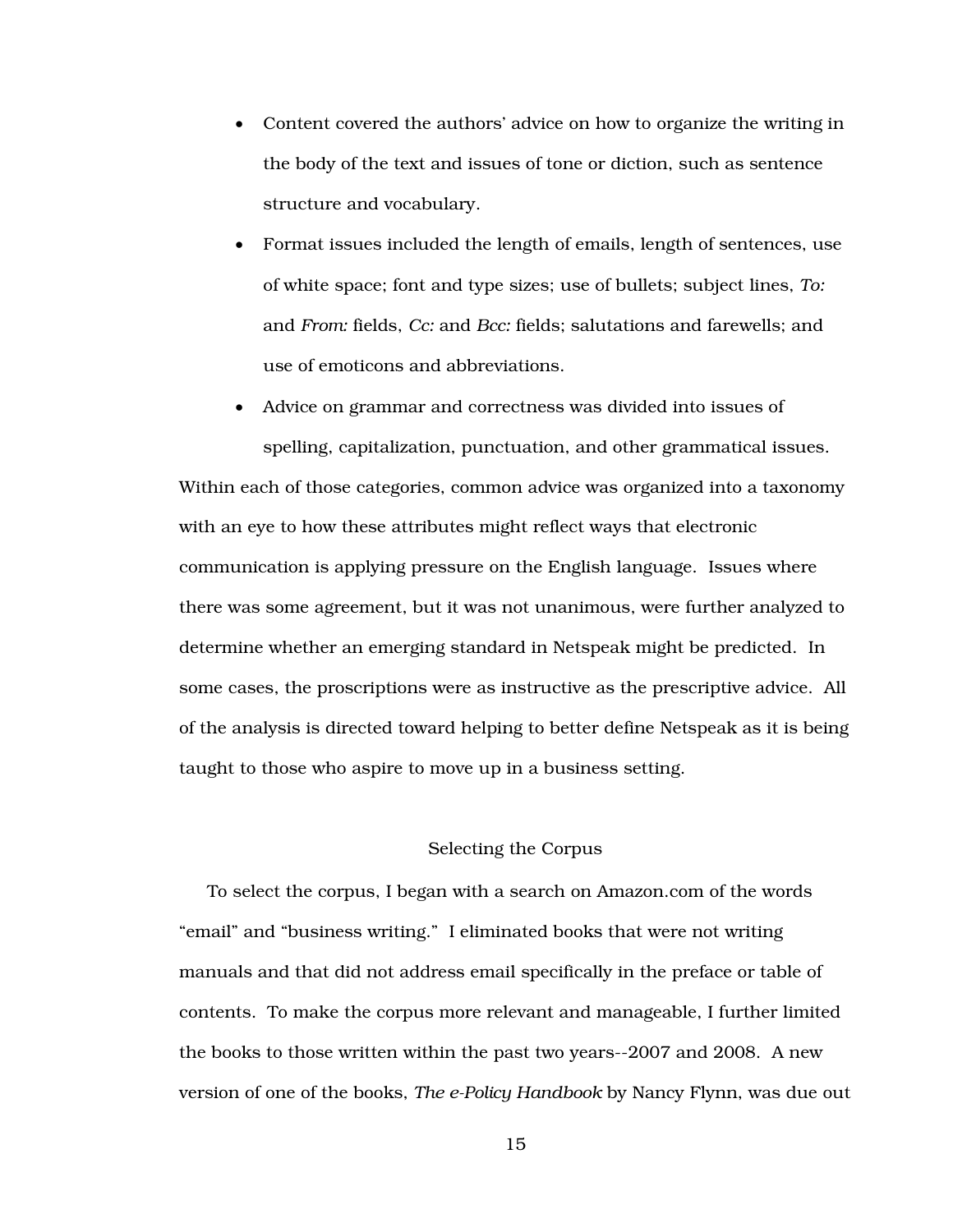- Content covered the authors' advice on how to organize the writing in the body of the text and issues of tone or diction, such as sentence structure and vocabulary.
- Format issues included the length of emails, length of sentences, use of white space; font and type sizes; use of bullets; subject lines, *To:* and *From:* fields, *Cc:* and *Bcc:* fields; salutations and farewells; and use of emoticons and abbreviations.
- Advice on grammar and correctness was divided into issues of spelling, capitalization, punctuation, and other grammatical issues.

Within each of those categories, common advice was organized into a taxonomy with an eye to how these attributes might reflect ways that electronic communication is applying pressure on the English language. Issues where there was some agreement, but it was not unanimous, were further analyzed to determine whether an emerging standard in Netspeak might be predicted. In some cases, the proscriptions were as instructive as the prescriptive advice. All of the analysis is directed toward helping to better define Netspeak as it is being taught to those who aspire to move up in a business setting.

## Selecting the Corpus

To select the corpus, I began with a search on Amazon.com of the words "email" and "business writing." I eliminated books that were not writing manuals and that did not address email specifically in the preface or table of contents. To make the corpus more relevant and manageable, I further limited the books to those written within the past two years--2007 and 2008. A new version of one of the books, *The e-Policy Handbook* by Nancy Flynn, was due out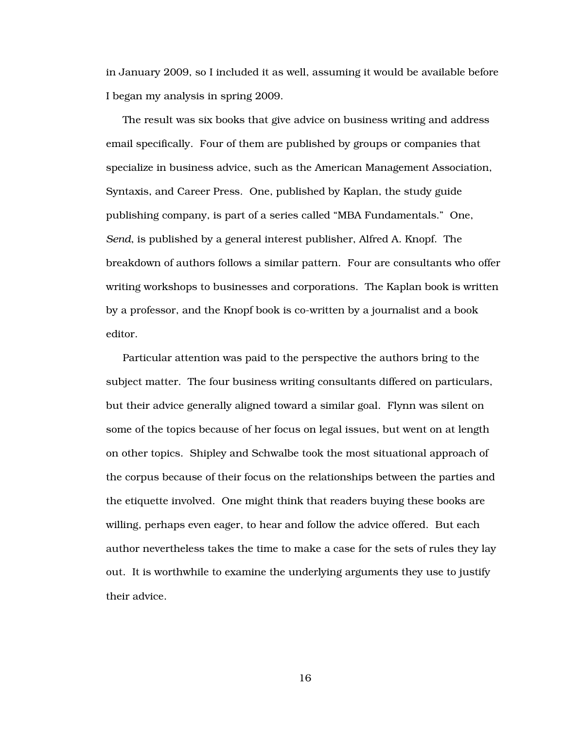in January 2009, so I included it as well, assuming it would be available before I began my analysis in spring 2009.

The result was six books that give advice on business writing and address email specifically. Four of them are published by groups or companies that specialize in business advice, such as the American Management Association, Syntaxis, and Career Press. One, published by Kaplan, the study guide publishing company, is part of a series called "MBA Fundamentals." One, *Send*, is published by a general interest publisher, Alfred A. Knopf. The breakdown of authors follows a similar pattern. Four are consultants who offer writing workshops to businesses and corporations. The Kaplan book is written by a professor, and the Knopf book is co-written by a journalist and a book editor.

Particular attention was paid to the perspective the authors bring to the subject matter. The four business writing consultants differed on particulars, but their advice generally aligned toward a similar goal. Flynn was silent on some of the topics because of her focus on legal issues, but went on at length on other topics. Shipley and Schwalbe took the most situational approach of the corpus because of their focus on the relationships between the parties and the etiquette involved. One might think that readers buying these books are willing, perhaps even eager, to hear and follow the advice offered. But each author nevertheless takes the time to make a case for the sets of rules they lay out. It is worthwhile to examine the underlying arguments they use to justify their advice.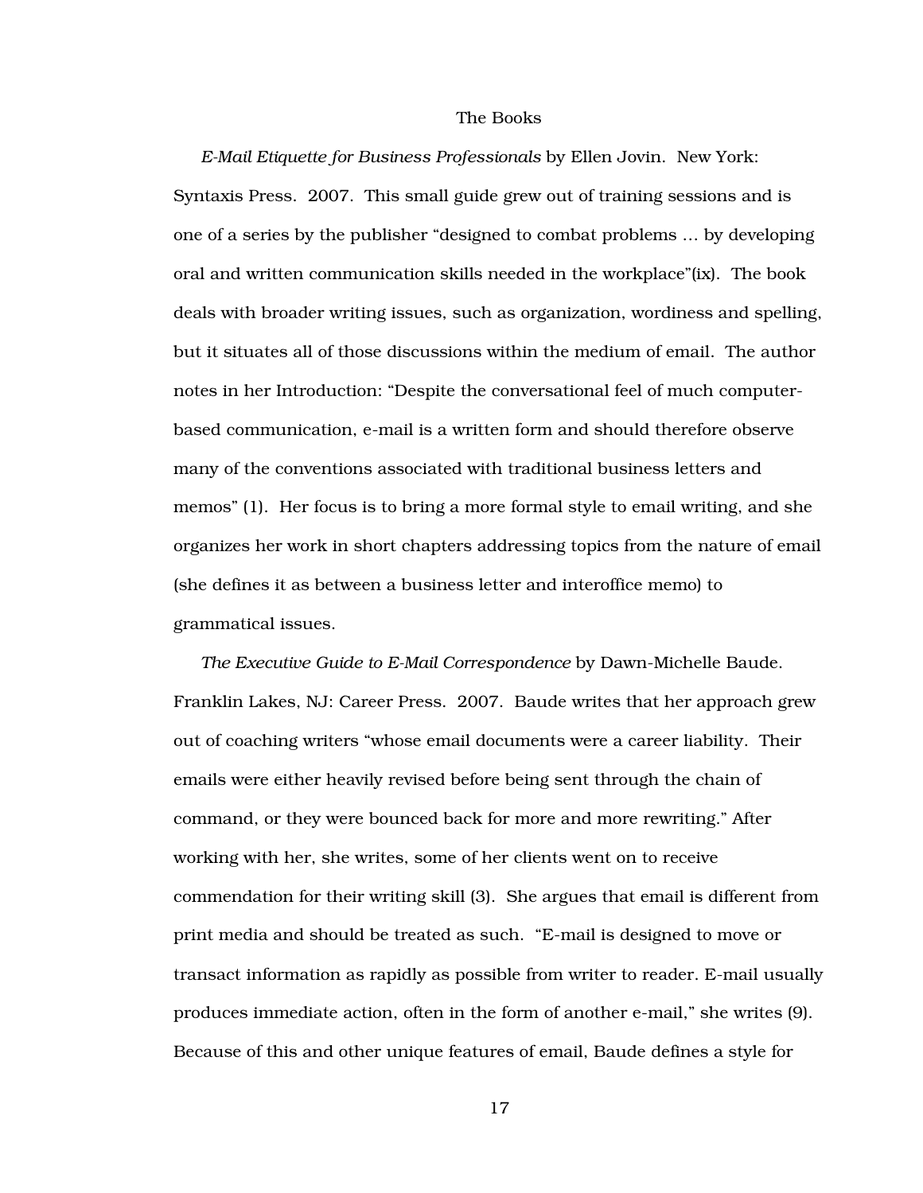## The Books

*E-Mail Etiquette for Business Professionals* by Ellen Jovin. New York: Syntaxis Press. 2007. This small guide grew out of training sessions and is one of a series by the publisher "designed to combat problems … by developing oral and written communication skills needed in the workplace"(ix). The book deals with broader writing issues, such as organization, wordiness and spelling, but it situates all of those discussions within the medium of email. The author notes in her Introduction: "Despite the conversational feel of much computer-based communication, e-mail is a written form and should therefore observe many of the conventions associated with traditional business letters and memos" (1). Her focus is to bring a more formal style to email writing, and she organizes her work in short chapters addressing topics from the nature of email (she defines it as between a business letter and interoffice memo) to grammatical issues.

*The Executive Guide to E-Mail Correspondence* by Dawn-Michelle Baude. Franklin Lakes, NJ: Career Press. 2007. Baude writes that her approach grew out of coaching writers "whose email documents were a career liability. Their emails were either heavily revised before being sent through the chain of command, or they were bounced back for more and more rewriting." After working with her, she writes, some of her clients went on to receive commendation for their writing skill (3). She argues that email is different from print media and should be treated as such. "E-mail is designed to move or transact information as rapidly as possible from writer to reader. E-mail usually produces immediate action, often in the form of another e-mail," she writes (9). Because of this and other unique features of email, Baude defines a style for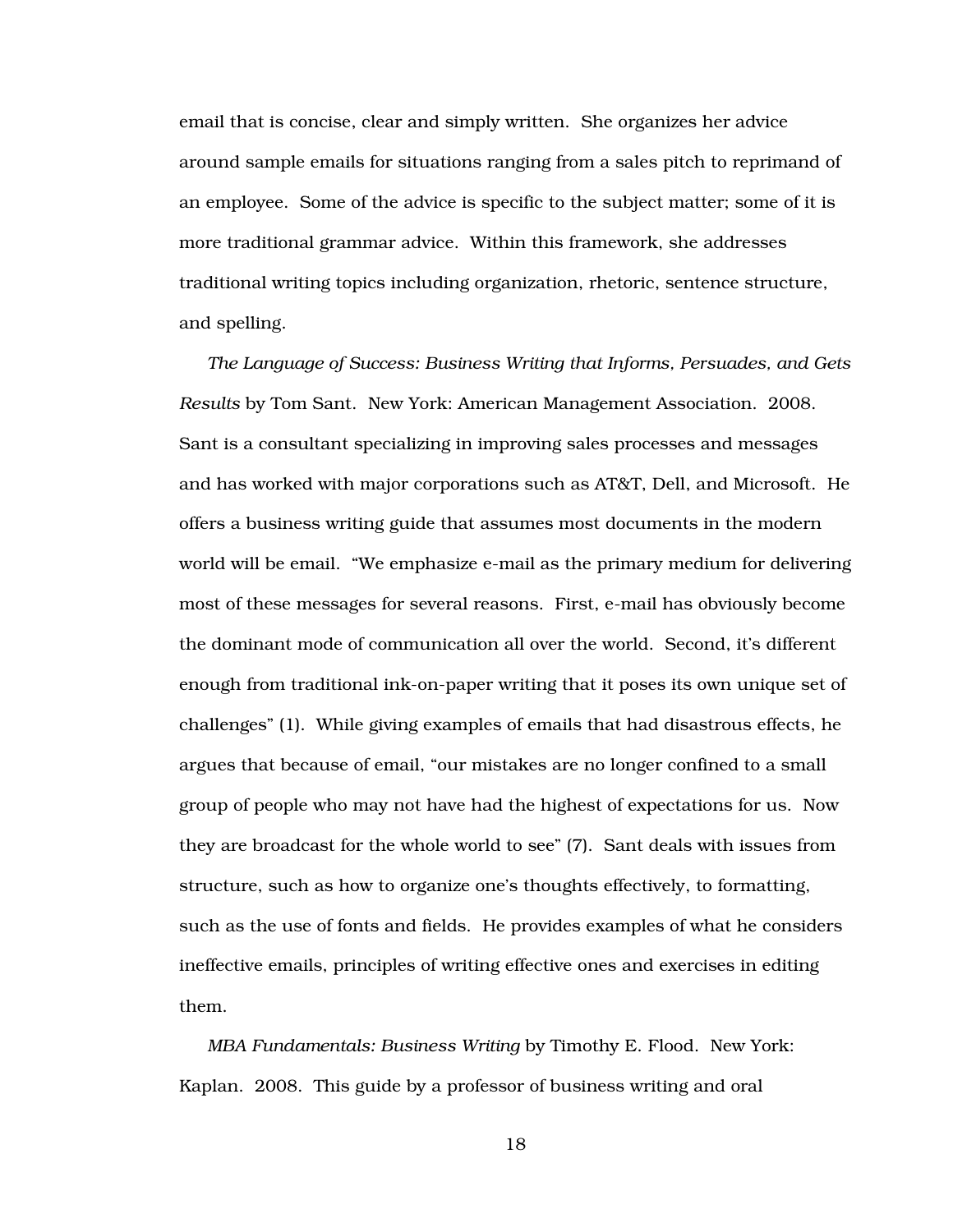email that is concise, clear and simply written. She organizes her advice around sample emails for situations ranging from a sales pitch to reprimand of an employee. Some of the advice is specific to the subject matter; some of it is more traditional grammar advice. Within this framework, she addresses traditional writing topics including organization, rhetoric, sentence structure, and spelling.

*The Language of Success: Business Writing that Informs, Persuades, and Gets Results* by Tom Sant. New York: American Management Association. 2008. Sant is a consultant specializing in improving sales processes and messages and has worked with major corporations such as AT&T, Dell, and Microsoft. He offers a business writing guide that assumes most documents in the modern world will be email. "We emphasize e-mail as the primary medium for delivering most of these messages for several reasons. First, e-mail has obviously become the dominant mode of communication all over the world. Second, it's different enough from traditional ink-on-paper writing that it poses its own unique set of challenges" (1). While giving examples of emails that had disastrous effects, he argues that because of email, "our mistakes are no longer confined to a small group of people who may not have had the highest of expectations for us. Now they are broadcast for the whole world to see" (7). Sant deals with issues from structure, such as how to organize one's thoughts effectively, to formatting, such as the use of fonts and fields. He provides examples of what he considers ineffective emails, principles of writing effective ones and exercises in editing them.

*MBA Fundamentals: Business Writing* by Timothy E. Flood. New York: Kaplan. 2008. This guide by a professor of business writing and oral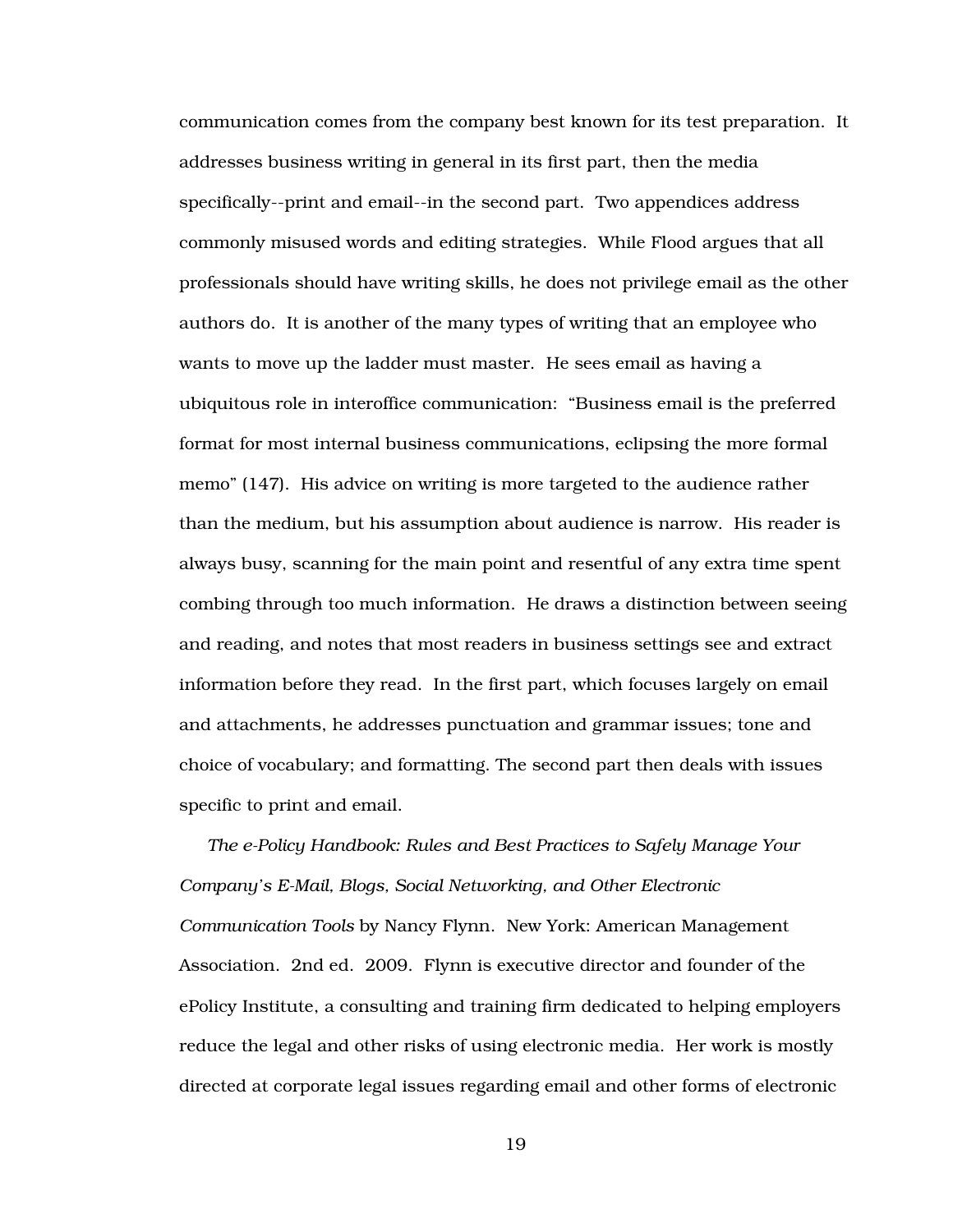communication comes from the company best known for its test preparation. It addresses business writing in general in its first part, then the media specifically--print and email--in the second part. Two appendices address commonly misused words and editing strategies. While Flood argues that all professionals should have writing skills, he does not privilege email as the other authors do. It is another of the many types of writing that an employee who wants to move up the ladder must master. He sees email as having a ubiquitous role in interoffice communication: "Business email is the preferred format for most internal business communications, eclipsing the more formal memo" (147). His advice on writing is more targeted to the audience rather than the medium, but his assumption about audience is narrow. His reader is always busy, scanning for the main point and resentful of any extra time spent combing through too much information. He draws a distinction between seeing and reading, and notes that most readers in business settings see and extract information before they read. In the first part, which focuses largely on email and attachments, he addresses punctuation and grammar issues; tone and choice of vocabulary; and formatting. The second part then deals with issues specific to print and email.

*The e-Policy Handbook: Rules and Best Practices to Safely Manage Your Company's E-Mail, Blogs, Social Networking, and Other Electronic Communication Tools* by Nancy Flynn. New York: American Management Association. 2nd ed. 2009. Flynn is executive director and founder of the ePolicy Institute, a consulting and training firm dedicated to helping employers reduce the legal and other risks of using electronic media. Her work is mostly directed at corporate legal issues regarding email and other forms of electronic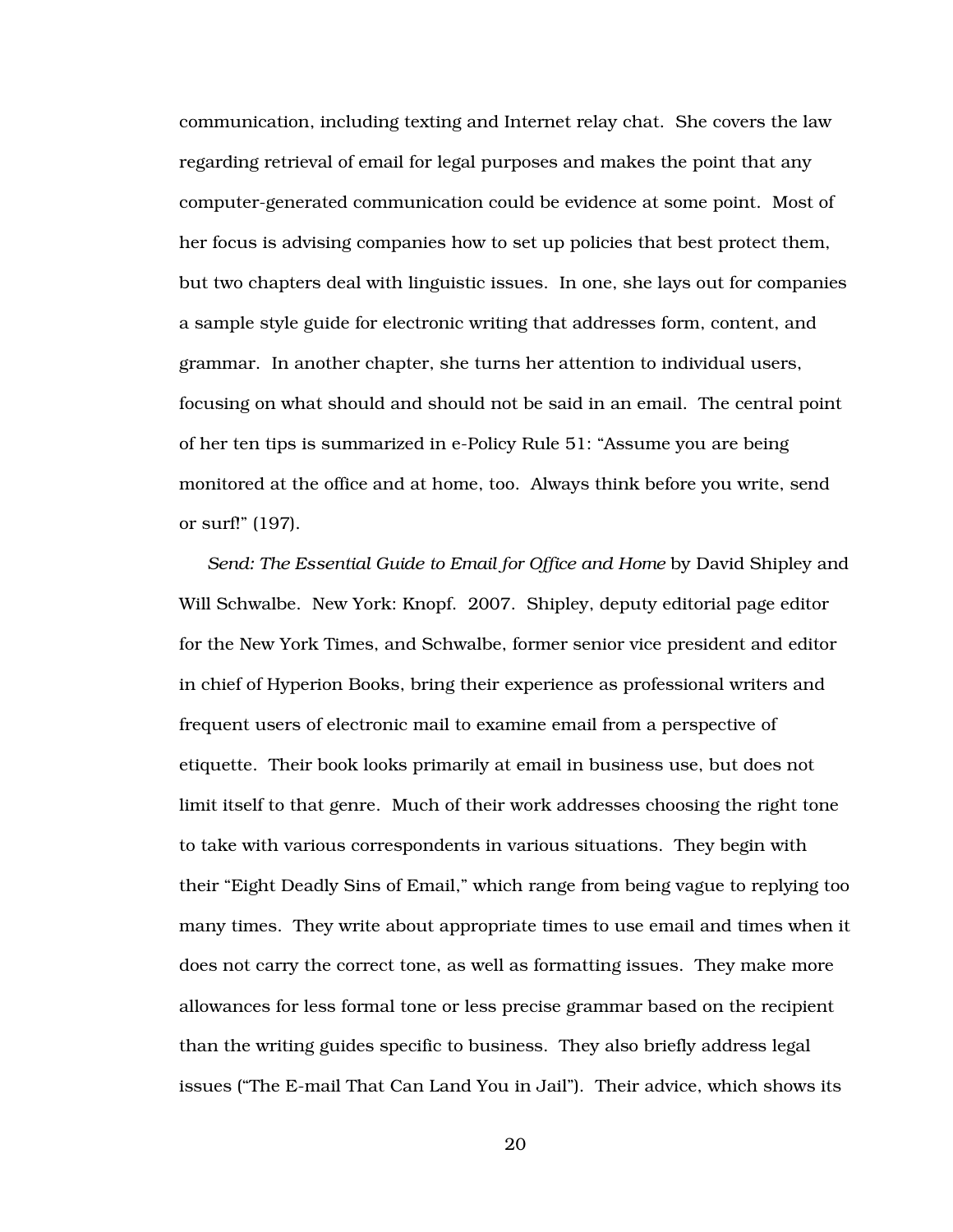communication, including texting and Internet relay chat. She covers the law regarding retrieval of email for legal purposes and makes the point that any computer-generated communication could be evidence at some point. Most of her focus is advising companies how to set up policies that best protect them, but two chapters deal with linguistic issues. In one, she lays out for companies a sample style guide for electronic writing that addresses form, content, and grammar. In another chapter, she turns her attention to individual users, focusing on what should and should not be said in an email. The central point of her ten tips is summarized in e-Policy Rule 51: “Assume you are being monitored at the office and at home, too. Always think before you write, send or surf!” (197).

*Send: The Essential Guide to Email for Office and Home* by David Shipley and Will Schwalbe. New York: Knopf. 2007. Shipley, deputy editorial page editor for the New York Times, and Schwalbe, former senior vice president and editor in chief of Hyperion Books, bring their experience as professional writers and frequent users of electronic mail to examine email from a perspective of etiquette. Their book looks primarily at email in business use, but does not limit itself to that genre. Much of their work addresses choosing the right tone to take with various correspondents in various situations. They begin with their “Eight Deadly Sins of Email,” which range from being vague to replying too many times. They write about appropriate times to use email and times when it does not carry the correct tone, as well as formatting issues. They make more allowances for less formal tone or less precise grammar based on the recipient than the writing guides specific to business. They also briefly address legal issues (“The E-mail That Can Land You in Jail”). Their advice, which shows its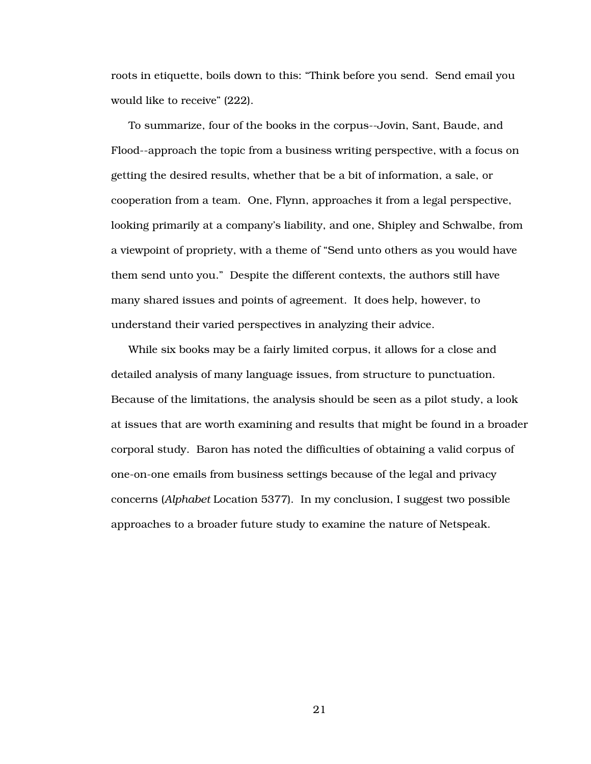roots in etiquette, boils down to this: "Think before you send.  Send email you would like to receive" (222).

To summarize, four of the books in the corpus--Jovin, Sant, Baude, and Flood--approach the topic from a business writing perspective, with a focus on getting the desired results, whether that be a bit of information, a sale, or cooperation from a team.  One, Flynn, approaches it from a legal perspective, looking primarily at a company's liability, and one, Shipley and Schwalbe, from a viewpoint of propriety, with a theme of "Send unto others as you would have them send unto you."  Despite the different contexts, the authors still have many shared issues and points of agreement.  It does help, however, to understand their varied perspectives in analyzing their advice.

While six books may be a fairly limited corpus, it allows for a close and detailed analysis of many language issues, from structure to punctuation. Because of the limitations, the analysis should be seen as a pilot study, a look at issues that are worth examining and results that might be found in a broader corporal study.  Baron has noted the difficulties of obtaining a valid corpus of one-on-one emails from business settings because of the legal and privacy concerns (*Alphabet* Location 5377).  In my conclusion, I suggest two possible approaches to a broader future study to examine the nature of Netspeak.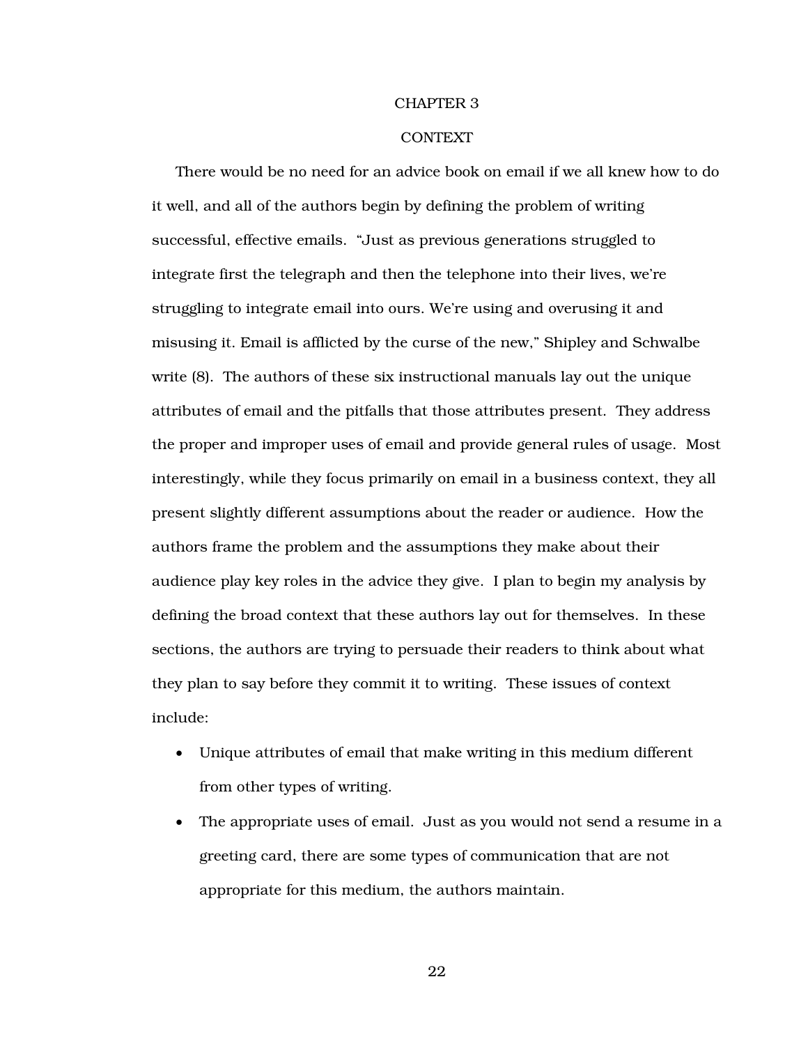# CHAPTER 3

## CONTEXT

There would be no need for an advice book on email if we all knew how to do it well, and all of the authors begin by defining the problem of writing successful, effective emails. "Just as previous generations struggled to integrate first the telegraph and then the telephone into their lives, we're struggling to integrate email into ours. We're using and overusing it and misusing it. Email is afflicted by the curse of the new," Shipley and Schwalbe write (8). The authors of these six instructional manuals lay out the unique attributes of email and the pitfalls that those attributes present. They address the proper and improper uses of email and provide general rules of usage. Most interestingly, while they focus primarily on email in a business context, they all present slightly different assumptions about the reader or audience. How the authors frame the problem and the assumptions they make about their audience play key roles in the advice they give. I plan to begin my analysis by defining the broad context that these authors lay out for themselves. In these sections, the authors are trying to persuade their readers to think about what they plan to say before they commit it to writing. These issues of context include:

- Unique attributes of email that make writing in this medium different from other types of writing.
- The appropriate uses of email. Just as you would not send a resume in a greeting card, there are some types of communication that are not appropriate for this medium, the authors maintain.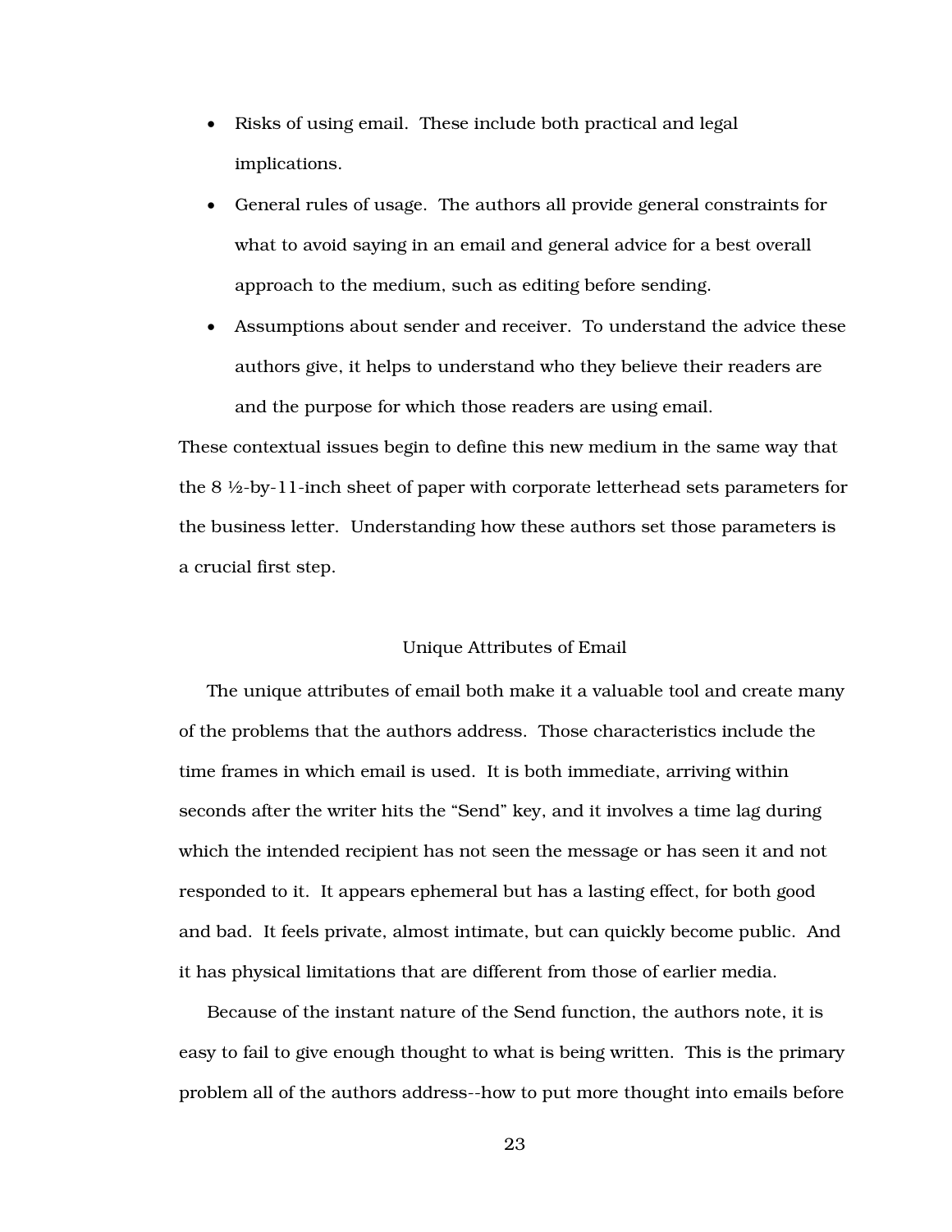- Risks of using email. These include both practical and legal implications.
- General rules of usage. The authors all provide general constraints for what to avoid saying in an email and general advice for a best overall approach to the medium, such as editing before sending.
- Assumptions about sender and receiver. To understand the advice these authors give, it helps to understand who they believe their readers are and the purpose for which those readers are using email.

These contextual issues begin to define this new medium in the same way that the 8 ½-by-11-inch sheet of paper with corporate letterhead sets parameters for the business letter. Understanding how these authors set those parameters is a crucial first step.

## Unique Attributes of Email

The unique attributes of email both make it a valuable tool and create many of the problems that the authors address. Those characteristics include the time frames in which email is used. It is both immediate, arriving within seconds after the writer hits the "Send" key, and it involves a time lag during which the intended recipient has not seen the message or has seen it and not responded to it. It appears ephemeral but has a lasting effect, for both good and bad. It feels private, almost intimate, but can quickly become public. And it has physical limitations that are different from those of earlier media.

Because of the instant nature of the Send function, the authors note, it is easy to fail to give enough thought to what is being written. This is the primary problem all of the authors address--how to put more thought into emails before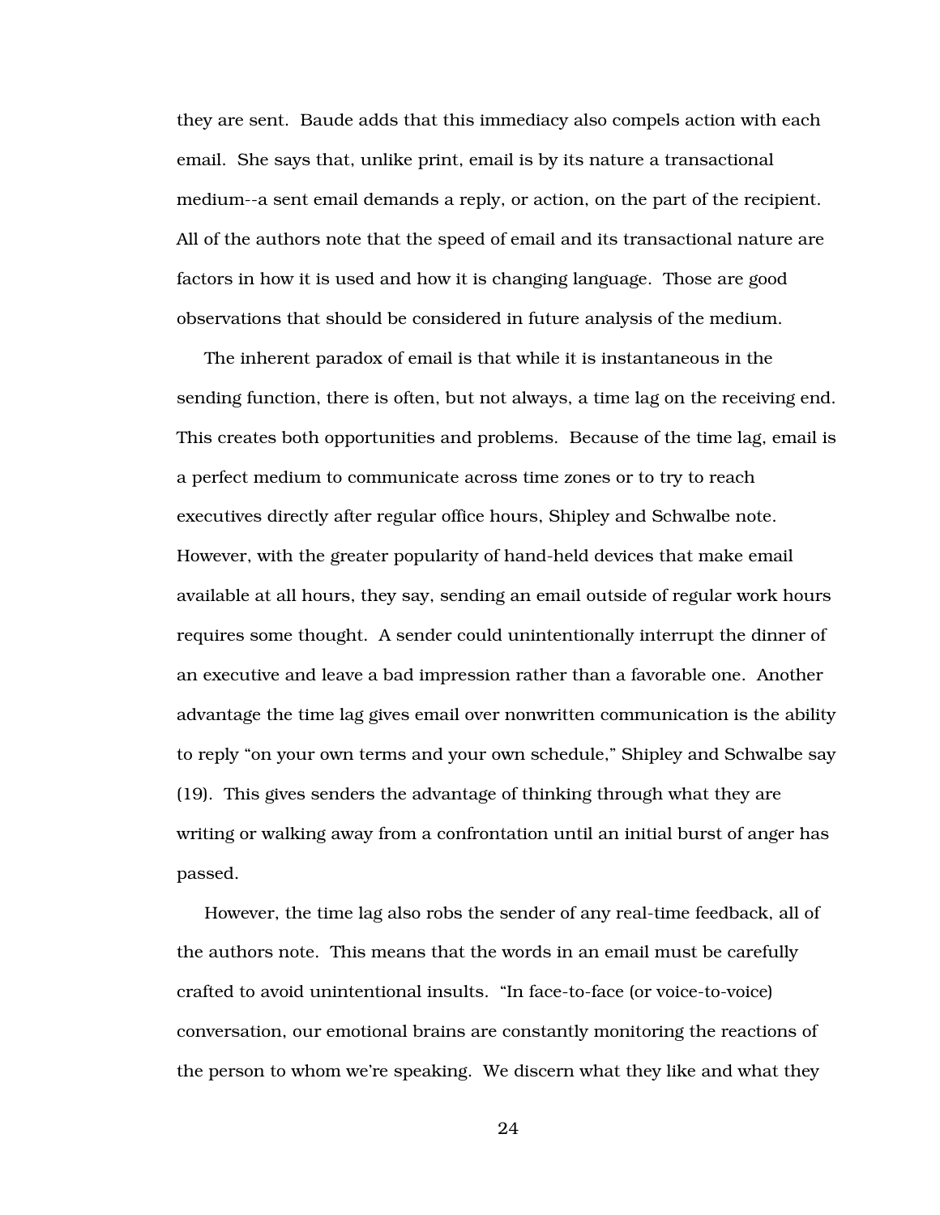they are sent. Baude adds that this immediacy also compels action with each email. She says that, unlike print, email is by its nature a transactional medium--a sent email demands a reply, or action, on the part of the recipient. All of the authors note that the speed of email and its transactional nature are factors in how it is used and how it is changing language. Those are good observations that should be considered in future analysis of the medium.

The inherent paradox of email is that while it is instantaneous in the sending function, there is often, but not always, a time lag on the receiving end. This creates both opportunities and problems. Because of the time lag, email is a perfect medium to communicate across time zones or to try to reach executives directly after regular office hours, Shipley and Schwalbe note. However, with the greater popularity of hand-held devices that make email available at all hours, they say, sending an email outside of regular work hours requires some thought. A sender could unintentionally interrupt the dinner of an executive and leave a bad impression rather than a favorable one. Another advantage the time lag gives email over nonwritten communication is the ability to reply "on your own terms and your own schedule," Shipley and Schwalbe say (19). This gives senders the advantage of thinking through what they are writing or walking away from a confrontation until an initial burst of anger has passed.

However, the time lag also robs the sender of any real-time feedback, all of the authors note. This means that the words in an email must be carefully crafted to avoid unintentional insults. "In face-to-face (or voice-to-voice) conversation, our emotional brains are constantly monitoring the reactions of the person to whom we're speaking. We discern what they like and what they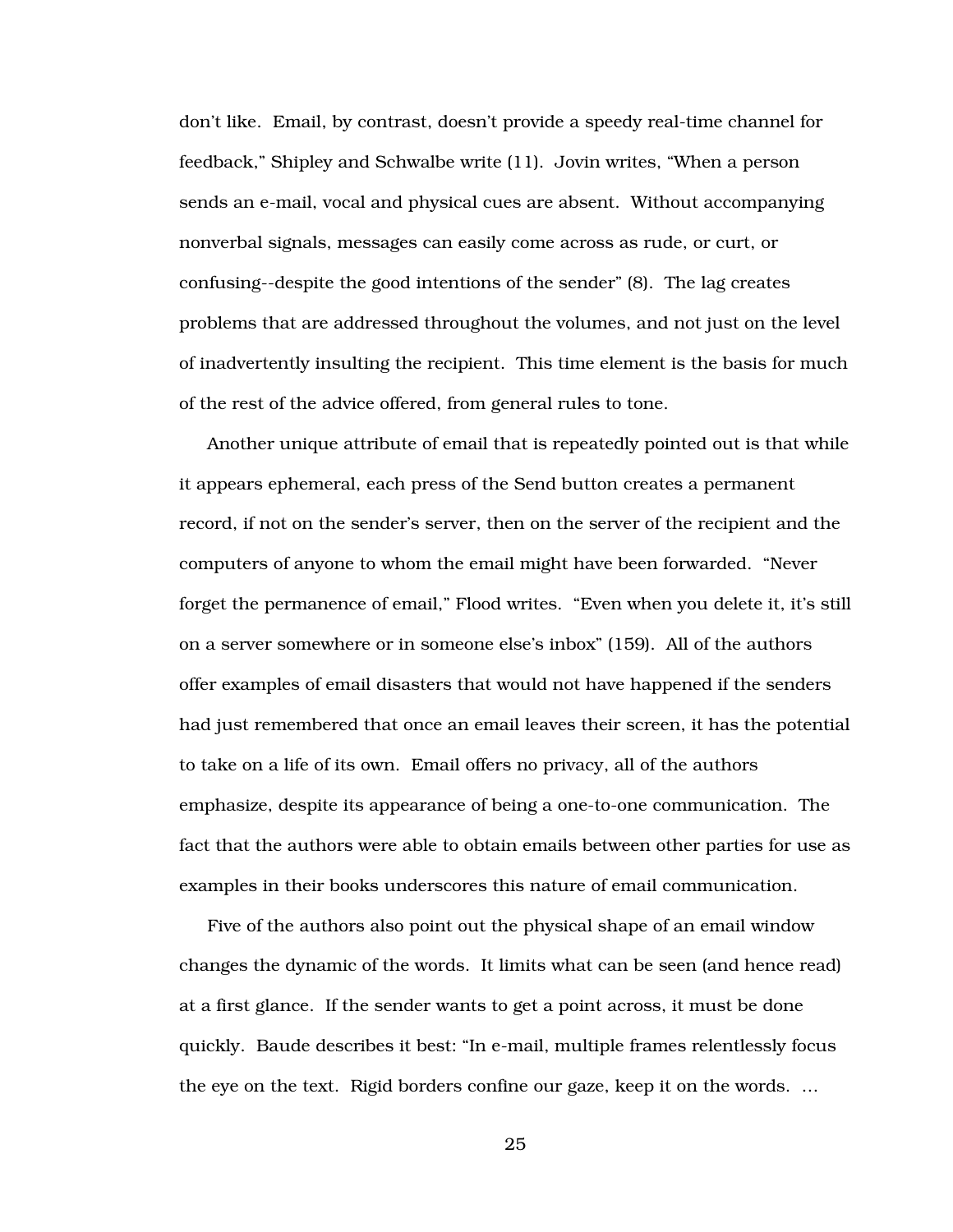don't like. Email, by contrast, doesn't provide a speedy real-time channel for feedback," Shipley and Schwalbe write (11). Jovin writes, "When a person sends an e-mail, vocal and physical cues are absent. Without accompanying nonverbal signals, messages can easily come across as rude, or curt, or confusing--despite the good intentions of the sender" (8). The lag creates problems that are addressed throughout the volumes, and not just on the level of inadvertently insulting the recipient. This time element is the basis for much of the rest of the advice offered, from general rules to tone.

Another unique attribute of email that is repeatedly pointed out is that while it appears ephemeral, each press of the Send button creates a permanent record, if not on the sender's server, then on the server of the recipient and the computers of anyone to whom the email might have been forwarded. "Never forget the permanence of email," Flood writes. "Even when you delete it, it's still on a server somewhere or in someone else's inbox" (159). All of the authors offer examples of email disasters that would not have happened if the senders had just remembered that once an email leaves their screen, it has the potential to take on a life of its own. Email offers no privacy, all of the authors emphasize, despite its appearance of being a one-to-one communication. The fact that the authors were able to obtain emails between other parties for use as examples in their books underscores this nature of email communication.

Five of the authors also point out the physical shape of an email window changes the dynamic of the words. It limits what can be seen (and hence read) at a first glance. If the sender wants to get a point across, it must be done quickly. Baude describes it best: "In e-mail, multiple frames relentlessly focus the eye on the text. Rigid borders confine our gaze, keep it on the words. …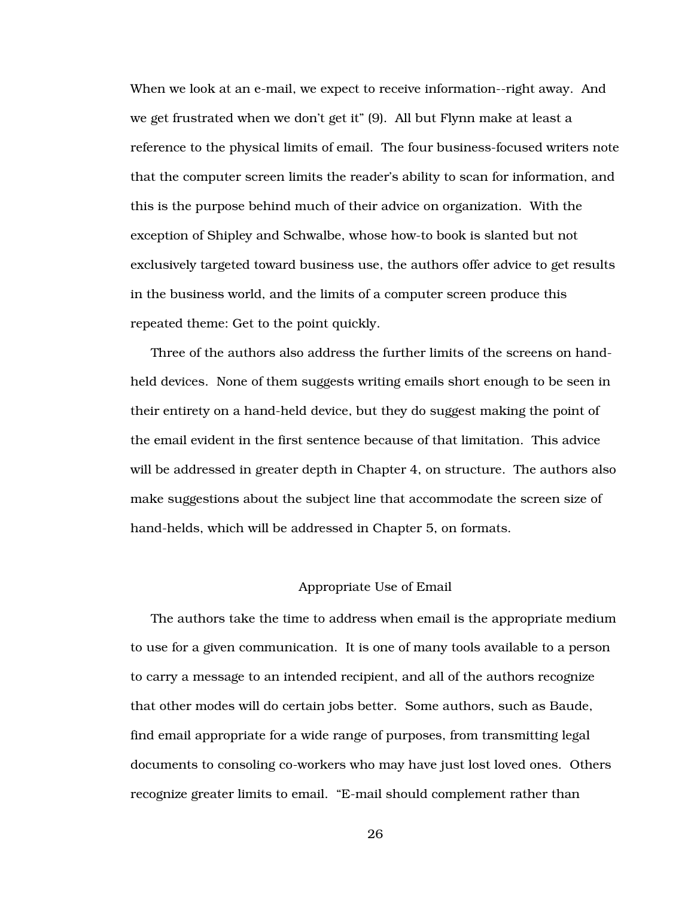When we look at an e-mail, we expect to receive information--right away. And we get frustrated when we don't get it" (9). All but Flynn make at least a reference to the physical limits of email. The four business-focused writers note that the computer screen limits the reader's ability to scan for information, and this is the purpose behind much of their advice on organization. With the exception of Shipley and Schwalbe, whose how-to book is slanted but not exclusively targeted toward business use, the authors offer advice to get results in the business world, and the limits of a computer screen produce this repeated theme: Get to the point quickly.

Three of the authors also address the further limits of the screens on hand-held devices. None of them suggests writing emails short enough to be seen in their entirety on a hand-held device, but they do suggest making the point of the email evident in the first sentence because of that limitation. This advice will be addressed in greater depth in Chapter 4, on structure. The authors also make suggestions about the subject line that accommodate the screen size of hand-helds, which will be addressed in Chapter 5, on formats.

## Appropriate Use of Email

The authors take the time to address when email is the appropriate medium to use for a given communication. It is one of many tools available to a person to carry a message to an intended recipient, and all of the authors recognize that other modes will do certain jobs better. Some authors, such as Baude, find email appropriate for a wide range of purposes, from transmitting legal documents to consoling co-workers who may have just lost loved ones. Others recognize greater limits to email. "E-mail should complement rather than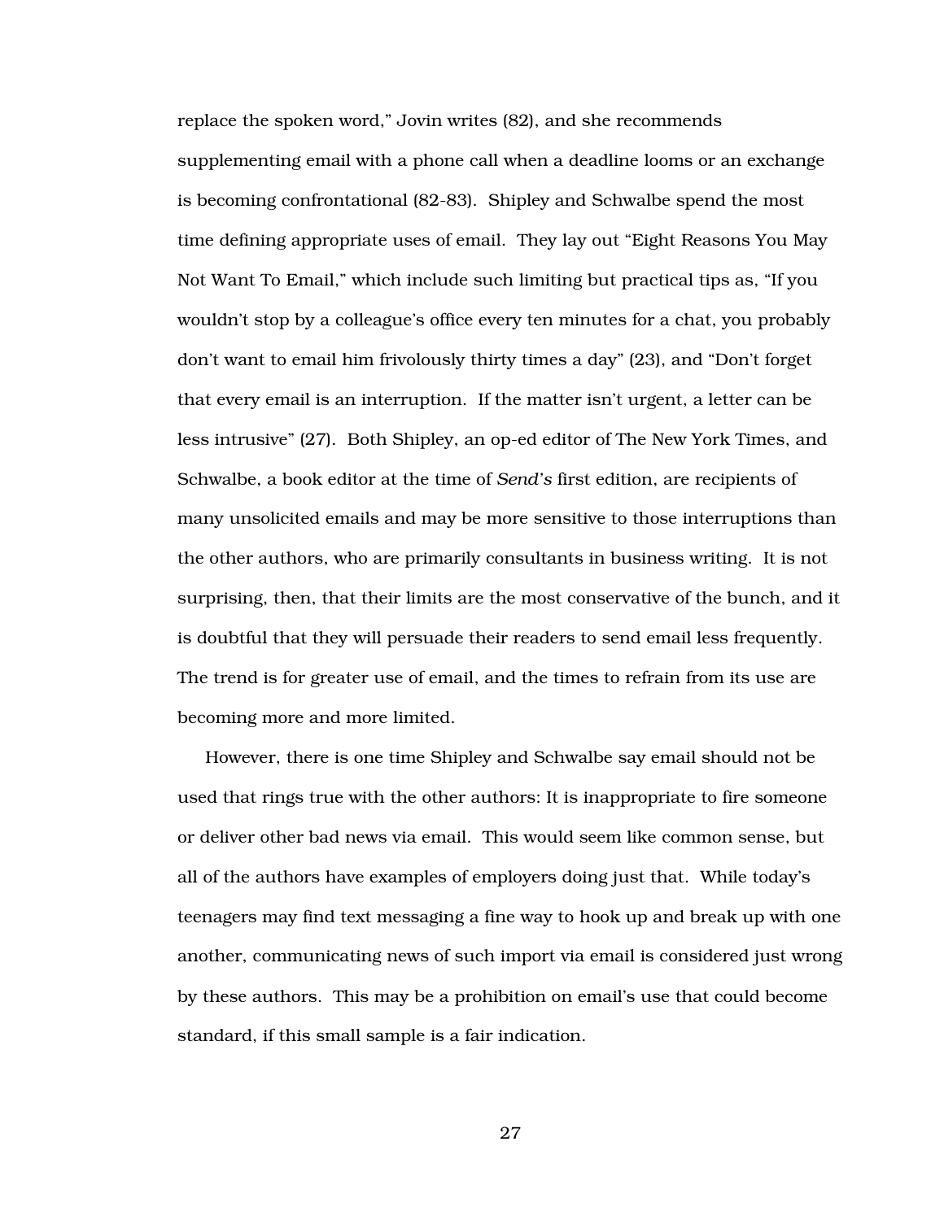replace the spoken word," Jovin writes (82), and she recommends supplementing email with a phone call when a deadline looms or an exchange is becoming confrontational (82-83). Shipley and Schwalbe spend the most time defining appropriate uses of email. They lay out "Eight Reasons You May Not Want To Email," which include such limiting but practical tips as, "If you wouldn't stop by a colleague's office every ten minutes for a chat, you probably don't want to email him frivolously thirty times a day" (23), and "Don't forget that every email is an interruption. If the matter isn't urgent, a letter can be less intrusive" (27). Both Shipley, an op-ed editor of The New York Times, and Schwalbe, a book editor at the time of *Send's* first edition, are recipients of many unsolicited emails and may be more sensitive to those interruptions than the other authors, who are primarily consultants in business writing. It is not surprising, then, that their limits are the most conservative of the bunch, and it is doubtful that they will persuade their readers to send email less frequently. The trend is for greater use of email, and the times to refrain from its use are becoming more and more limited.

However, there is one time Shipley and Schwalbe say email should not be used that rings true with the other authors: It is inappropriate to fire someone or deliver other bad news via email. This would seem like common sense, but all of the authors have examples of employers doing just that. While today's teenagers may find text messaging a fine way to hook up and break up with one another, communicating news of such import via email is considered just wrong by these authors. This may be a prohibition on email's use that could become standard, if this small sample is a fair indication.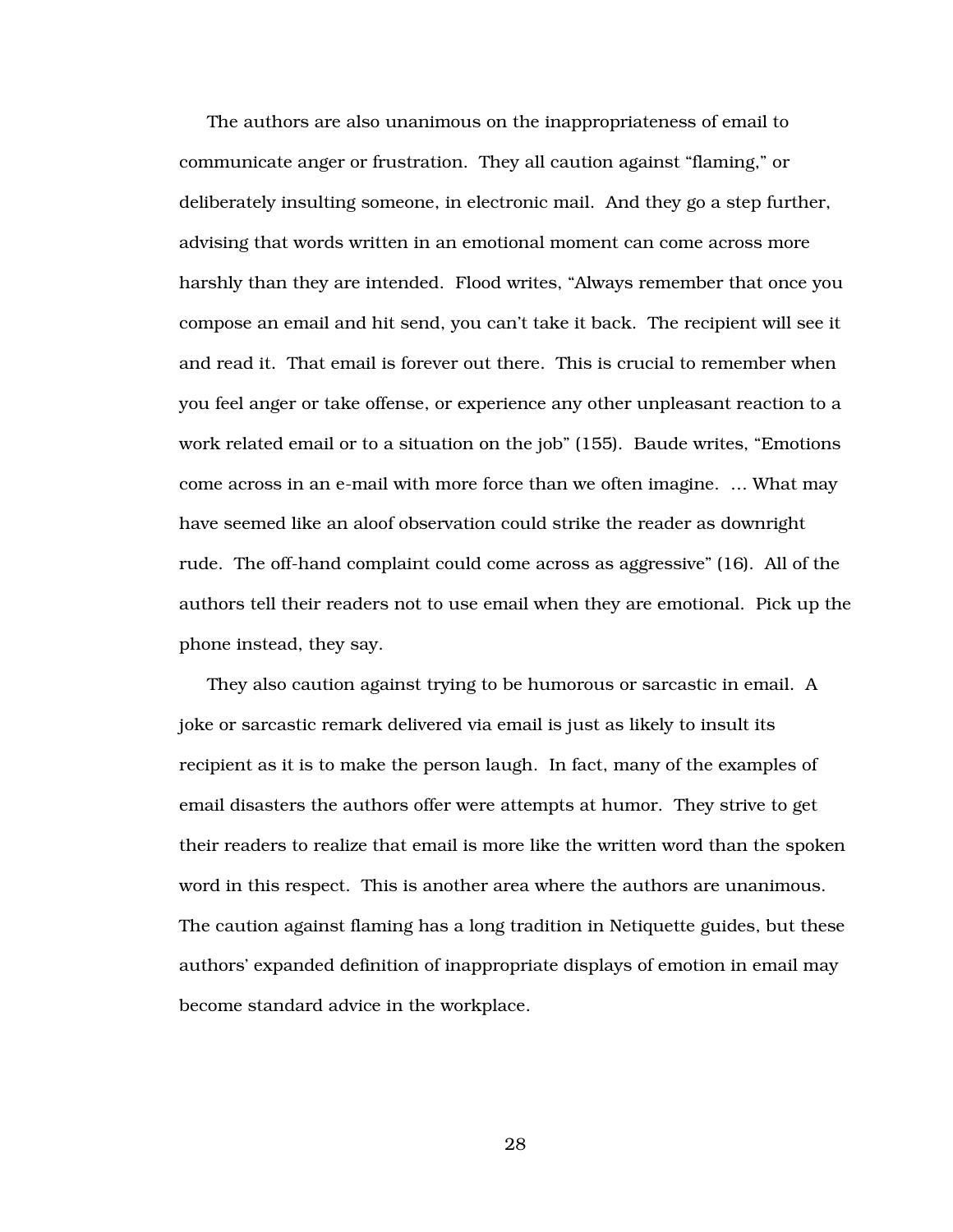The authors are also unanimous on the inappropriateness of email to communicate anger or frustration. They all caution against "flaming," or deliberately insulting someone, in electronic mail. And they go a step further, advising that words written in an emotional moment can come across more harshly than they are intended. Flood writes, "Always remember that once you compose an email and hit send, you can't take it back. The recipient will see it and read it. That email is forever out there. This is crucial to remember when you feel anger or take offense, or experience any other unpleasant reaction to a work related email or to a situation on the job" (155). Baude writes, "Emotions come across in an e-mail with more force than we often imagine. … What may have seemed like an aloof observation could strike the reader as downright rude. The off-hand complaint could come across as aggressive" (16). All of the authors tell their readers not to use email when they are emotional. Pick up the phone instead, they say.

They also caution against trying to be humorous or sarcastic in email. A joke or sarcastic remark delivered via email is just as likely to insult its recipient as it is to make the person laugh. In fact, many of the examples of email disasters the authors offer were attempts at humor. They strive to get their readers to realize that email is more like the written word than the spoken word in this respect. This is another area where the authors are unanimous. The caution against flaming has a long tradition in Netiquette guides, but these authors' expanded definition of inappropriate displays of emotion in email may become standard advice in the workplace.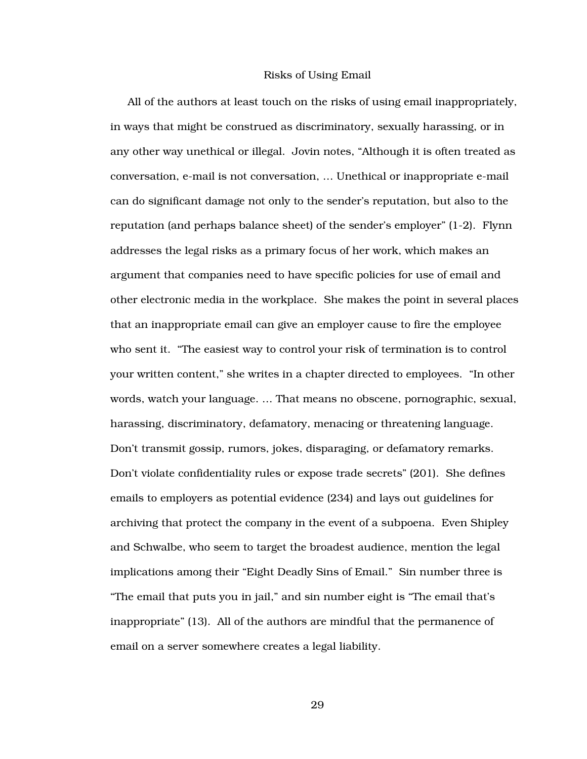## Risks of Using Email

All of the authors at least touch on the risks of using email inappropriately, in ways that might be construed as discriminatory, sexually harassing, or in any other way unethical or illegal. Jovin notes, “Although it is often treated as conversation, e-mail is not conversation, … Unethical or inappropriate e-mail can do significant damage not only to the sender’s reputation, but also to the reputation (and perhaps balance sheet) of the sender’s employer” (1-2). Flynn addresses the legal risks as a primary focus of her work, which makes an argument that companies need to have specific policies for use of email and other electronic media in the workplace. She makes the point in several places that an inappropriate email can give an employer cause to fire the employee who sent it. “The easiest way to control your risk of termination is to control your written content,” she writes in a chapter directed to employees. “In other words, watch your language. … That means no obscene, pornographic, sexual, harassing, discriminatory, defamatory, menacing or threatening language. Don’t transmit gossip, rumors, jokes, disparaging, or defamatory remarks. Don’t violate confidentiality rules or expose trade secrets” (201). She defines emails to employers as potential evidence (234) and lays out guidelines for archiving that protect the company in the event of a subpoena. Even Shipley and Schwalbe, who seem to target the broadest audience, mention the legal implications among their “Eight Deadly Sins of Email.” Sin number three is “The email that puts you in jail,” and sin number eight is “The email that’s inappropriate” (13). All of the authors are mindful that the permanence of email on a server somewhere creates a legal liability.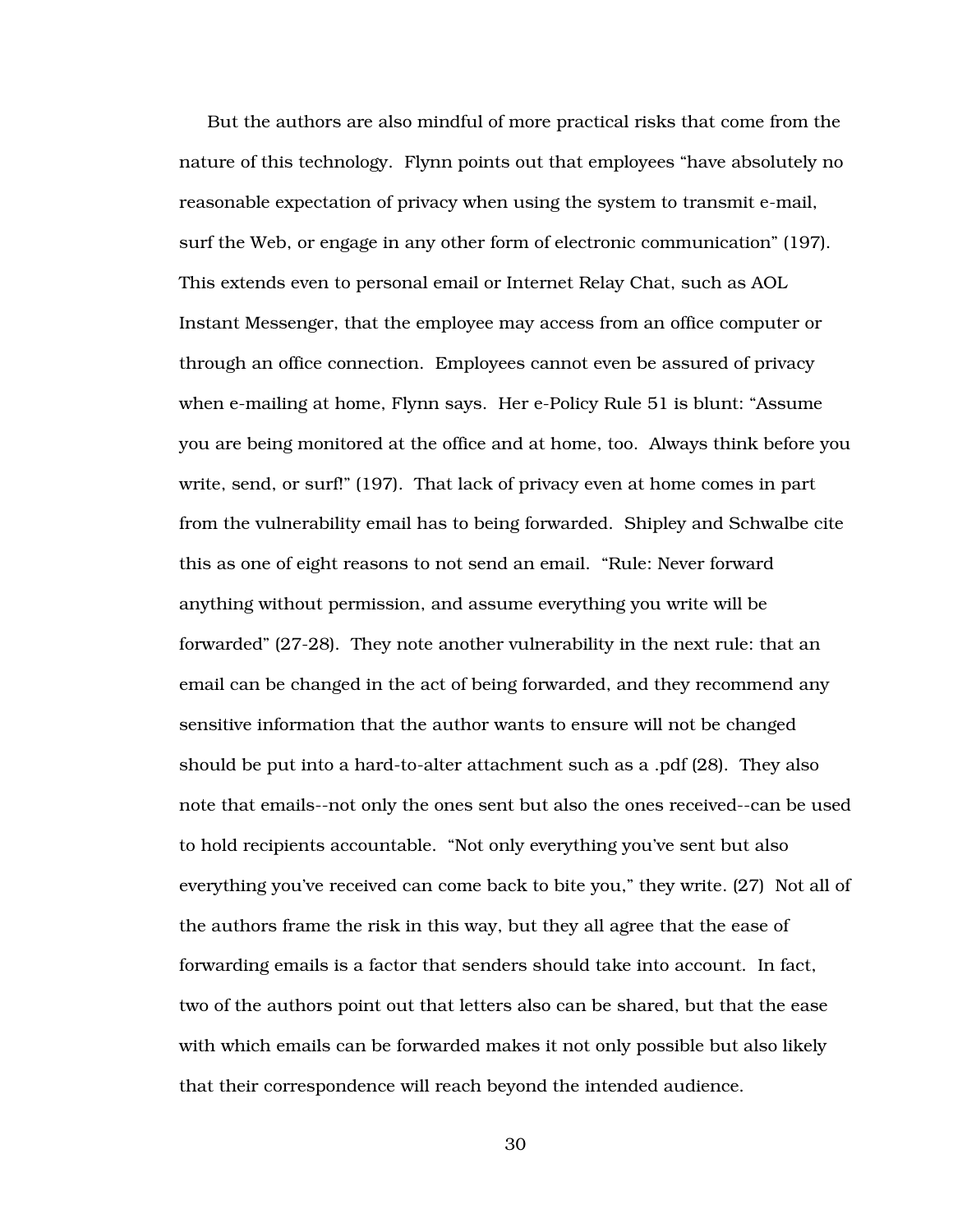But the authors are also mindful of more practical risks that come from the nature of this technology. Flynn points out that employees “have absolutely no reasonable expectation of privacy when using the system to transmit e-mail, surf the Web, or engage in any other form of electronic communication” (197). This extends even to personal email or Internet Relay Chat, such as AOL Instant Messenger, that the employee may access from an office computer or through an office connection. Employees cannot even be assured of privacy when e-mailing at home, Flynn says. Her e-Policy Rule 51 is blunt: “Assume you are being monitored at the office and at home, too. Always think before you write, send, or surf!” (197). That lack of privacy even at home comes in part from the vulnerability email has to being forwarded. Shipley and Schwalbe cite this as one of eight reasons to not send an email. “Rule: Never forward anything without permission, and assume everything you write will be forwarded” (27-28). They note another vulnerability in the next rule: that an email can be changed in the act of being forwarded, and they recommend any sensitive information that the author wants to ensure will not be changed should be put into a hard-to-alter attachment such as a .pdf (28). They also note that emails--not only the ones sent but also the ones received--can be used to hold recipients accountable. “Not only everything you’ve sent but also everything you’ve received can come back to bite you,” they write. (27) Not all of the authors frame the risk in this way, but they all agree that the ease of forwarding emails is a factor that senders should take into account. In fact, two of the authors point out that letters also can be shared, but that the ease with which emails can be forwarded makes it not only possible but also likely that their correspondence will reach beyond the intended audience.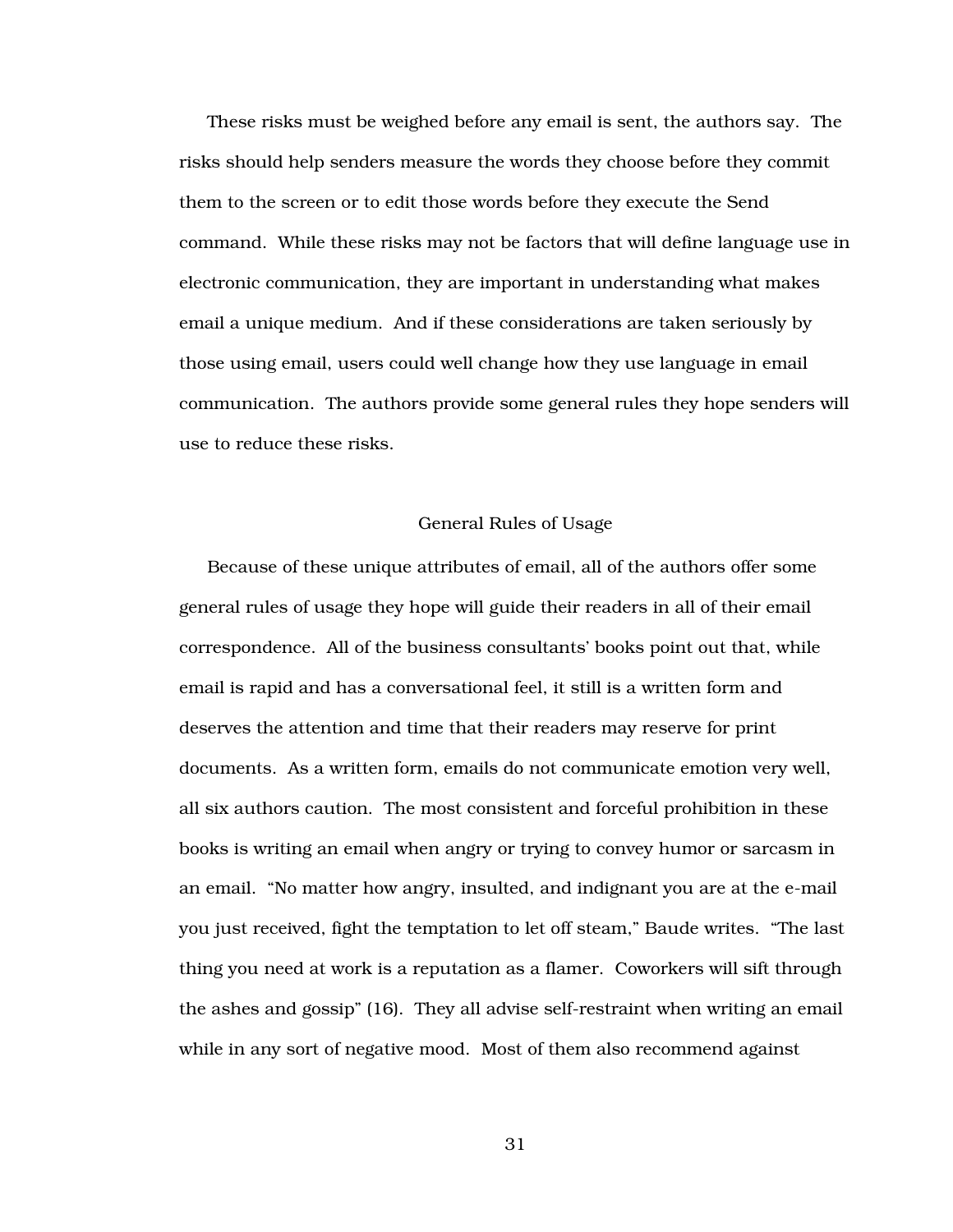These risks must be weighed before any email is sent, the authors say. The risks should help senders measure the words they choose before they commit them to the screen or to edit those words before they execute the Send command. While these risks may not be factors that will define language use in electronic communication, they are important in understanding what makes email a unique medium. And if these considerations are taken seriously by those using email, users could well change how they use language in email communication. The authors provide some general rules they hope senders will use to reduce these risks.

## General Rules of Usage

Because of these unique attributes of email, all of the authors offer some general rules of usage they hope will guide their readers in all of their email correspondence. All of the business consultants' books point out that, while email is rapid and has a conversational feel, it still is a written form and deserves the attention and time that their readers may reserve for print documents. As a written form, emails do not communicate emotion very well, all six authors caution. The most consistent and forceful prohibition in these books is writing an email when angry or trying to convey humor or sarcasm in an email. "No matter how angry, insulted, and indignant you are at the e-mail you just received, fight the temptation to let off steam," Baude writes. "The last thing you need at work is a reputation as a flamer. Coworkers will sift through the ashes and gossip" (16). They all advise self-restraint when writing an email while in any sort of negative mood. Most of them also recommend against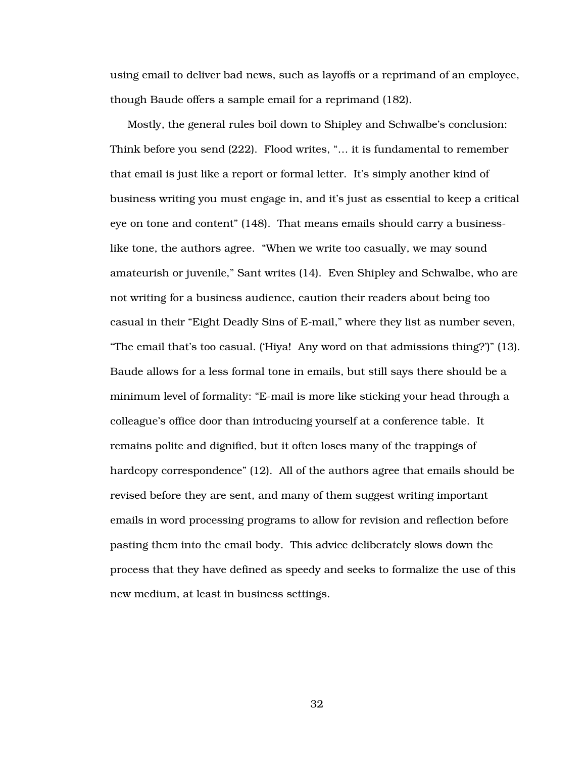using email to deliver bad news, such as layoffs or a reprimand of an employee, though Baude offers a sample email for a reprimand (182).

Mostly, the general rules boil down to Shipley and Schwalbe's conclusion: Think before you send (222). Flood writes, "… it is fundamental to remember that email is just like a report or formal letter. It's simply another kind of business writing you must engage in, and it's just as essential to keep a critical eye on tone and content" (148). That means emails should carry a business-like tone, the authors agree. "When we write too casually, we may sound amateurish or juvenile," Sant writes (14). Even Shipley and Schwalbe, who are not writing for a business audience, caution their readers about being too casual in their "Eight Deadly Sins of E-mail," where they list as number seven, "The email that's too casual. ('Hiya! Any word on that admissions thing?')" (13). Baude allows for a less formal tone in emails, but still says there should be a minimum level of formality: "E-mail is more like sticking your head through a colleague's office door than introducing yourself at a conference table. It remains polite and dignified, but it often loses many of the trappings of hardcopy correspondence" (12). All of the authors agree that emails should be revised before they are sent, and many of them suggest writing important emails in word processing programs to allow for revision and reflection before pasting them into the email body. This advice deliberately slows down the process that they have defined as speedy and seeks to formalize the use of this new medium, at least in business settings.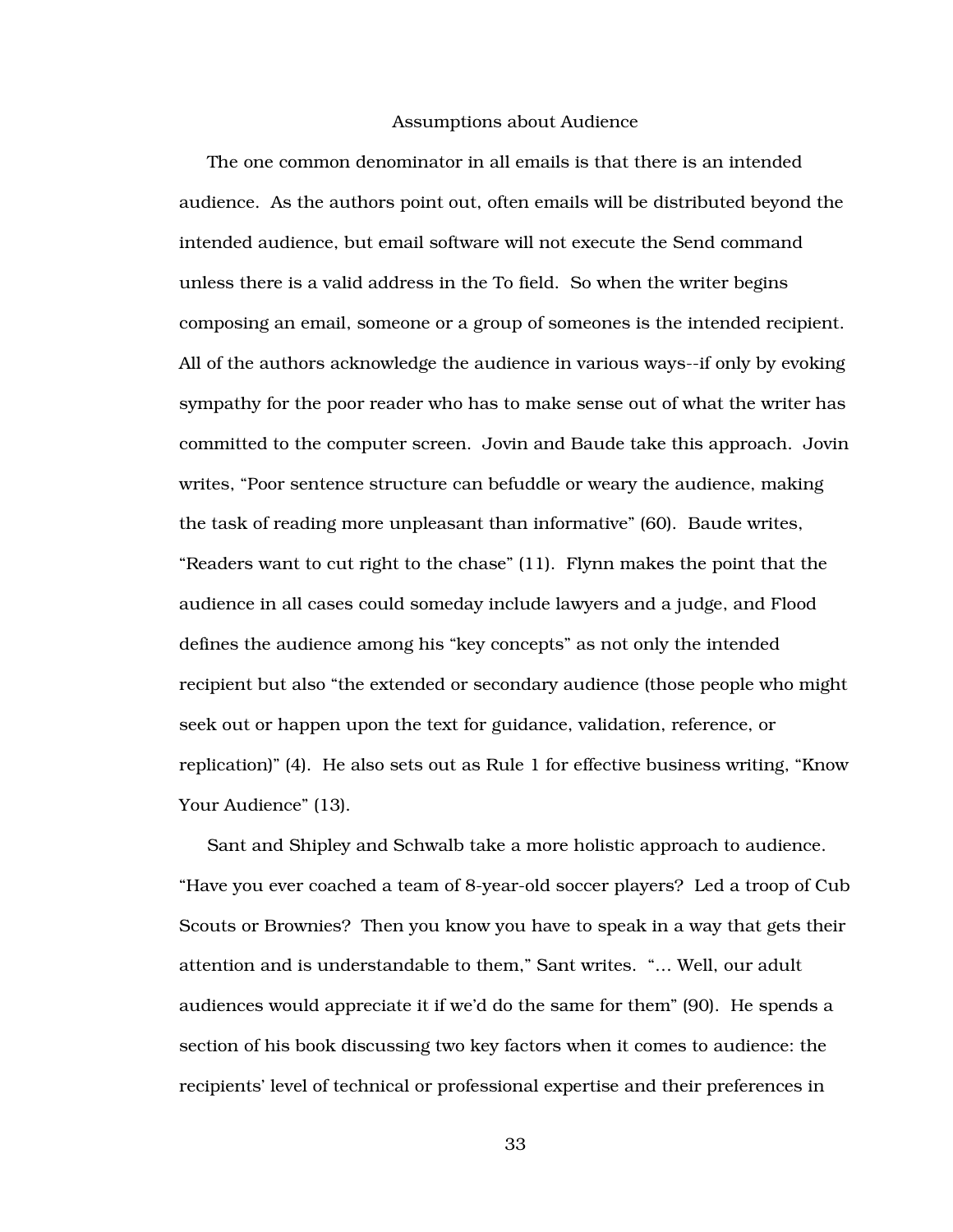## Assumptions about Audience

The one common denominator in all emails is that there is an intended audience. As the authors point out, often emails will be distributed beyond the intended audience, but email software will not execute the Send command unless there is a valid address in the To field. So when the writer begins composing an email, someone or a group of someones is the intended recipient. All of the authors acknowledge the audience in various ways--if only by evoking sympathy for the poor reader who has to make sense out of what the writer has committed to the computer screen. Jovin and Baude take this approach. Jovin writes, “Poor sentence structure can befuddle or weary the audience, making the task of reading more unpleasant than informative” (60). Baude writes, “Readers want to cut right to the chase” (11). Flynn makes the point that the audience in all cases could someday include lawyers and a judge, and Flood defines the audience among his “key concepts” as not only the intended recipient but also “the extended or secondary audience (those people who might seek out or happen upon the text for guidance, validation, reference, or replication)” (4). He also sets out as Rule 1 for effective business writing, “Know Your Audience” (13).

Sant and Shipley and Schwalb take a more holistic approach to audience. “Have you ever coached a team of 8-year-old soccer players? Led a troop of Cub Scouts or Brownies? Then you know you have to speak in a way that gets their attention and is understandable to them,” Sant writes. “… Well, our adult audiences would appreciate it if we’d do the same for them” (90). He spends a section of his book discussing two key factors when it comes to audience: the recipients’ level of technical or professional expertise and their preferences in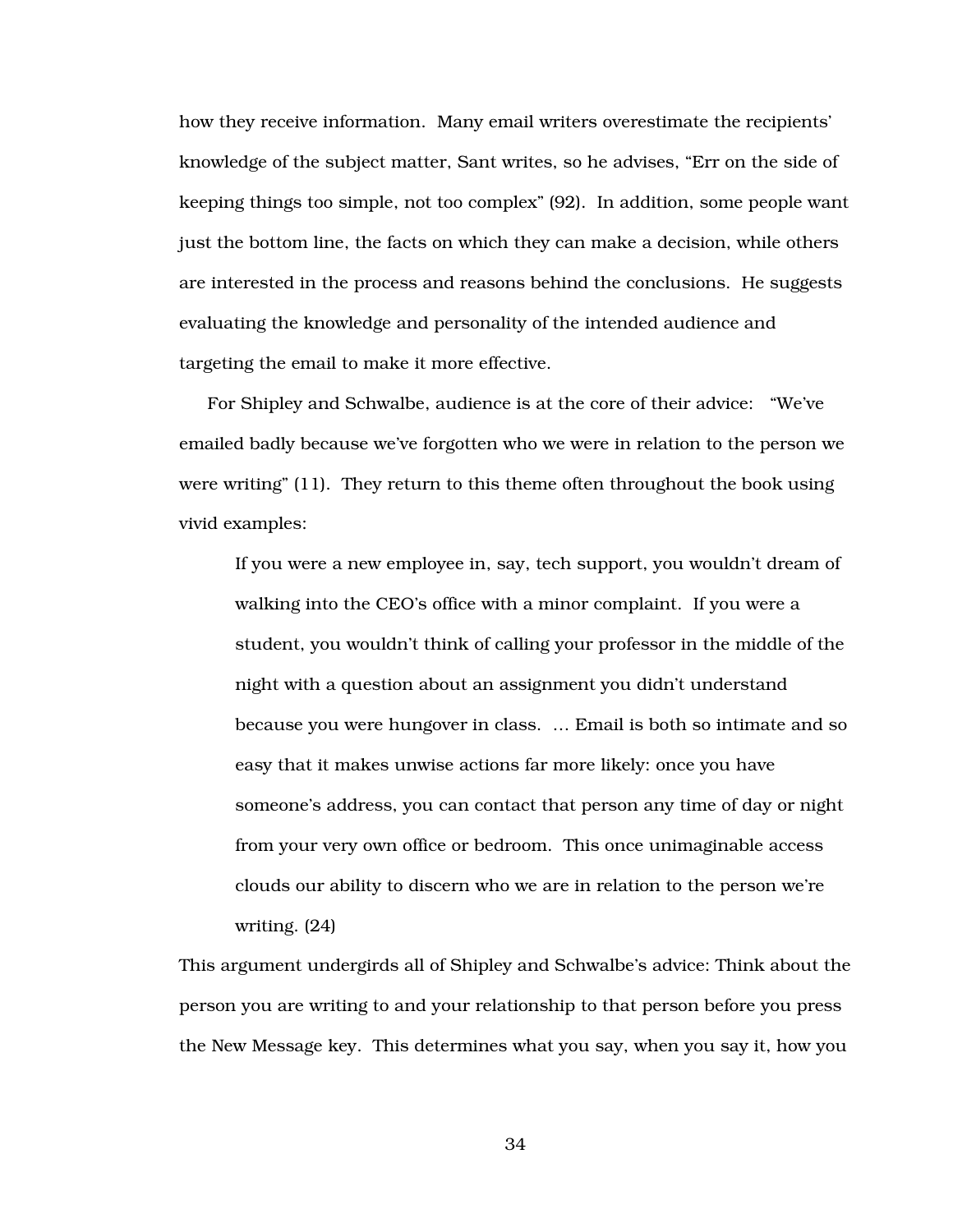how they receive information. Many email writers overestimate the recipients' knowledge of the subject matter, Sant writes, so he advises, "Err on the side of keeping things too simple, not too complex" (92). In addition, some people want just the bottom line, the facts on which they can make a decision, while others are interested in the process and reasons behind the conclusions. He suggests evaluating the knowledge and personality of the intended audience and targeting the email to make it more effective.

For Shipley and Schwalbe, audience is at the core of their advice: "We've emailed badly because we've forgotten who we were in relation to the person we were writing" (11). They return to this theme often throughout the book using vivid examples:

> If you were a new employee in, say, tech support, you wouldn't dream of walking into the CEO's office with a minor complaint. If you were a student, you wouldn't think of calling your professor in the middle of the night with a question about an assignment you didn't understand because you were hungover in class. … Email is both so intimate and so easy that it makes unwise actions far more likely: once you have someone's address, you can contact that person any time of day or night from your very own office or bedroom. This once unimaginable access clouds our ability to discern who we are in relation to the person we're writing. (24)

This argument undergirds all of Shipley and Schwalbe's advice: Think about the person you are writing to and your relationship to that person before you press the New Message key. This determines what you say, when you say it, how you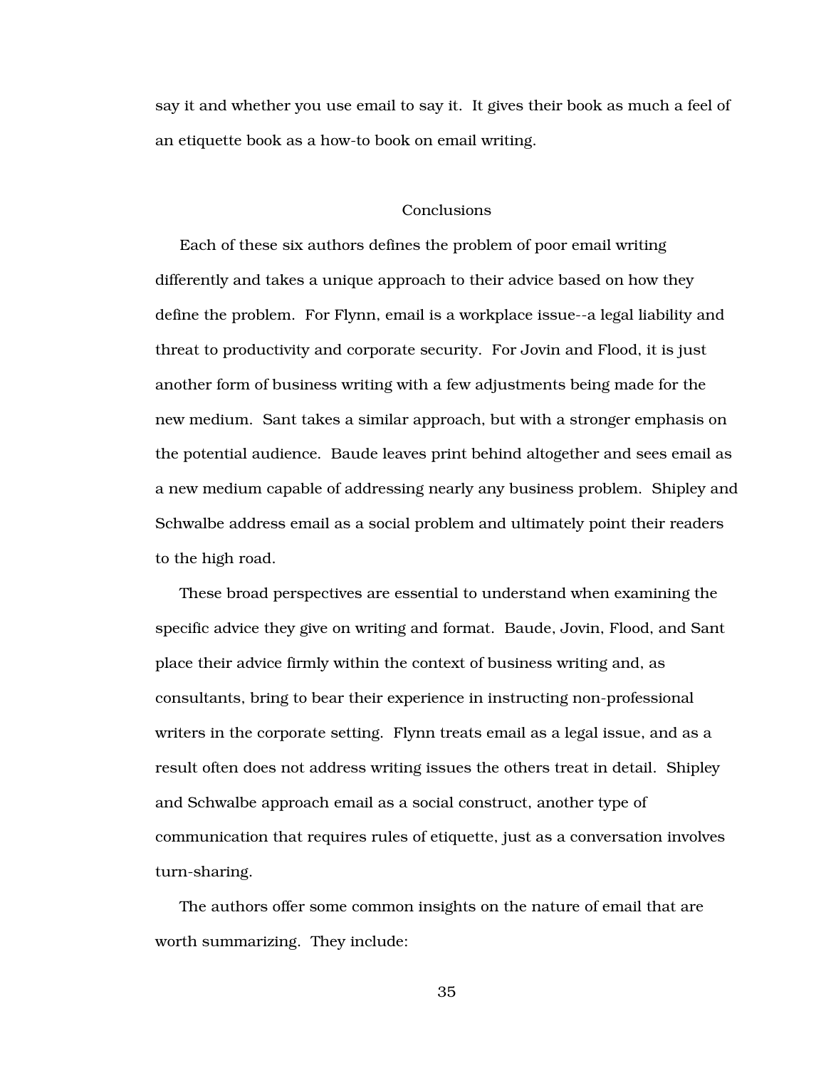say it and whether you use email to say it. It gives their book as much a feel of an etiquette book as a how-to book on email writing.

## Conclusions

Each of these six authors defines the problem of poor email writing differently and takes a unique approach to their advice based on how they define the problem. For Flynn, email is a workplace issue--a legal liability and threat to productivity and corporate security. For Jovin and Flood, it is just another form of business writing with a few adjustments being made for the new medium. Sant takes a similar approach, but with a stronger emphasis on the potential audience. Baude leaves print behind altogether and sees email as a new medium capable of addressing nearly any business problem. Shipley and Schwalbe address email as a social problem and ultimately point their readers to the high road.

These broad perspectives are essential to understand when examining the specific advice they give on writing and format. Baude, Jovin, Flood, and Sant place their advice firmly within the context of business writing and, as consultants, bring to bear their experience in instructing non-professional writers in the corporate setting. Flynn treats email as a legal issue, and as a result often does not address writing issues the others treat in detail. Shipley and Schwalbe approach email as a social construct, another type of communication that requires rules of etiquette, just as a conversation involves turn-sharing.

The authors offer some common insights on the nature of email that are worth summarizing. They include: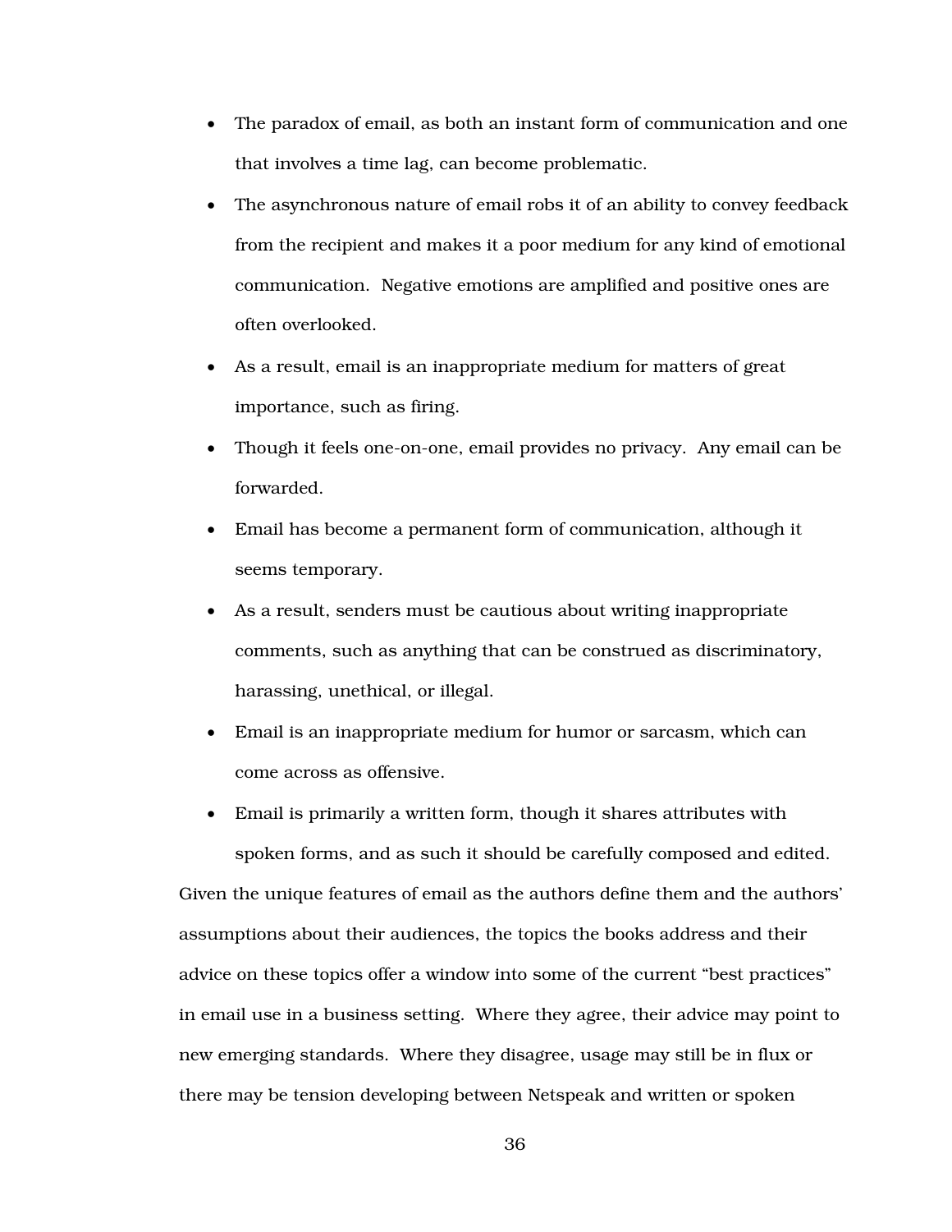- The paradox of email, as both an instant form of communication and one that involves a time lag, can become problematic.
- The asynchronous nature of email robs it of an ability to convey feedback from the recipient and makes it a poor medium for any kind of emotional communication. Negative emotions are amplified and positive ones are often overlooked.
- As a result, email is an inappropriate medium for matters of great importance, such as firing.
- Though it feels one-on-one, email provides no privacy. Any email can be forwarded.
- Email has become a permanent form of communication, although it seems temporary.
- As a result, senders must be cautious about writing inappropriate comments, such as anything that can be construed as discriminatory, harassing, unethical, or illegal.
- Email is an inappropriate medium for humor or sarcasm, which can come across as offensive.
- Email is primarily a written form, though it shares attributes with spoken forms, and as such it should be carefully composed and edited.

Given the unique features of email as the authors define them and the authors' assumptions about their audiences, the topics the books address and their advice on these topics offer a window into some of the current "best practices" in email use in a business setting. Where they agree, their advice may point to new emerging standards. Where they disagree, usage may still be in flux or there may be tension developing between Netspeak and written or spoken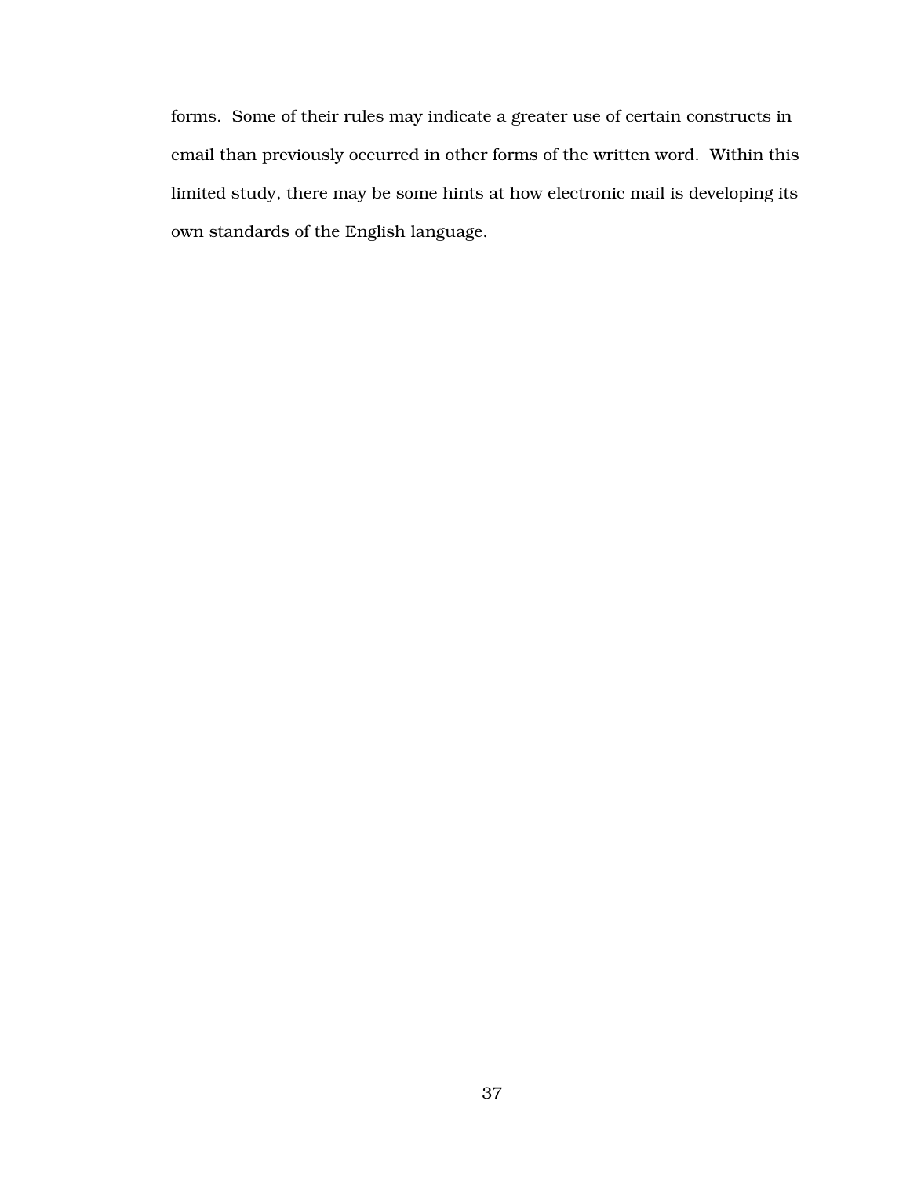forms. Some of their rules may indicate a greater use of certain constructs in email than previously occurred in other forms of the written word. Within this limited study, there may be some hints at how electronic mail is developing its own standards of the English language.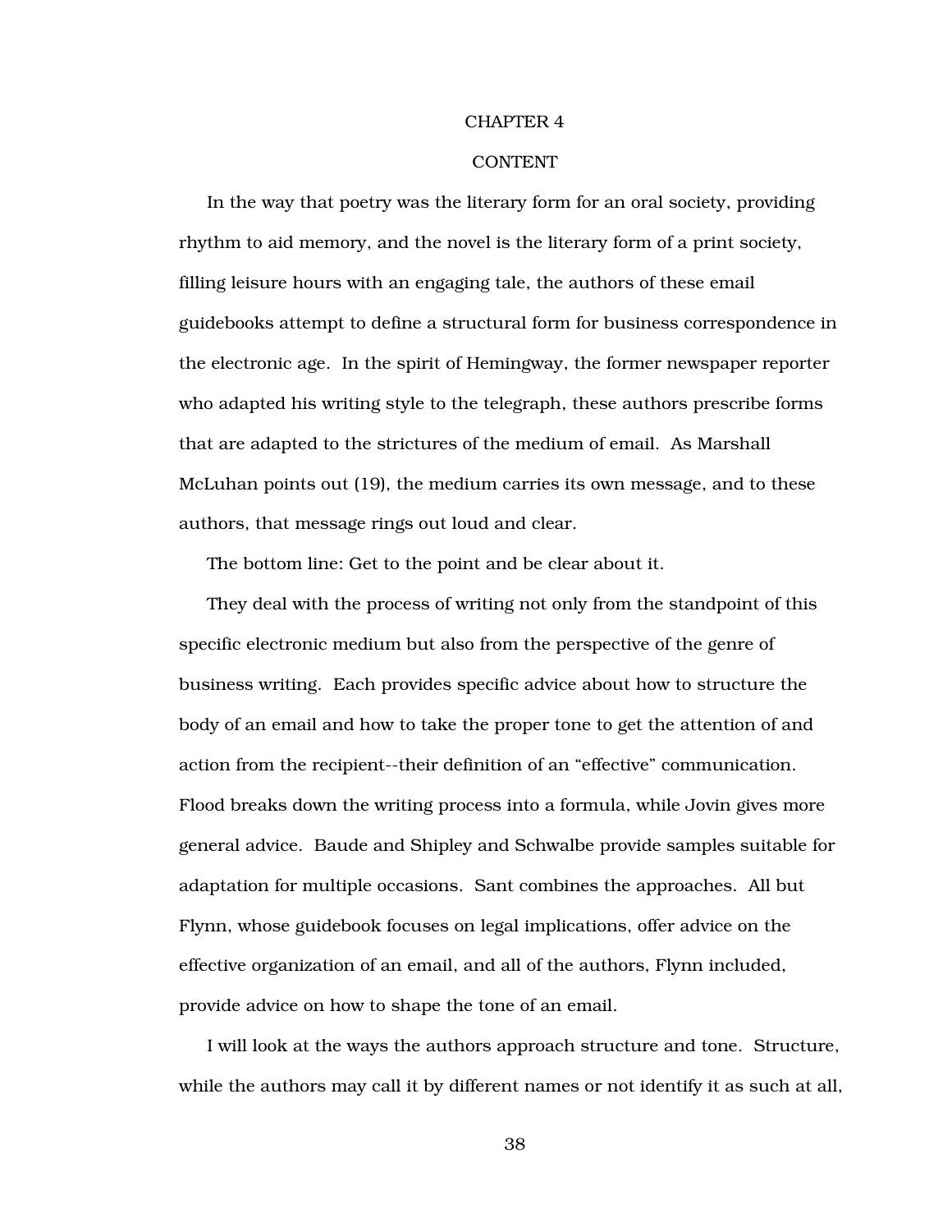# CHAPTER 4

## CONTENT

In the way that poetry was the literary form for an oral society, providing rhythm to aid memory, and the novel is the literary form of a print society, filling leisure hours with an engaging tale, the authors of these email guidebooks attempt to define a structural form for business correspondence in the electronic age. In the spirit of Hemingway, the former newspaper reporter who adapted his writing style to the telegraph, these authors prescribe forms that are adapted to the strictures of the medium of email. As Marshall McLuhan points out (19), the medium carries its own message, and to these authors, that message rings out loud and clear.

The bottom line: Get to the point and be clear about it.

They deal with the process of writing not only from the standpoint of this specific electronic medium but also from the perspective of the genre of business writing. Each provides specific advice about how to structure the body of an email and how to take the proper tone to get the attention of and action from the recipient--their definition of an "effective" communication. Flood breaks down the writing process into a formula, while Jovin gives more general advice. Baude and Shipley and Schwalbe provide samples suitable for adaptation for multiple occasions. Sant combines the approaches. All but Flynn, whose guidebook focuses on legal implications, offer advice on the effective organization of an email, and all of the authors, Flynn included, provide advice on how to shape the tone of an email.

I will look at the ways the authors approach structure and tone. Structure, while the authors may call it by different names or not identify it as such at all,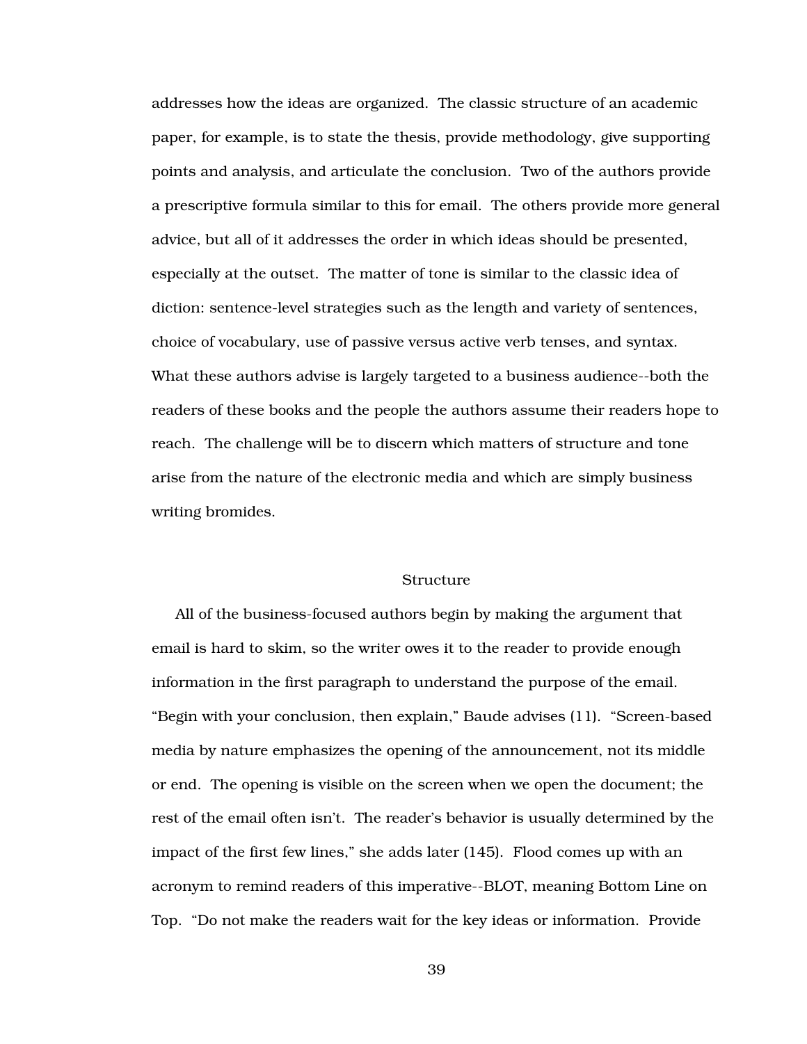addresses how the ideas are organized. The classic structure of an academic paper, for example, is to state the thesis, provide methodology, give supporting points and analysis, and articulate the conclusion. Two of the authors provide a prescriptive formula similar to this for email. The others provide more general advice, but all of it addresses the order in which ideas should be presented, especially at the outset. The matter of tone is similar to the classic idea of diction: sentence-level strategies such as the length and variety of sentences, choice of vocabulary, use of passive versus active verb tenses, and syntax. What these authors advise is largely targeted to a business audience--both the readers of these books and the people the authors assume their readers hope to reach. The challenge will be to discern which matters of structure and tone arise from the nature of the electronic media and which are simply business writing bromides.

## Structure

All of the business-focused authors begin by making the argument that email is hard to skim, so the writer owes it to the reader to provide enough information in the first paragraph to understand the purpose of the email. "Begin with your conclusion, then explain," Baude advises (11). "Screen-based media by nature emphasizes the opening of the announcement, not its middle or end. The opening is visible on the screen when we open the document; the rest of the email often isn't. The reader's behavior is usually determined by the impact of the first few lines," she adds later (145). Flood comes up with an acronym to remind readers of this imperative--BLOT, meaning Bottom Line on Top. "Do not make the readers wait for the key ideas or information. Provide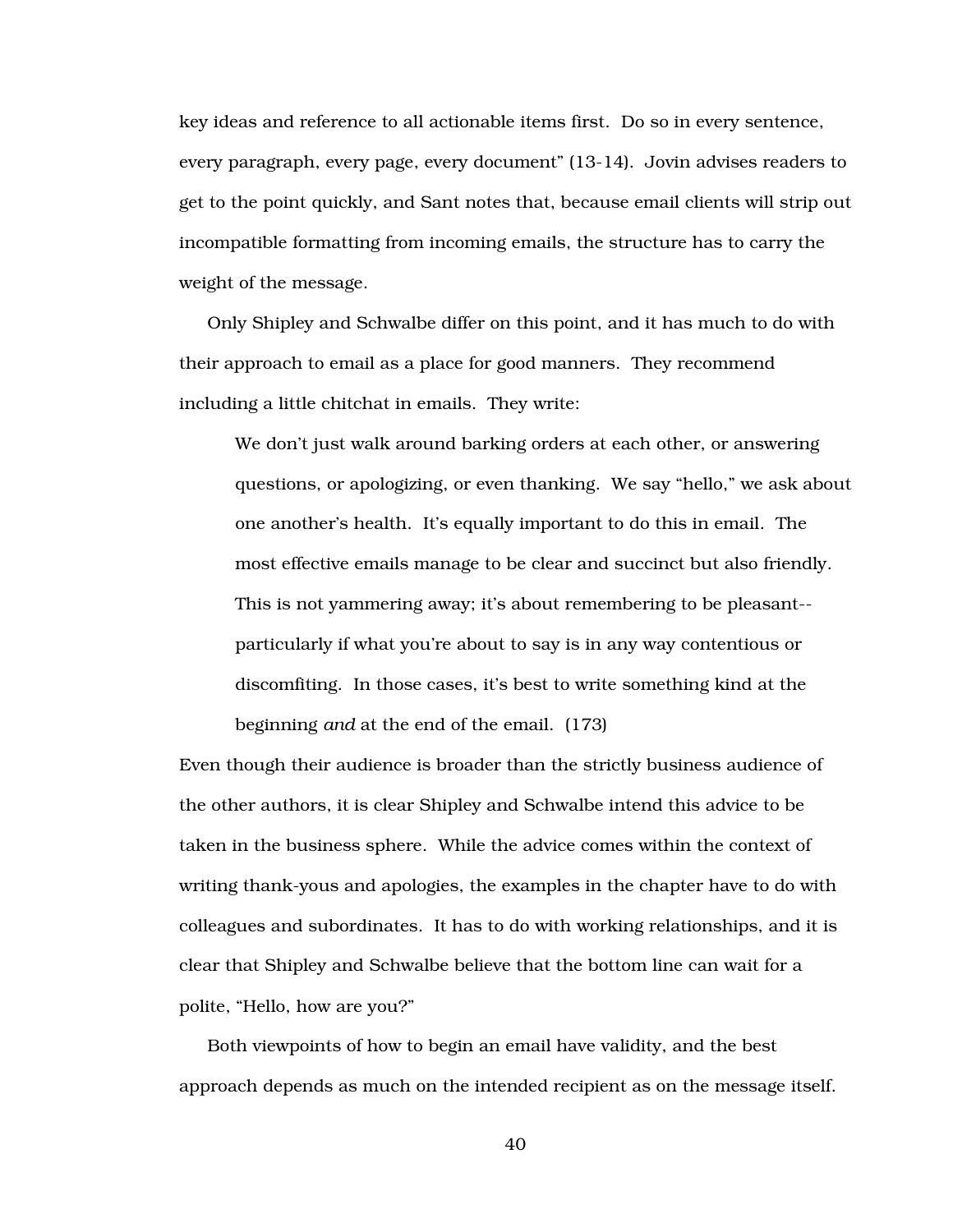key ideas and reference to all actionable items first. Do so in every sentence, every paragraph, every page, every document" (13-14). Jovin advises readers to get to the point quickly, and Sant notes that, because email clients will strip out incompatible formatting from incoming emails, the structure has to carry the weight of the message.

Only Shipley and Schwalbe differ on this point, and it has much to do with their approach to email as a place for good manners. They recommend including a little chitchat in emails. They write:

> We don't just walk around barking orders at each other, or answering questions, or apologizing, or even thanking. We say "hello," we ask about one another's health. It's equally important to do this in email. The most effective emails manage to be clear and succinct but also friendly. This is not yammering away; it's about remembering to be pleasant--particularly if what you're about to say is in any way contentious or discomfiting. In those cases, it's best to write something kind at the beginning *and* at the end of the email. (173)

Even though their audience is broader than the strictly business audience of the other authors, it is clear Shipley and Schwalbe intend this advice to be taken in the business sphere. While the advice comes within the context of writing thank-yous and apologies, the examples in the chapter have to do with colleagues and subordinates. It has to do with working relationships, and it is clear that Shipley and Schwalbe believe that the bottom line can wait for a polite, "Hello, how are you?"

Both viewpoints of how to begin an email have validity, and the best approach depends as much on the intended recipient as on the message itself.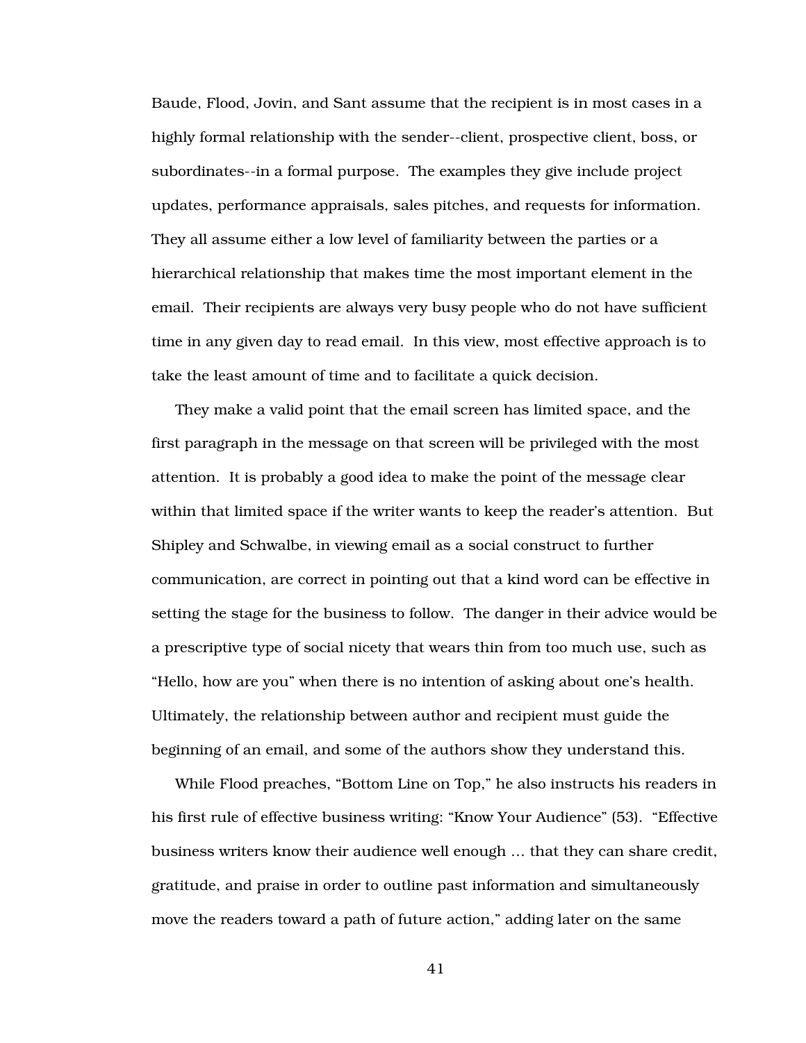Baude, Flood, Jovin, and Sant assume that the recipient is in most cases in a highly formal relationship with the sender--client, prospective client, boss, or subordinates--in a formal purpose. The examples they give include project updates, performance appraisals, sales pitches, and requests for information. They all assume either a low level of familiarity between the parties or a hierarchical relationship that makes time the most important element in the email. Their recipients are always very busy people who do not have sufficient time in any given day to read email. In this view, most effective approach is to take the least amount of time and to facilitate a quick decision.

They make a valid point that the email screen has limited space, and the first paragraph in the message on that screen will be privileged with the most attention. It is probably a good idea to make the point of the message clear within that limited space if the writer wants to keep the reader's attention. But Shipley and Schwalbe, in viewing email as a social construct to further communication, are correct in pointing out that a kind word can be effective in setting the stage for the business to follow. The danger in their advice would be a prescriptive type of social nicety that wears thin from too much use, such as "Hello, how are you" when there is no intention of asking about one's health. Ultimately, the relationship between author and recipient must guide the beginning of an email, and some of the authors show they understand this.

While Flood preaches, "Bottom Line on Top," he also instructs his readers in his first rule of effective business writing: "Know Your Audience" (53). "Effective business writers know their audience well enough … that they can share credit, gratitude, and praise in order to outline past information and simultaneously move the readers toward a path of future action," adding later on the same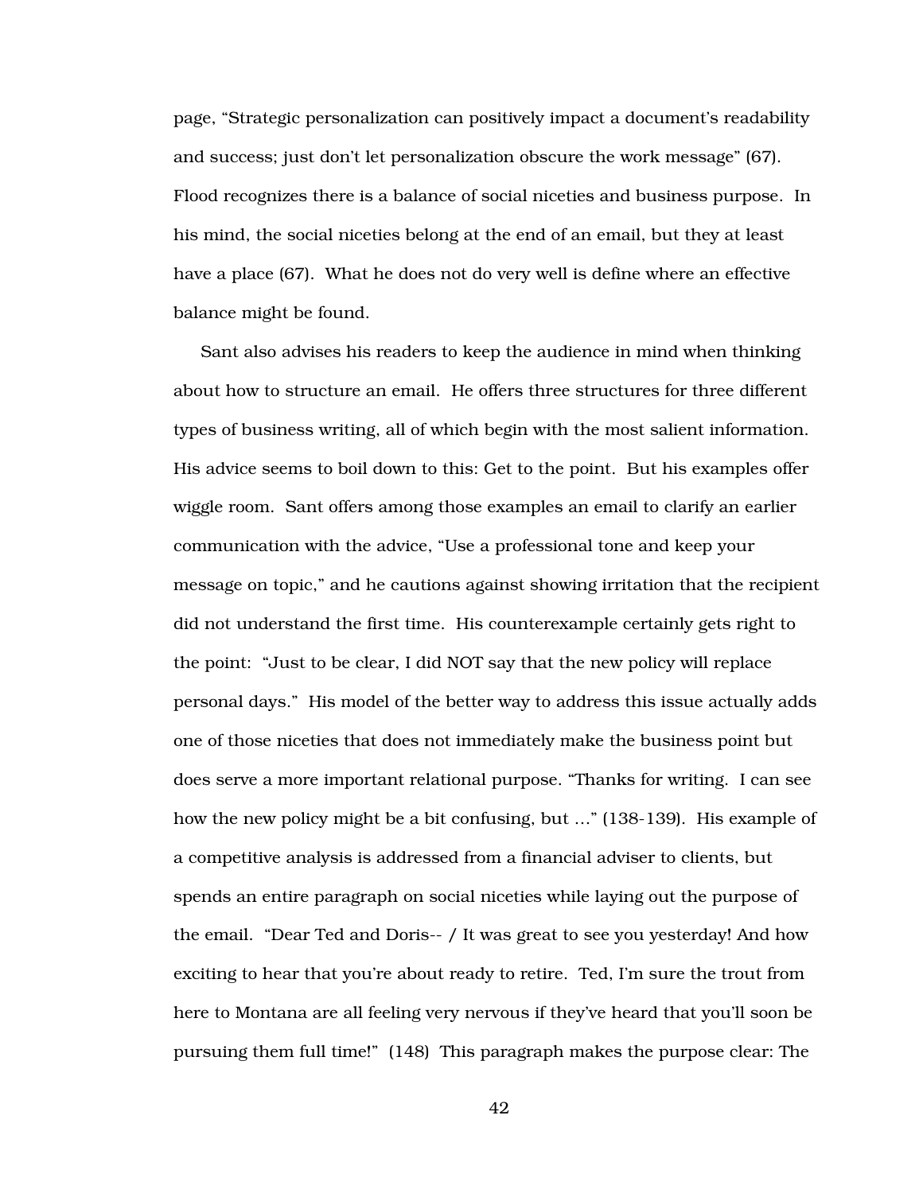page, “Strategic personalization can positively impact a document’s readability and success; just don’t let personalization obscure the work message” (67). Flood recognizes there is a balance of social niceties and business purpose. In his mind, the social niceties belong at the end of an email, but they at least have a place (67). What he does not do very well is define where an effective balance might be found.

Sant also advises his readers to keep the audience in mind when thinking about how to structure an email. He offers three structures for three different types of business writing, all of which begin with the most salient information. His advice seems to boil down to this: Get to the point. But his examples offer wiggle room. Sant offers among those examples an email to clarify an earlier communication with the advice, “Use a professional tone and keep your message on topic,” and he cautions against showing irritation that the recipient did not understand the first time. His counterexample certainly gets right to the point: “Just to be clear, I did NOT say that the new policy will replace personal days.” His model of the better way to address this issue actually adds one of those niceties that does not immediately make the business point but does serve a more important relational purpose. “Thanks for writing. I can see how the new policy might be a bit confusing, but …” (138-139). His example of a competitive analysis is addressed from a financial adviser to clients, but spends an entire paragraph on social niceties while laying out the purpose of the email. “Dear Ted and Doris-- / It was great to see you yesterday! And how exciting to hear that you’re about ready to retire. Ted, I’m sure the trout from here to Montana are all feeling very nervous if they’ve heard that you’ll soon be pursuing them full time!” (148) This paragraph makes the purpose clear: The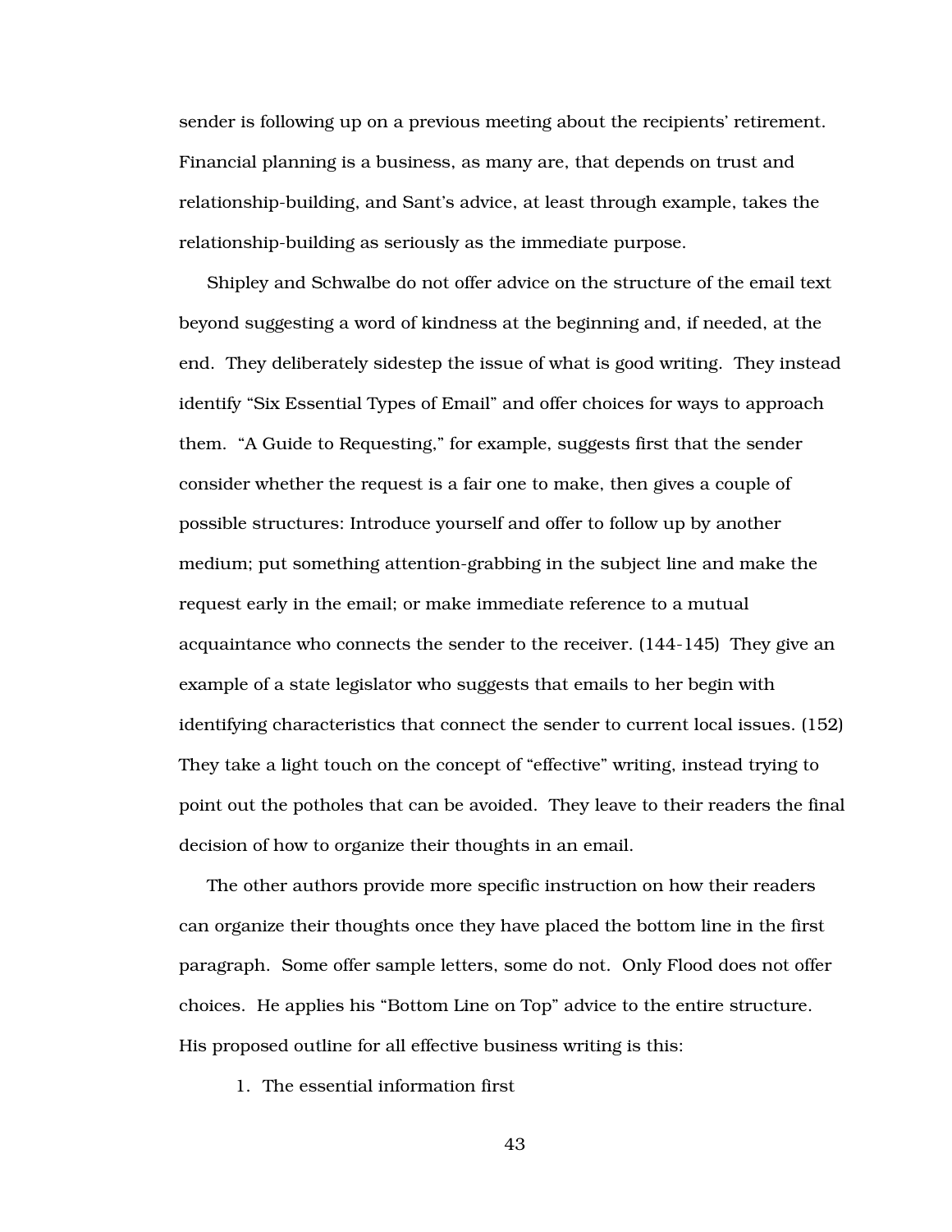sender is following up on a previous meeting about the recipients' retirement. Financial planning is a business, as many are, that depends on trust and relationship-building, and Sant's advice, at least through example, takes the relationship-building as seriously as the immediate purpose.

Shipley and Schwalbe do not offer advice on the structure of the email text beyond suggesting a word of kindness at the beginning and, if needed, at the end. They deliberately sidestep the issue of what is good writing. They instead identify "Six Essential Types of Email" and offer choices for ways to approach them. "A Guide to Requesting," for example, suggests first that the sender consider whether the request is a fair one to make, then gives a couple of possible structures: Introduce yourself and offer to follow up by another medium; put something attention-grabbing in the subject line and make the request early in the email; or make immediate reference to a mutual acquaintance who connects the sender to the receiver. (144-145) They give an example of a state legislator who suggests that emails to her begin with identifying characteristics that connect the sender to current local issues. (152) They take a light touch on the concept of "effective" writing, instead trying to point out the potholes that can be avoided. They leave to their readers the final decision of how to organize their thoughts in an email.

The other authors provide more specific instruction on how their readers can organize their thoughts once they have placed the bottom line in the first paragraph. Some offer sample letters, some do not. Only Flood does not offer choices. He applies his "Bottom Line on Top" advice to the entire structure. His proposed outline for all effective business writing is this:

1. The essential information first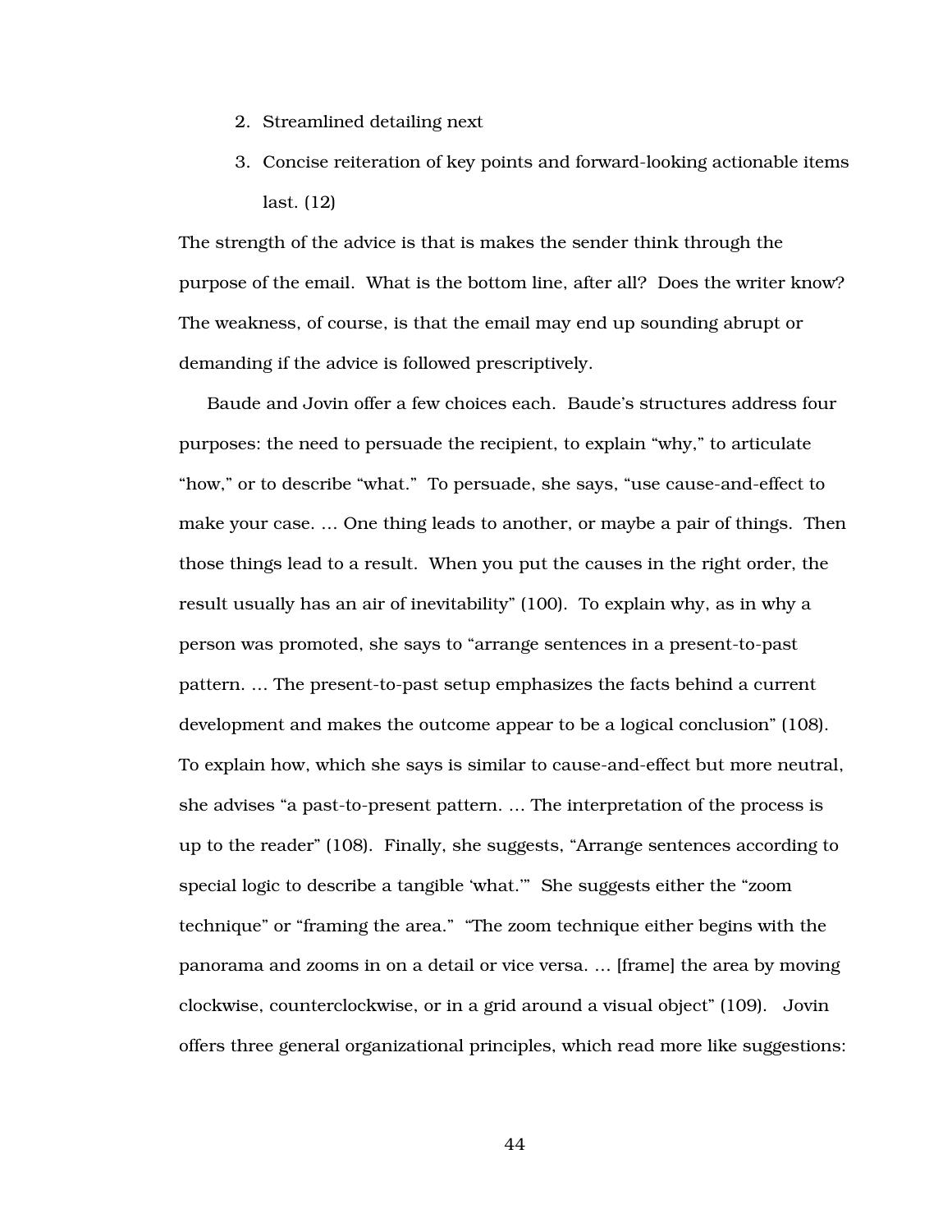2. Streamlined detailing next
3. Concise reiteration of key points and forward-looking actionable items last. (12)

The strength of the advice is that is makes the sender think through the purpose of the email. What is the bottom line, after all? Does the writer know? The weakness, of course, is that the email may end up sounding abrupt or demanding if the advice is followed prescriptively.

Baude and Jovin offer a few choices each. Baude's structures address four purposes: the need to persuade the recipient, to explain "why," to articulate "how," or to describe "what." To persuade, she says, "use cause-and-effect to make your case. ... One thing leads to another, or maybe a pair of things. Then those things lead to a result. When you put the causes in the right order, the result usually has an air of inevitability" (100). To explain why, as in why a person was promoted, she says to "arrange sentences in a present-to-past pattern. ... The present-to-past setup emphasizes the facts behind a current development and makes the outcome appear to be a logical conclusion" (108). To explain how, which she says is similar to cause-and-effect but more neutral, she advises "a past-to-present pattern. ... The interpretation of the process is up to the reader" (108). Finally, she suggests, "Arrange sentences according to special logic to describe a tangible 'what.'" She suggests either the "zoom technique" or "framing the area." "The zoom technique either begins with the panorama and zooms in on a detail or vice versa. ... [frame] the area by moving clockwise, counterclockwise, or in a grid around a visual object" (109). Jovin offers three general organizational principles, which read more like suggestions: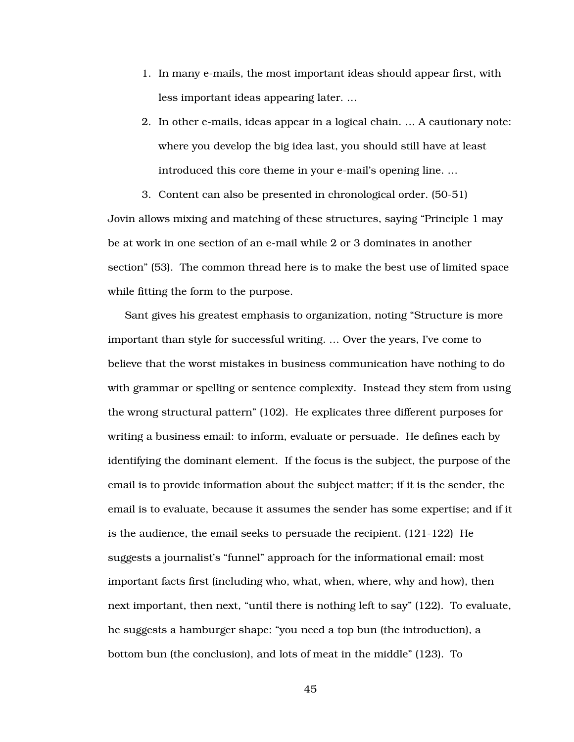1. In many e-mails, the most important ideas should appear first, with less important ideas appearing later. …
2. In other e-mails, ideas appear in a logical chain. … A cautionary note: where you develop the big idea last, you should still have at least introduced this core theme in your e-mail's opening line. …
3. Content can also be presented in chronological order. (50-51)

Jovin allows mixing and matching of these structures, saying "Principle 1 may be at work in one section of an e-mail while 2 or 3 dominates in another section" (53). The common thread here is to make the best use of limited space while fitting the form to the purpose.

Sant gives his greatest emphasis to organization, noting "Structure is more important than style for successful writing. … Over the years, I've come to believe that the worst mistakes in business communication have nothing to do with grammar or spelling or sentence complexity. Instead they stem from using the wrong structural pattern" (102). He explicates three different purposes for writing a business email: to inform, evaluate or persuade. He defines each by identifying the dominant element. If the focus is the subject, the purpose of the email is to provide information about the subject matter; if it is the sender, the email is to evaluate, because it assumes the sender has some expertise; and if it is the audience, the email seeks to persuade the recipient. (121-122) He suggests a journalist's "funnel" approach for the informational email: most important facts first (including who, what, when, where, why and how), then next important, then next, "until there is nothing left to say" (122). To evaluate, he suggests a hamburger shape: "you need a top bun (the introduction), a bottom bun (the conclusion), and lots of meat in the middle" (123). To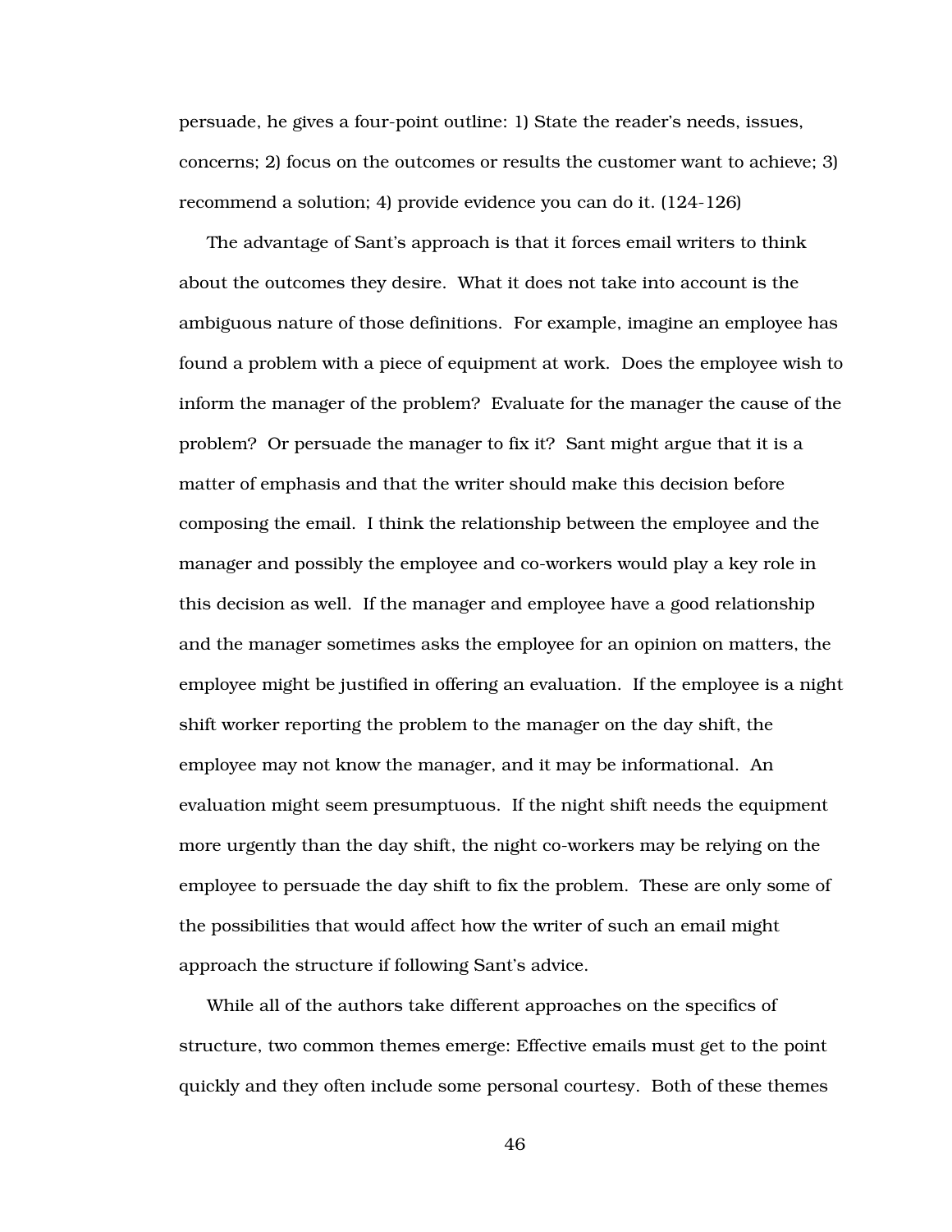persuade, he gives a four-point outline: 1) State the reader's needs, issues, concerns; 2) focus on the outcomes or results the customer want to achieve; 3) recommend a solution; 4) provide evidence you can do it. (124-126)

The advantage of Sant's approach is that it forces email writers to think about the outcomes they desire. What it does not take into account is the ambiguous nature of those definitions. For example, imagine an employee has found a problem with a piece of equipment at work. Does the employee wish to inform the manager of the problem? Evaluate for the manager the cause of the problem? Or persuade the manager to fix it? Sant might argue that it is a matter of emphasis and that the writer should make this decision before composing the email. I think the relationship between the employee and the manager and possibly the employee and co-workers would play a key role in this decision as well. If the manager and employee have a good relationship and the manager sometimes asks the employee for an opinion on matters, the employee might be justified in offering an evaluation. If the employee is a night shift worker reporting the problem to the manager on the day shift, the employee may not know the manager, and it may be informational. An evaluation might seem presumptuous. If the night shift needs the equipment more urgently than the day shift, the night co-workers may be relying on the employee to persuade the day shift to fix the problem. These are only some of the possibilities that would affect how the writer of such an email might approach the structure if following Sant's advice.

While all of the authors take different approaches on the specifics of structure, two common themes emerge: Effective emails must get to the point quickly and they often include some personal courtesy. Both of these themes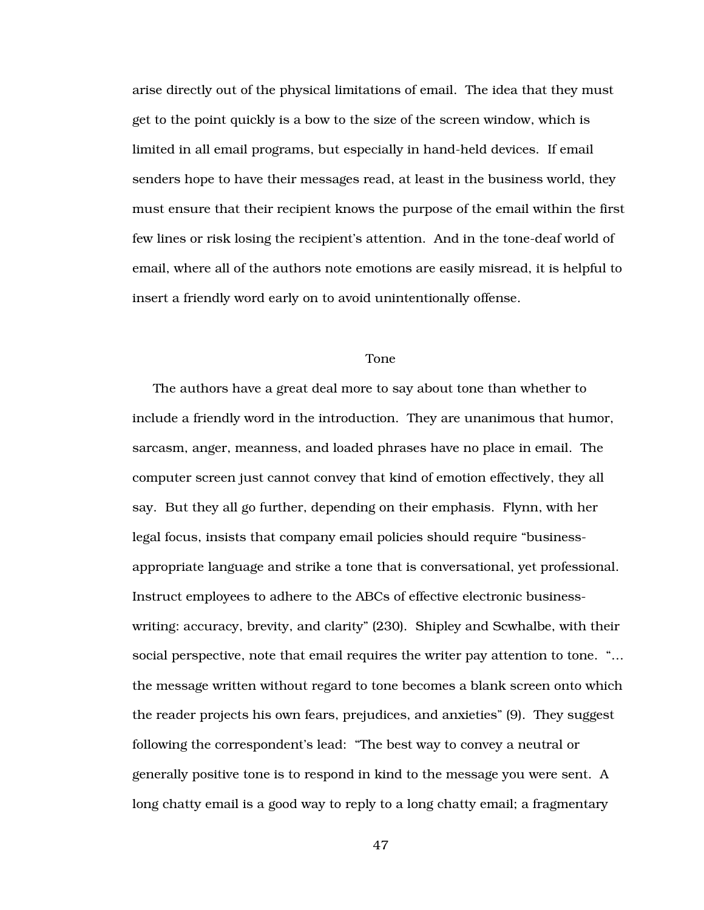arise directly out of the physical limitations of email. The idea that they must get to the point quickly is a bow to the size of the screen window, which is limited in all email programs, but especially in hand-held devices. If email senders hope to have their messages read, at least in the business world, they must ensure that their recipient knows the purpose of the email within the first few lines or risk losing the recipient's attention. And in the tone-deaf world of email, where all of the authors note emotions are easily misread, it is helpful to insert a friendly word early on to avoid unintentionally offense.

## Tone

The authors have a great deal more to say about tone than whether to include a friendly word in the introduction. They are unanimous that humor, sarcasm, anger, meanness, and loaded phrases have no place in email. The computer screen just cannot convey that kind of emotion effectively, they all say. But they all go further, depending on their emphasis. Flynn, with her legal focus, insists that company email policies should require "business-appropriate language and strike a tone that is conversational, yet professional. Instruct employees to adhere to the ABCs of effective electronic business-writing: accuracy, brevity, and clarity" (230). Shipley and Scwhalbe, with their social perspective, note that email requires the writer pay attention to tone. "… the message written without regard to tone becomes a blank screen onto which the reader projects his own fears, prejudices, and anxieties" (9). They suggest following the correspondent's lead: "The best way to convey a neutral or generally positive tone is to respond in kind to the message you were sent. A long chatty email is a good way to reply to a long chatty email; a fragmentary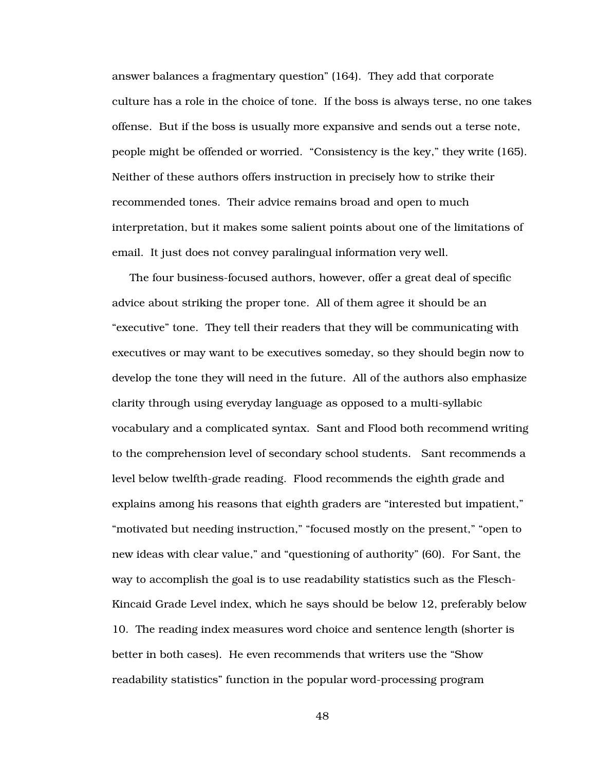answer balances a fragmentary question" (164). They add that corporate culture has a role in the choice of tone. If the boss is always terse, no one takes offense. But if the boss is usually more expansive and sends out a terse note, people might be offended or worried. "Consistency is the key," they write (165). Neither of these authors offers instruction in precisely how to strike their recommended tones. Their advice remains broad and open to much interpretation, but it makes some salient points about one of the limitations of email. It just does not convey paralingual information very well.

The four business-focused authors, however, offer a great deal of specific advice about striking the proper tone. All of them agree it should be an "executive" tone. They tell their readers that they will be communicating with executives or may want to be executives someday, so they should begin now to develop the tone they will need in the future. All of the authors also emphasize clarity through using everyday language as opposed to a multi-syllabic vocabulary and a complicated syntax. Sant and Flood both recommend writing to the comprehension level of secondary school students. Sant recommends a level below twelfth-grade reading. Flood recommends the eighth grade and explains among his reasons that eighth graders are "interested but impatient," "motivated but needing instruction," "focused mostly on the present," "open to new ideas with clear value," and "questioning of authority" (60). For Sant, the way to accomplish the goal is to use readability statistics such as the Flesch-Kincaid Grade Level index, which he says should be below 12, preferably below 10. The reading index measures word choice and sentence length (shorter is better in both cases). He even recommends that writers use the "Show readability statistics" function in the popular word-processing program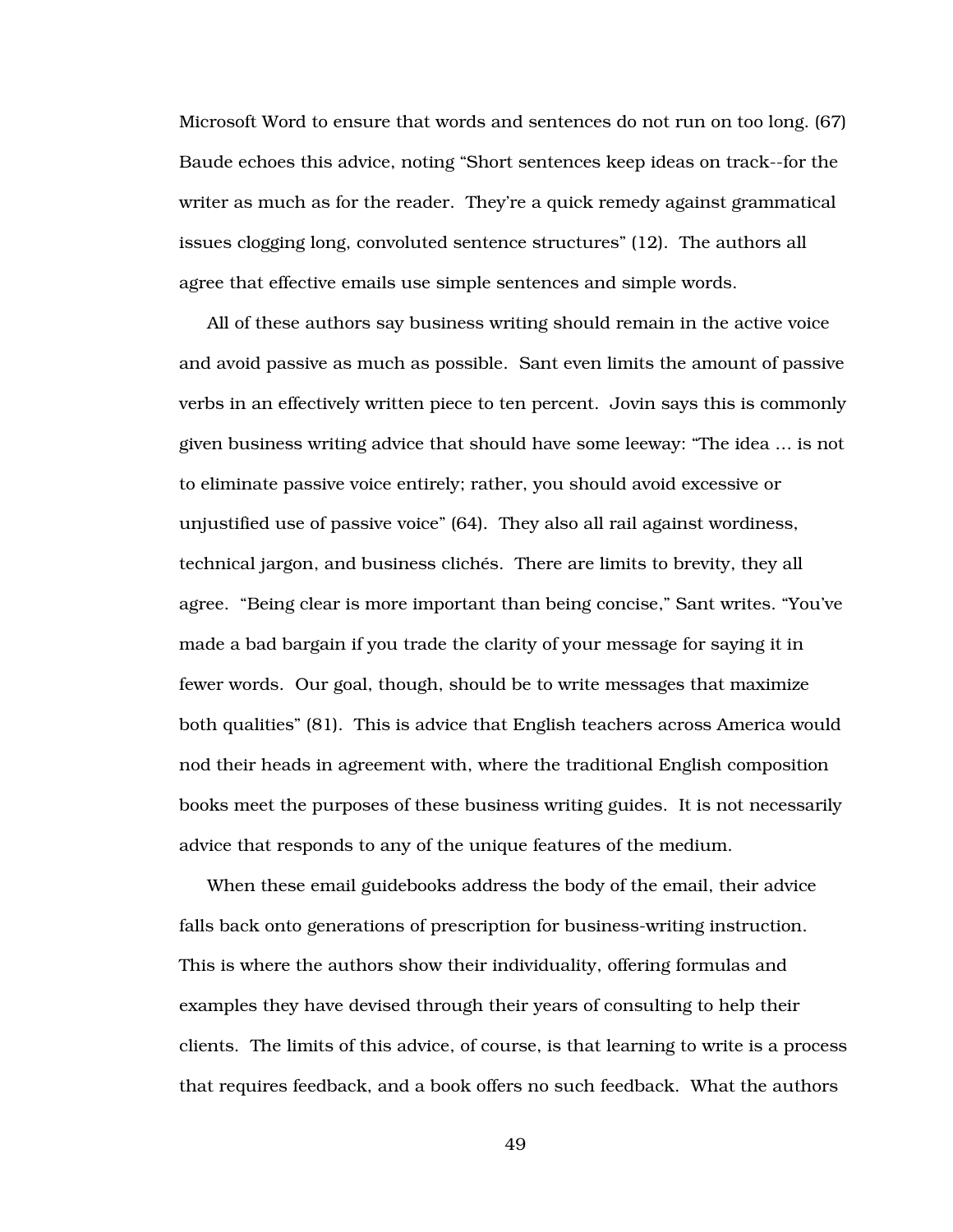Microsoft Word to ensure that words and sentences do not run on too long. (67) Baude echoes this advice, noting "Short sentences keep ideas on track--for the writer as much as for the reader. They're a quick remedy against grammatical issues clogging long, convoluted sentence structures" (12). The authors all agree that effective emails use simple sentences and simple words.

All of these authors say business writing should remain in the active voice and avoid passive as much as possible. Sant even limits the amount of passive verbs in an effectively written piece to ten percent. Jovin says this is commonly given business writing advice that should have some leeway: "The idea ... is not to eliminate passive voice entirely; rather, you should avoid excessive or unjustified use of passive voice" (64). They also all rail against wordiness, technical jargon, and business clichés. There are limits to brevity, they all agree. "Being clear is more important than being concise," Sant writes. "You've made a bad bargain if you trade the clarity of your message for saying it in fewer words. Our goal, though, should be to write messages that maximize both qualities" (81). This is advice that English teachers across America would nod their heads in agreement with, where the traditional English composition books meet the purposes of these business writing guides. It is not necessarily advice that responds to any of the unique features of the medium.

When these email guidebooks address the body of the email, their advice falls back onto generations of prescription for business-writing instruction. This is where the authors show their individuality, offering formulas and examples they have devised through their years of consulting to help their clients. The limits of this advice, of course, is that learning to write is a process that requires feedback, and a book offers no such feedback. What the authors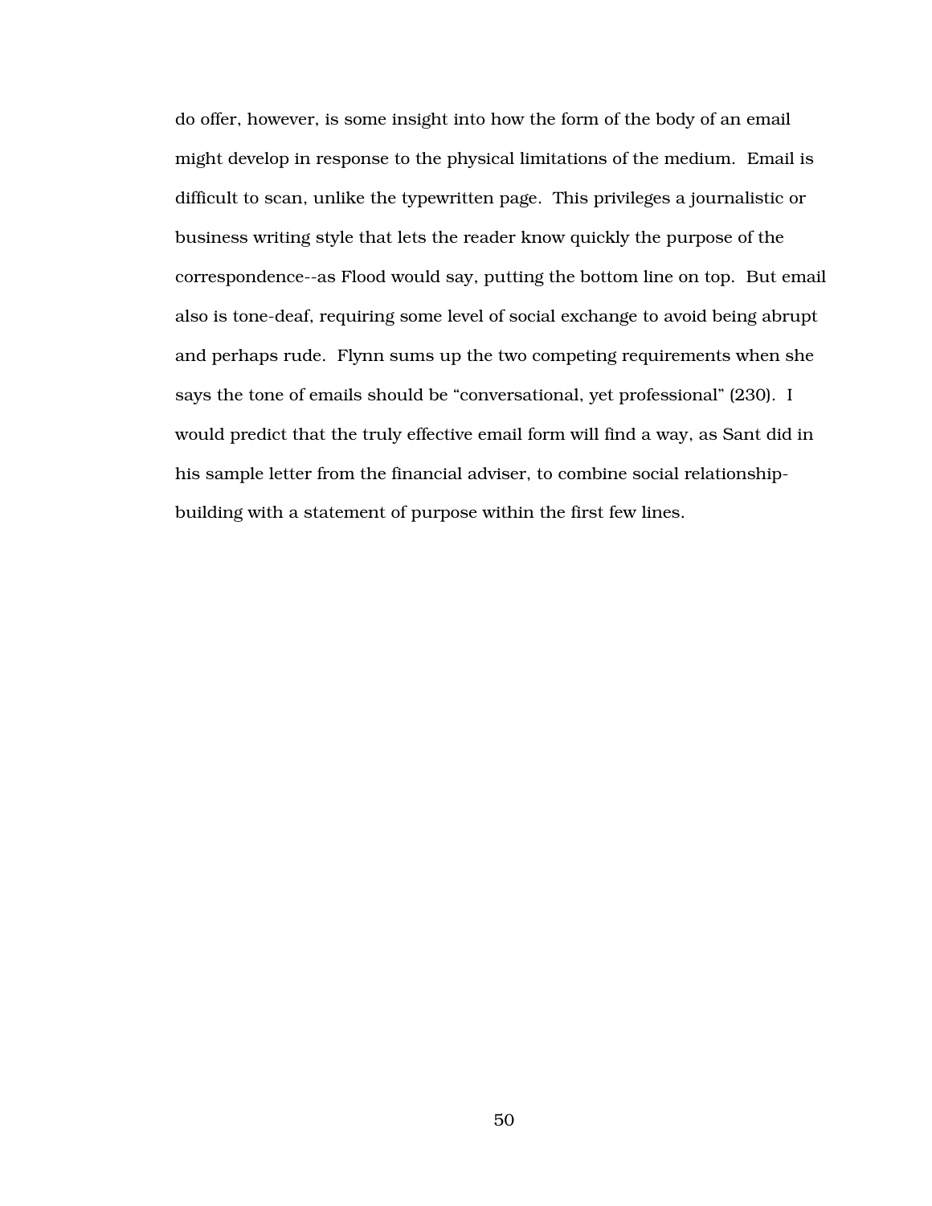do offer, however, is some insight into how the form of the body of an email might develop in response to the physical limitations of the medium. Email is difficult to scan, unlike the typewritten page. This privileges a journalistic or business writing style that lets the reader know quickly the purpose of the correspondence--as Flood would say, putting the bottom line on top. But email also is tone-deaf, requiring some level of social exchange to avoid being abrupt and perhaps rude. Flynn sums up the two competing requirements when she says the tone of emails should be “conversational, yet professional” (230). I would predict that the truly effective email form will find a way, as Sant did in his sample letter from the financial adviser, to combine social relationship-building with a statement of purpose within the first few lines.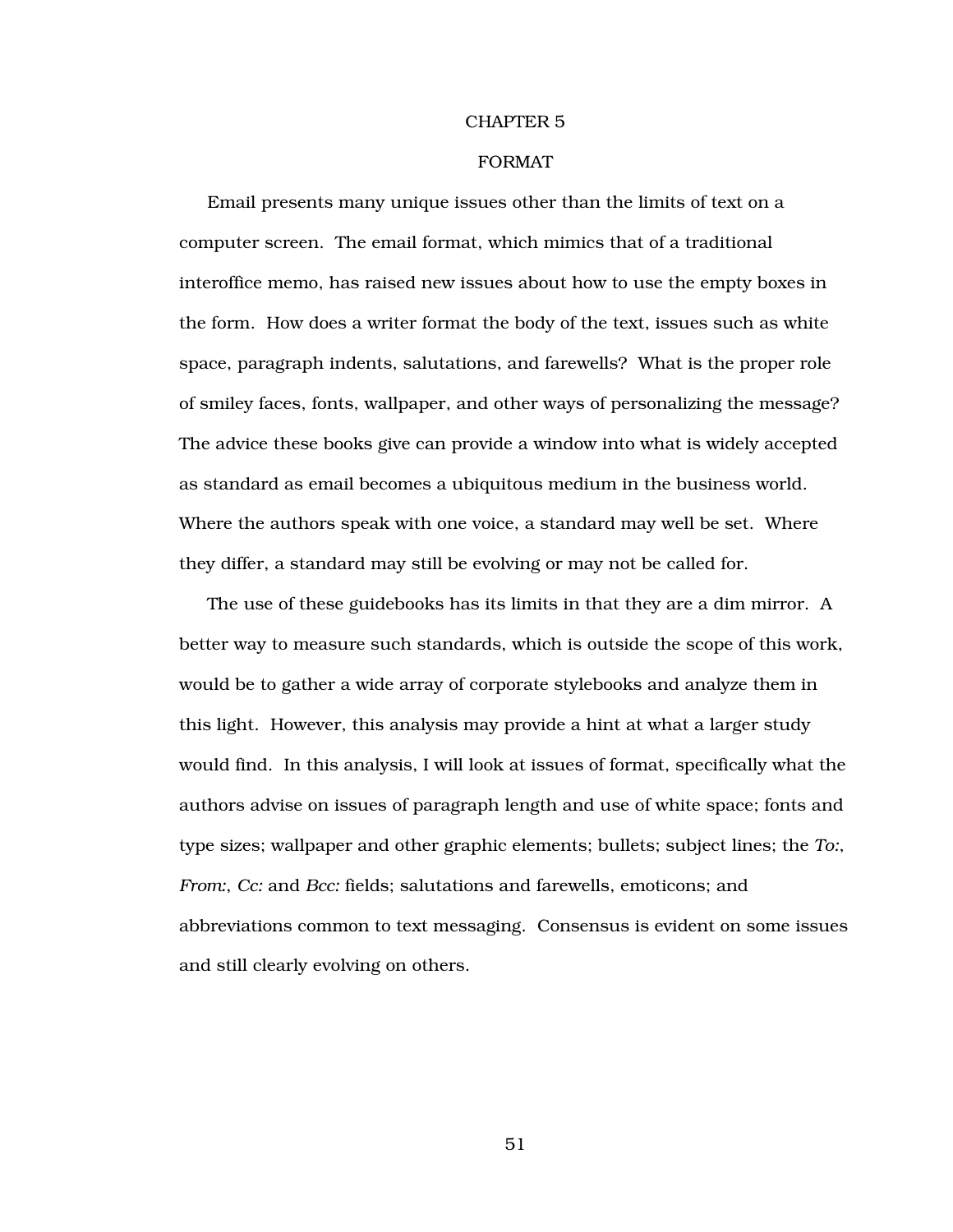# CHAPTER 5

# FORMAT

Email presents many unique issues other than the limits of text on a computer screen. The email format, which mimics that of a traditional interoffice memo, has raised new issues about how to use the empty boxes in the form. How does a writer format the body of the text, issues such as white space, paragraph indents, salutations, and farewells? What is the proper role of smiley faces, fonts, wallpaper, and other ways of personalizing the message? The advice these books give can provide a window into what is widely accepted as standard as email becomes a ubiquitous medium in the business world. Where the authors speak with one voice, a standard may well be set. Where they differ, a standard may still be evolving or may not be called for.

The use of these guidebooks has its limits in that they are a dim mirror. A better way to measure such standards, which is outside the scope of this work, would be to gather a wide array of corporate stylebooks and analyze them in this light. However, this analysis may provide a hint at what a larger study would find. In this analysis, I will look at issues of format, specifically what the authors advise on issues of paragraph length and use of white space; fonts and type sizes; wallpaper and other graphic elements; bullets; subject lines; the *To:*, *From:*, *Cc:* and *Bcc:* fields; salutations and farewells, emoticons; and abbreviations common to text messaging. Consensus is evident on some issues and still clearly evolving on others.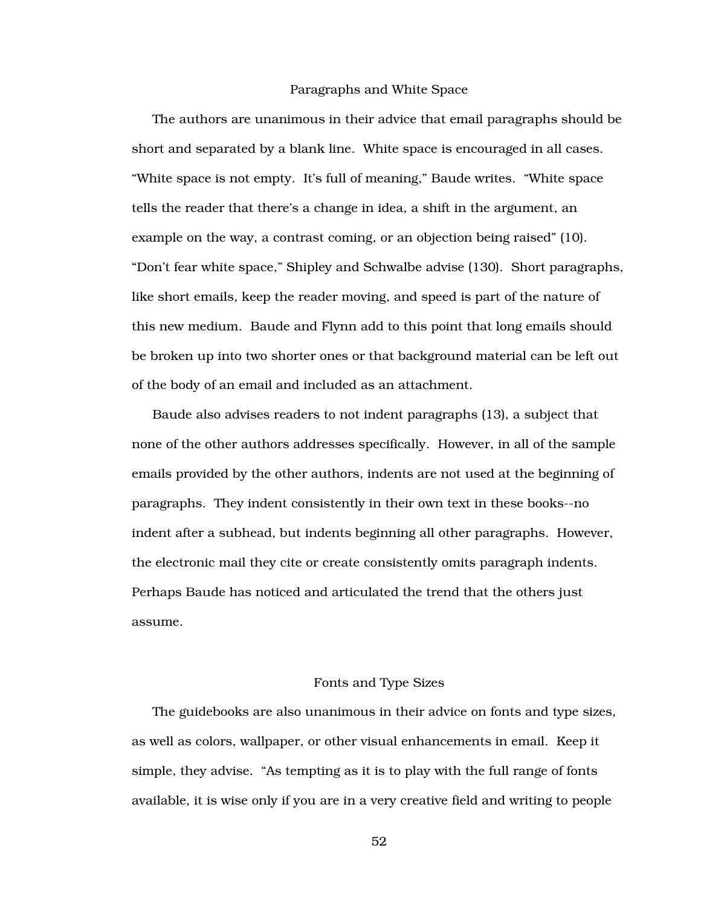## Paragraphs and White Space

The authors are unanimous in their advice that email paragraphs should be short and separated by a blank line. White space is encouraged in all cases. "White space is not empty. It's full of meaning," Baude writes. "White space tells the reader that there's a change in idea, a shift in the argument, an example on the way, a contrast coming, or an objection being raised" (10). "Don't fear white space," Shipley and Schwalbe advise (130). Short paragraphs, like short emails, keep the reader moving, and speed is part of the nature of this new medium. Baude and Flynn add to this point that long emails should be broken up into two shorter ones or that background material can be left out of the body of an email and included as an attachment.

Baude also advises readers to not indent paragraphs (13), a subject that none of the other authors addresses specifically. However, in all of the sample emails provided by the other authors, indents are not used at the beginning of paragraphs. They indent consistently in their own text in these books--no indent after a subhead, but indents beginning all other paragraphs. However, the electronic mail they cite or create consistently omits paragraph indents. Perhaps Baude has noticed and articulated the trend that the others just assume.

## Fonts and Type Sizes

The guidebooks are also unanimous in their advice on fonts and type sizes, as well as colors, wallpaper, or other visual enhancements in email. Keep it simple, they advise. "As tempting as it is to play with the full range of fonts available, it is wise only if you are in a very creative field and writing to people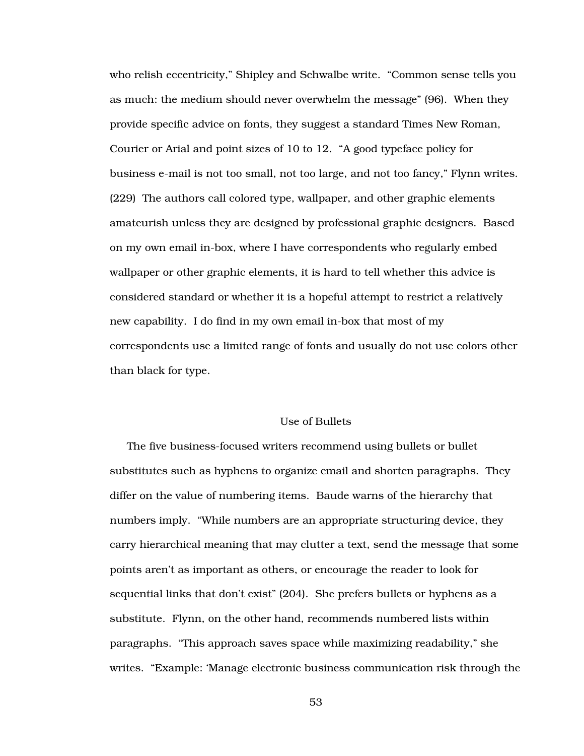who relish eccentricity," Shipley and Schwalbe write. "Common sense tells you as much: the medium should never overwhelm the message" (96). When they provide specific advice on fonts, they suggest a standard Times New Roman, Courier or Arial and point sizes of 10 to 12. "A good typeface policy for business e-mail is not too small, not too large, and not too fancy," Flynn writes. (229) The authors call colored type, wallpaper, and other graphic elements amateurish unless they are designed by professional graphic designers. Based on my own email in-box, where I have correspondents who regularly embed wallpaper or other graphic elements, it is hard to tell whether this advice is considered standard or whether it is a hopeful attempt to restrict a relatively new capability. I do find in my own email in-box that most of my correspondents use a limited range of fonts and usually do not use colors other than black for type.

## Use of Bullets

The five business-focused writers recommend using bullets or bullet substitutes such as hyphens to organize email and shorten paragraphs. They differ on the value of numbering items. Baude warns of the hierarchy that numbers imply. "While numbers are an appropriate structuring device, they carry hierarchical meaning that may clutter a text, send the message that some points aren't as important as others, or encourage the reader to look for sequential links that don't exist" (204). She prefers bullets or hyphens as a substitute. Flynn, on the other hand, recommends numbered lists within paragraphs. "This approach saves space while maximizing readability," she writes. "Example: 'Manage electronic business communication risk through the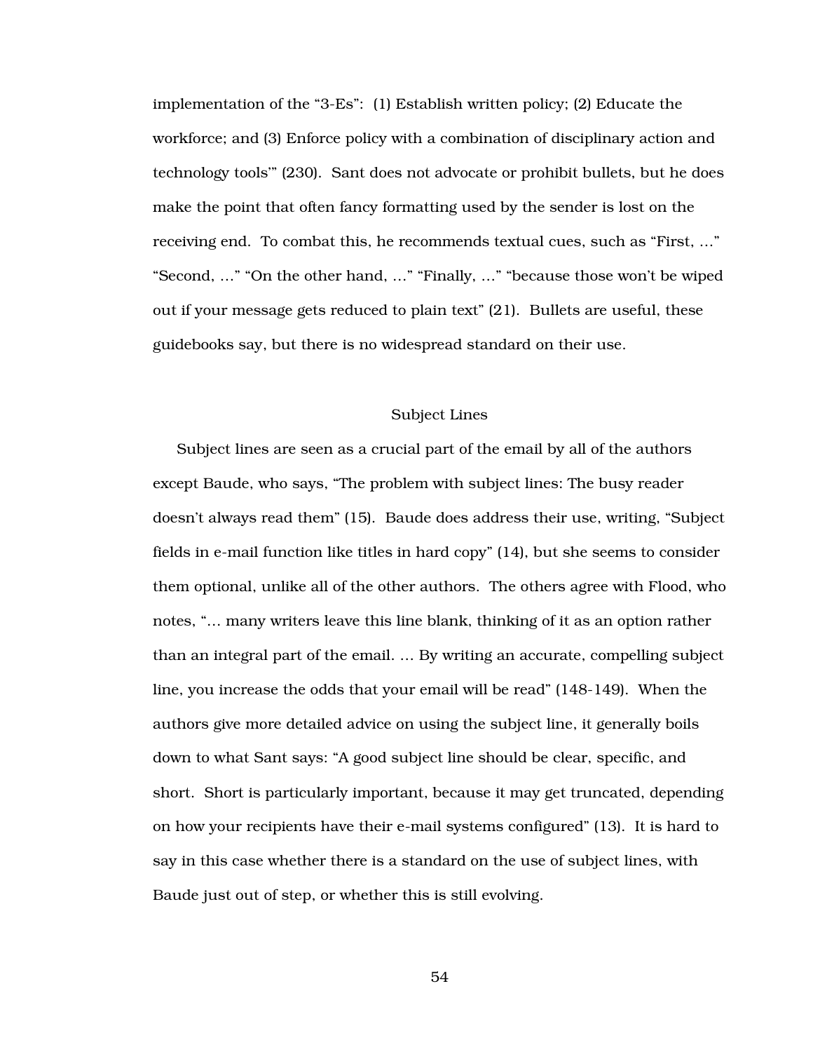implementation of the "3-Es": (1) Establish written policy; (2) Educate the workforce; and (3) Enforce policy with a combination of disciplinary action and technology tools'" (230). Sant does not advocate or prohibit bullets, but he does make the point that often fancy formatting used by the sender is lost on the receiving end. To combat this, he recommends textual cues, such as "First, …" "Second, …" "On the other hand, …" "Finally, …" "because those won't be wiped out if your message gets reduced to plain text" (21). Bullets are useful, these guidebooks say, but there is no widespread standard on their use.

## Subject Lines

Subject lines are seen as a crucial part of the email by all of the authors except Baude, who says, "The problem with subject lines: The busy reader doesn't always read them" (15). Baude does address their use, writing, "Subject fields in e-mail function like titles in hard copy" (14), but she seems to consider them optional, unlike all of the other authors. The others agree with Flood, who notes, "… many writers leave this line blank, thinking of it as an option rather than an integral part of the email. … By writing an accurate, compelling subject line, you increase the odds that your email will be read" (148-149). When the authors give more detailed advice on using the subject line, it generally boils down to what Sant says: "A good subject line should be clear, specific, and short. Short is particularly important, because it may get truncated, depending on how your recipients have their e-mail systems configured" (13). It is hard to say in this case whether there is a standard on the use of subject lines, with Baude just out of step, or whether this is still evolving.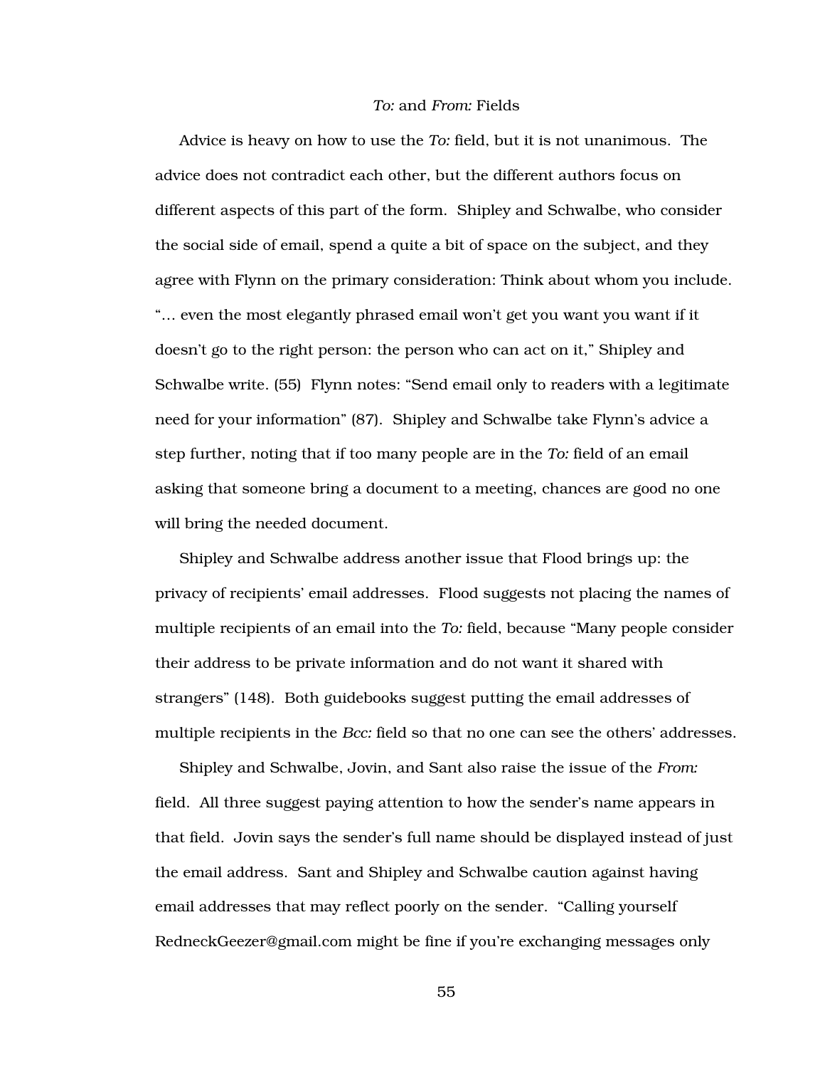## *To:* and *From:* Fields

Advice is heavy on how to use the *To:* field, but it is not unanimous. The advice does not contradict each other, but the different authors focus on different aspects of this part of the form. Shipley and Schwalbe, who consider the social side of email, spend a quite a bit of space on the subject, and they agree with Flynn on the primary consideration: Think about whom you include. "… even the most elegantly phrased email won't get you want you want if it doesn't go to the right person: the person who can act on it," Shipley and Schwalbe write. (55) Flynn notes: "Send email only to readers with a legitimate need for your information" (87). Shipley and Schwalbe take Flynn's advice a step further, noting that if too many people are in the *To:* field of an email asking that someone bring a document to a meeting, chances are good no one will bring the needed document.

Shipley and Schwalbe address another issue that Flood brings up: the privacy of recipients' email addresses. Flood suggests not placing the names of multiple recipients of an email into the *To:* field, because "Many people consider their address to be private information and do not want it shared with strangers" (148). Both guidebooks suggest putting the email addresses of multiple recipients in the *Bcc:* field so that no one can see the others' addresses.

Shipley and Schwalbe, Jovin, and Sant also raise the issue of the *From:* field. All three suggest paying attention to how the sender's name appears in that field. Jovin says the sender's full name should be displayed instead of just the email address. Sant and Shipley and Schwalbe caution against having email addresses that may reflect poorly on the sender. "Calling yourself RedneckGeezer@gmail.com might be fine if you're exchanging messages only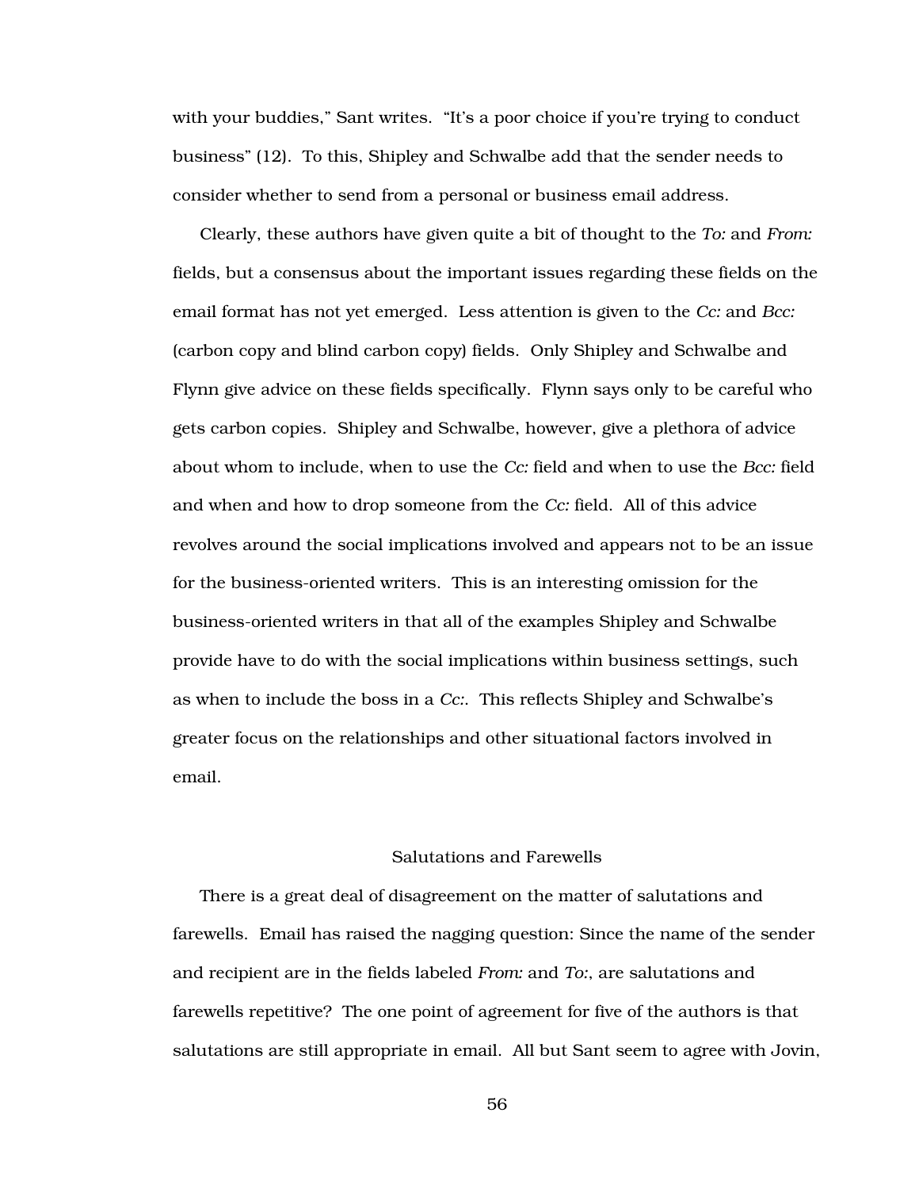with your buddies," Sant writes. "It's a poor choice if you're trying to conduct business" (12). To this, Shipley and Schwalbe add that the sender needs to consider whether to send from a personal or business email address.

Clearly, these authors have given quite a bit of thought to the *To:* and *From:* fields, but a consensus about the important issues regarding these fields on the email format has not yet emerged. Less attention is given to the *Cc:* and *Bcc:* (carbon copy and blind carbon copy) fields. Only Shipley and Schwalbe and Flynn give advice on these fields specifically. Flynn says only to be careful who gets carbon copies. Shipley and Schwalbe, however, give a plethora of advice about whom to include, when to use the *Cc:* field and when to use the *Bcc:* field and when and how to drop someone from the *Cc:* field. All of this advice revolves around the social implications involved and appears not to be an issue for the business-oriented writers. This is an interesting omission for the business-oriented writers in that all of the examples Shipley and Schwalbe provide have to do with the social implications within business settings, such as when to include the boss in a *Cc:*. This reflects Shipley and Schwalbe's greater focus on the relationships and other situational factors involved in email.

## Salutations and Farewells

There is a great deal of disagreement on the matter of salutations and farewells. Email has raised the nagging question: Since the name of the sender and recipient are in the fields labeled *From:* and *To:*, are salutations and farewells repetitive? The one point of agreement for five of the authors is that salutations are still appropriate in email. All but Sant seem to agree with Jovin,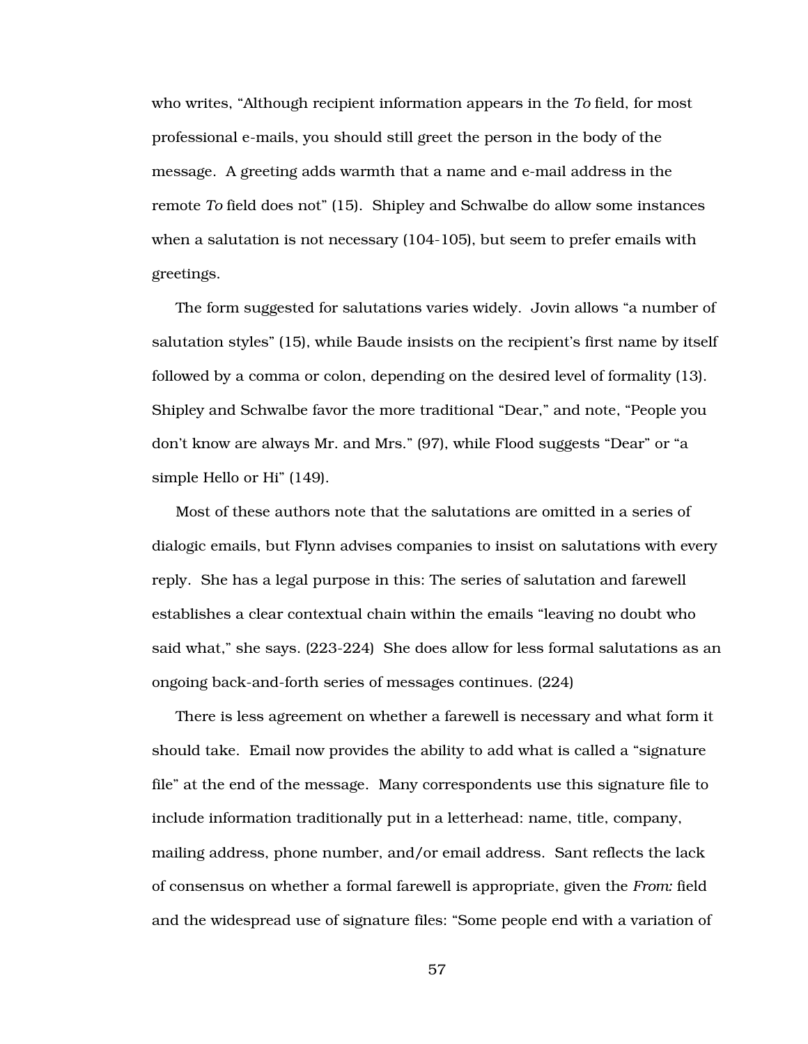who writes, “Although recipient information appears in the *To* field, for most professional e-mails, you should still greet the person in the body of the message. A greeting adds warmth that a name and e-mail address in the remote *To* field does not” (15). Shipley and Schwalbe do allow some instances when a salutation is not necessary (104-105), but seem to prefer emails with greetings.

The form suggested for salutations varies widely. Jovin allows “a number of salutation styles” (15), while Baude insists on the recipient’s first name by itself followed by a comma or colon, depending on the desired level of formality (13). Shipley and Schwalbe favor the more traditional “Dear,” and note, “People you don’t know are always Mr. and Mrs.” (97), while Flood suggests “Dear” or “a simple Hello or Hi” (149).

Most of these authors note that the salutations are omitted in a series of dialogic emails, but Flynn advises companies to insist on salutations with every reply. She has a legal purpose in this: The series of salutation and farewell establishes a clear contextual chain within the emails “leaving no doubt who said what,” she says. (223-224) She does allow for less formal salutations as an ongoing back-and-forth series of messages continues. (224)

There is less agreement on whether a farewell is necessary and what form it should take. Email now provides the ability to add what is called a “signature file” at the end of the message. Many correspondents use this signature file to include information traditionally put in a letterhead: name, title, company, mailing address, phone number, and/or email address. Sant reflects the lack of consensus on whether a formal farewell is appropriate, given the *From:* field and the widespread use of signature files: “Some people end with a variation of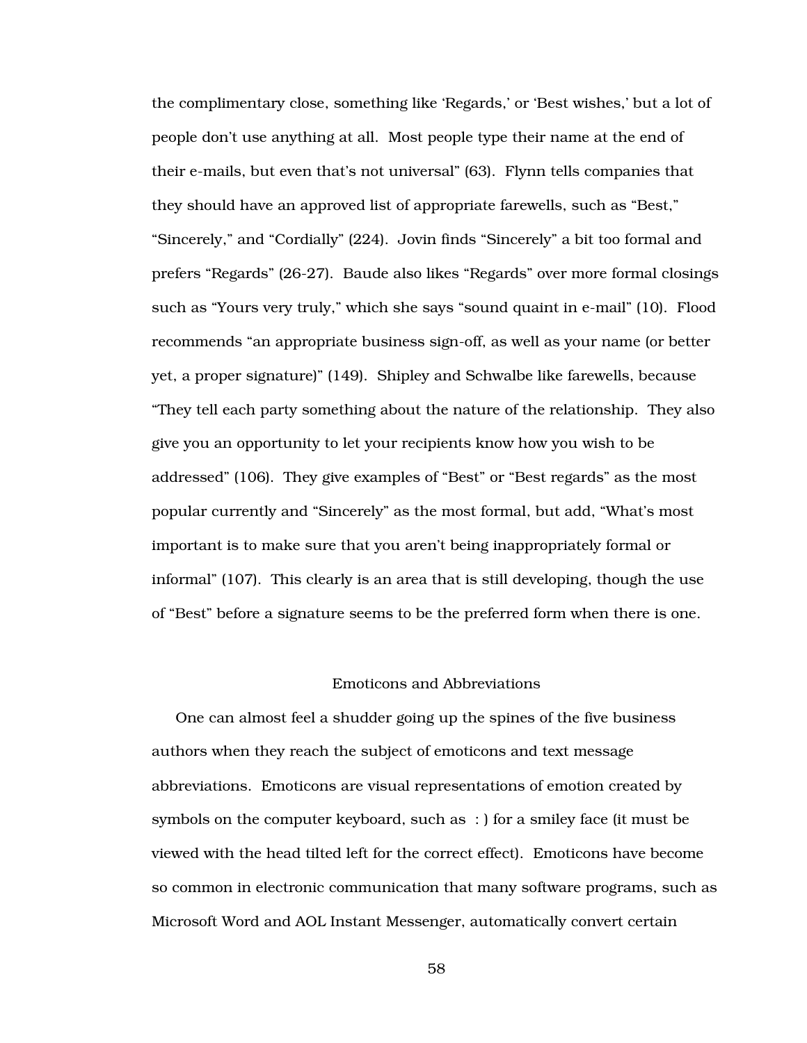the complimentary close, something like ‘Regards,’ or ‘Best wishes,’ but a lot of people don’t use anything at all. Most people type their name at the end of their e-mails, but even that’s not universal” (63). Flynn tells companies that they should have an approved list of appropriate farewells, such as “Best,” “Sincerely,” and “Cordially” (224). Jovin finds “Sincerely” a bit too formal and prefers “Regards” (26-27). Baude also likes “Regards” over more formal closings such as “Yours very truly,” which she says “sound quaint in e-mail” (10). Flood recommends “an appropriate business sign-off, as well as your name (or better yet, a proper signature)” (149). Shipley and Schwalbe like farewells, because “They tell each party something about the nature of the relationship. They also give you an opportunity to let your recipients know how you wish to be addressed” (106). They give examples of “Best” or “Best regards” as the most popular currently and “Sincerely” as the most formal, but add, “What’s most important is to make sure that you aren’t being inappropriately formal or informal” (107). This clearly is an area that is still developing, though the use of “Best” before a signature seems to be the preferred form when there is one.

## Emoticons and Abbreviations

One can almost feel a shudder going up the spines of the five business authors when they reach the subject of emoticons and text message abbreviations. Emoticons are visual representations of emotion created by symbols on the computer keyboard, such as : ) for a smiley face (it must be viewed with the head tilted left for the correct effect). Emoticons have become so common in electronic communication that many software programs, such as Microsoft Word and AOL Instant Messenger, automatically convert certain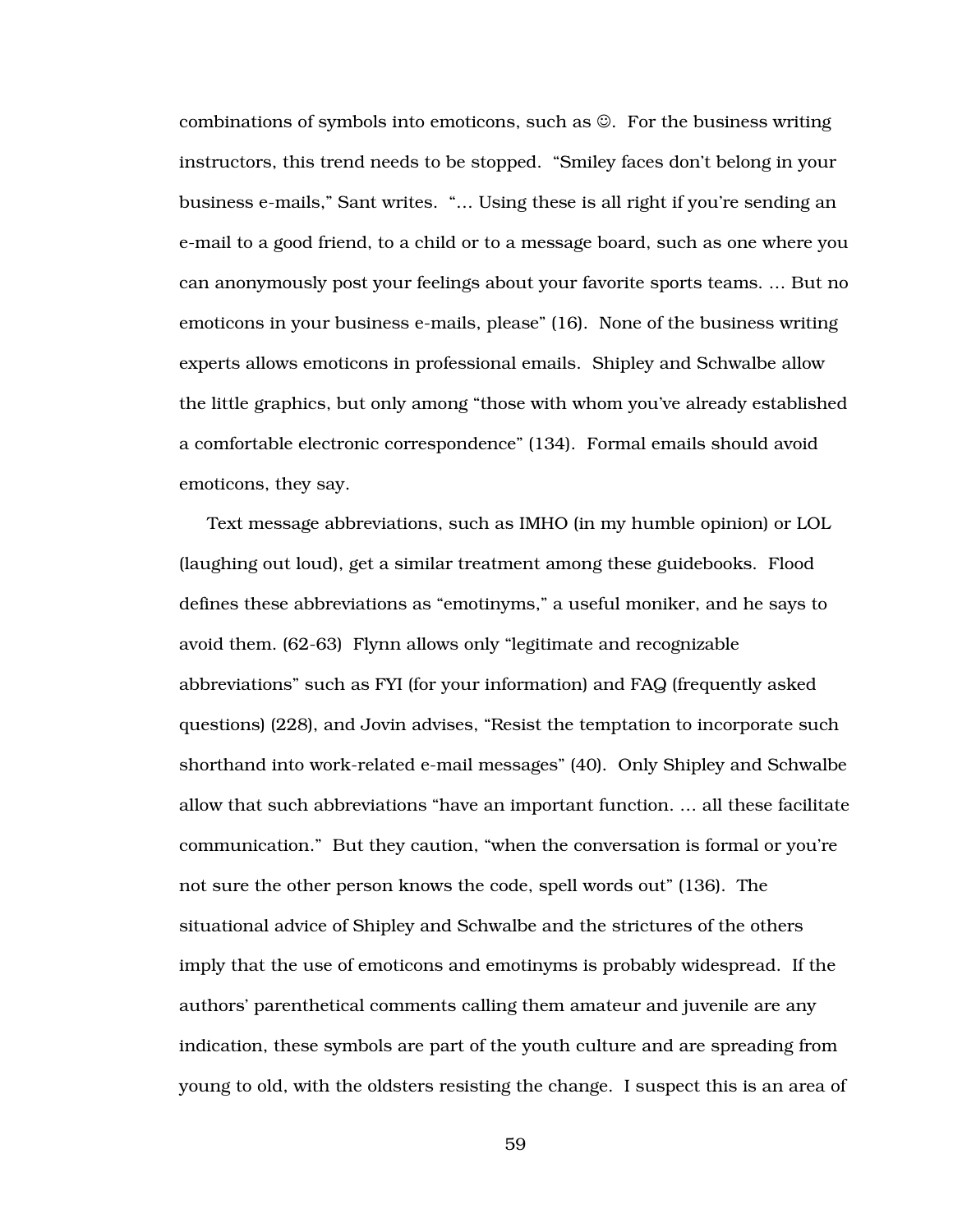combinations of symbols into emoticons, such as ☺. For the business writing instructors, this trend needs to be stopped. "Smiley faces don't belong in your business e-mails," Sant writes. "… Using these is all right if you're sending an e-mail to a good friend, to a child or to a message board, such as one where you can anonymously post your feelings about your favorite sports teams. … But no emoticons in your business e-mails, please" (16). None of the business writing experts allows emoticons in professional emails. Shipley and Schwalbe allow the little graphics, but only among "those with whom you've already established a comfortable electronic correspondence" (134). Formal emails should avoid emoticons, they say.

Text message abbreviations, such as IMHO (in my humble opinion) or LOL (laughing out loud), get a similar treatment among these guidebooks. Flood defines these abbreviations as "emotinyms," a useful moniker, and he says to avoid them. (62-63) Flynn allows only "legitimate and recognizable abbreviations" such as FYI (for your information) and FAQ (frequently asked questions) (228), and Jovin advises, "Resist the temptation to incorporate such shorthand into work-related e-mail messages" (40). Only Shipley and Schwalbe allow that such abbreviations "have an important function. … all these facilitate communication." But they caution, "when the conversation is formal or you're not sure the other person knows the code, spell words out" (136). The situational advice of Shipley and Schwalbe and the strictures of the others imply that the use of emoticons and emotinyms is probably widespread. If the authors' parenthetical comments calling them amateur and juvenile are any indication, these symbols are part of the youth culture and are spreading from young to old, with the oldsters resisting the change. I suspect this is an area of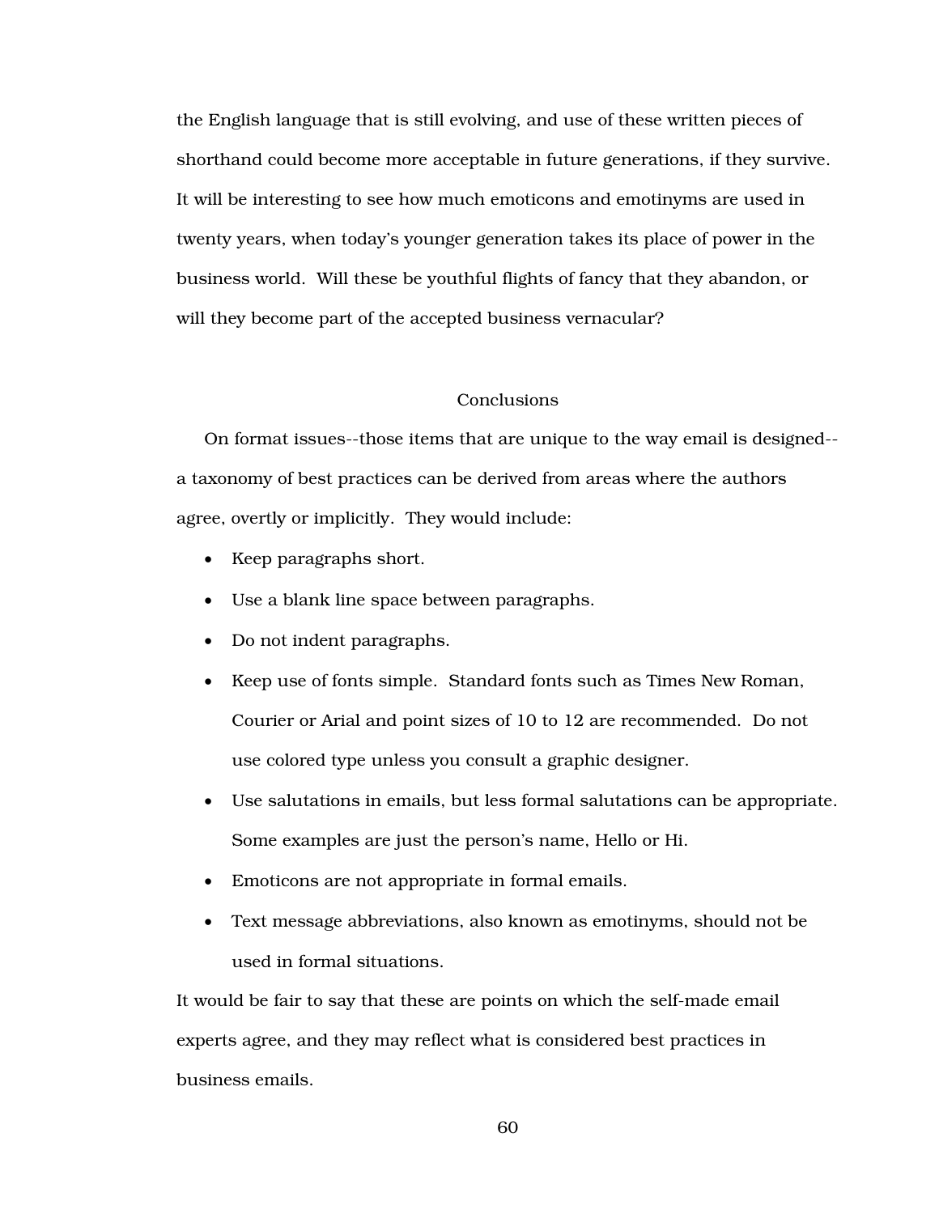the English language that is still evolving, and use of these written pieces of shorthand could become more acceptable in future generations, if they survive. It will be interesting to see how much emoticons and emotinyms are used in twenty years, when today's younger generation takes its place of power in the business world. Will these be youthful flights of fancy that they abandon, or will they become part of the accepted business vernacular?

## Conclusions

On format issues--those items that are unique to the way email is designed--a taxonomy of best practices can be derived from areas where the authors agree, overtly or implicitly. They would include:

- Keep paragraphs short.
- Use a blank line space between paragraphs.
- Do not indent paragraphs.
- Keep use of fonts simple. Standard fonts such as Times New Roman, Courier or Arial and point sizes of 10 to 12 are recommended. Do not use colored type unless you consult a graphic designer.
- Use salutations in emails, but less formal salutations can be appropriate. Some examples are just the person's name, Hello or Hi.
- Emoticons are not appropriate in formal emails.
- Text message abbreviations, also known as emotinyms, should not be used in formal situations.

It would be fair to say that these are points on which the self-made email experts agree, and they may reflect what is considered best practices in business emails.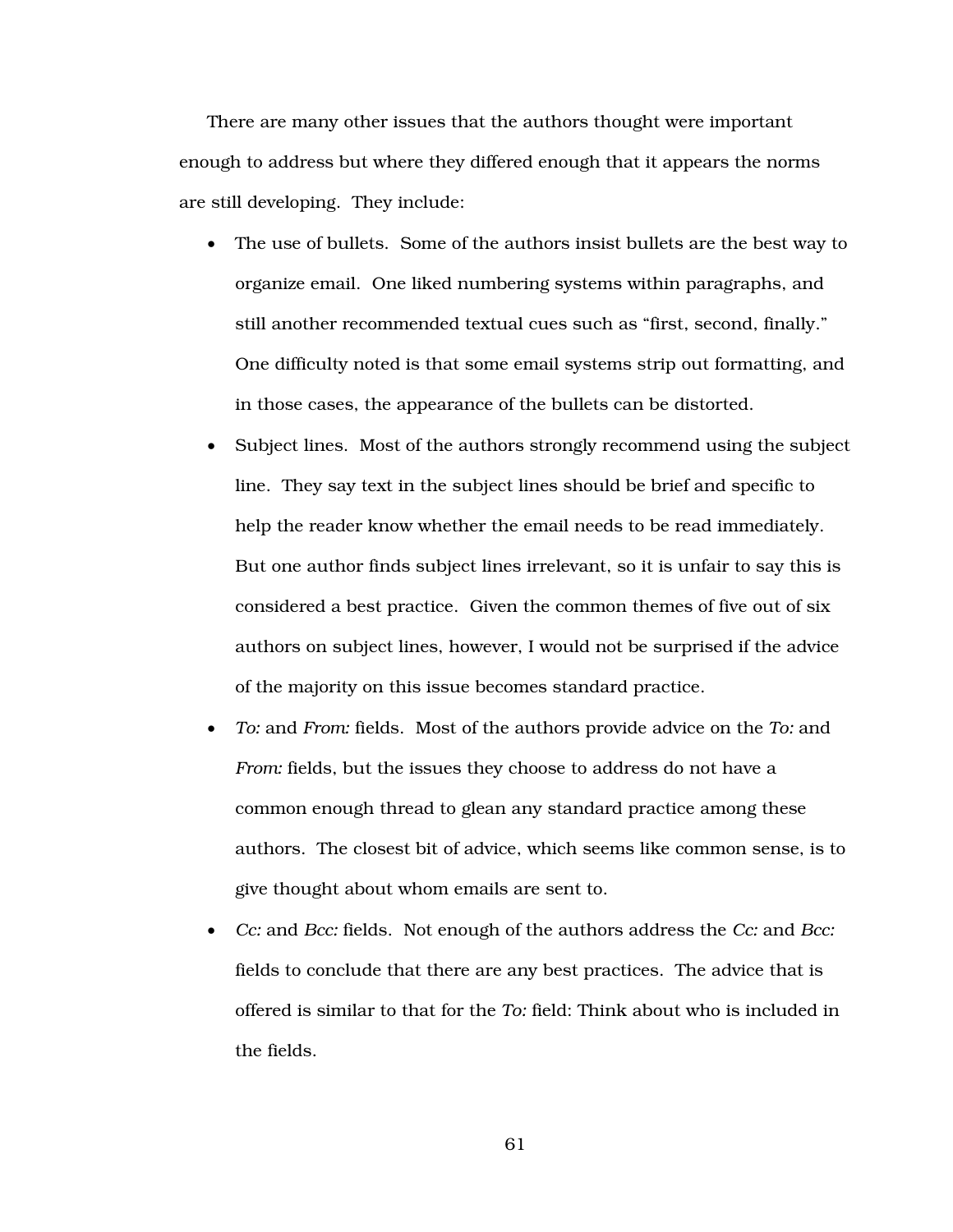There are many other issues that the authors thought were important enough to address but where they differed enough that it appears the norms are still developing. They include:

- The use of bullets. Some of the authors insist bullets are the best way to organize email. One liked numbering systems within paragraphs, and still another recommended textual cues such as "first, second, finally." One difficulty noted is that some email systems strip out formatting, and in those cases, the appearance of the bullets can be distorted.
- Subject lines. Most of the authors strongly recommend using the subject line. They say text in the subject lines should be brief and specific to help the reader know whether the email needs to be read immediately. But one author finds subject lines irrelevant, so it is unfair to say this is considered a best practice. Given the common themes of five out of six authors on subject lines, however, I would not be surprised if the advice of the majority on this issue becomes standard practice.
- *To:* and *From:* fields. Most of the authors provide advice on the *To:* and *From:* fields, but the issues they choose to address do not have a common enough thread to glean any standard practice among these authors. The closest bit of advice, which seems like common sense, is to give thought about whom emails are sent to.
- *Cc:* and *Bcc:* fields. Not enough of the authors address the *Cc:* and *Bcc:* fields to conclude that there are any best practices. The advice that is offered is similar to that for the *To:* field: Think about who is included in the fields.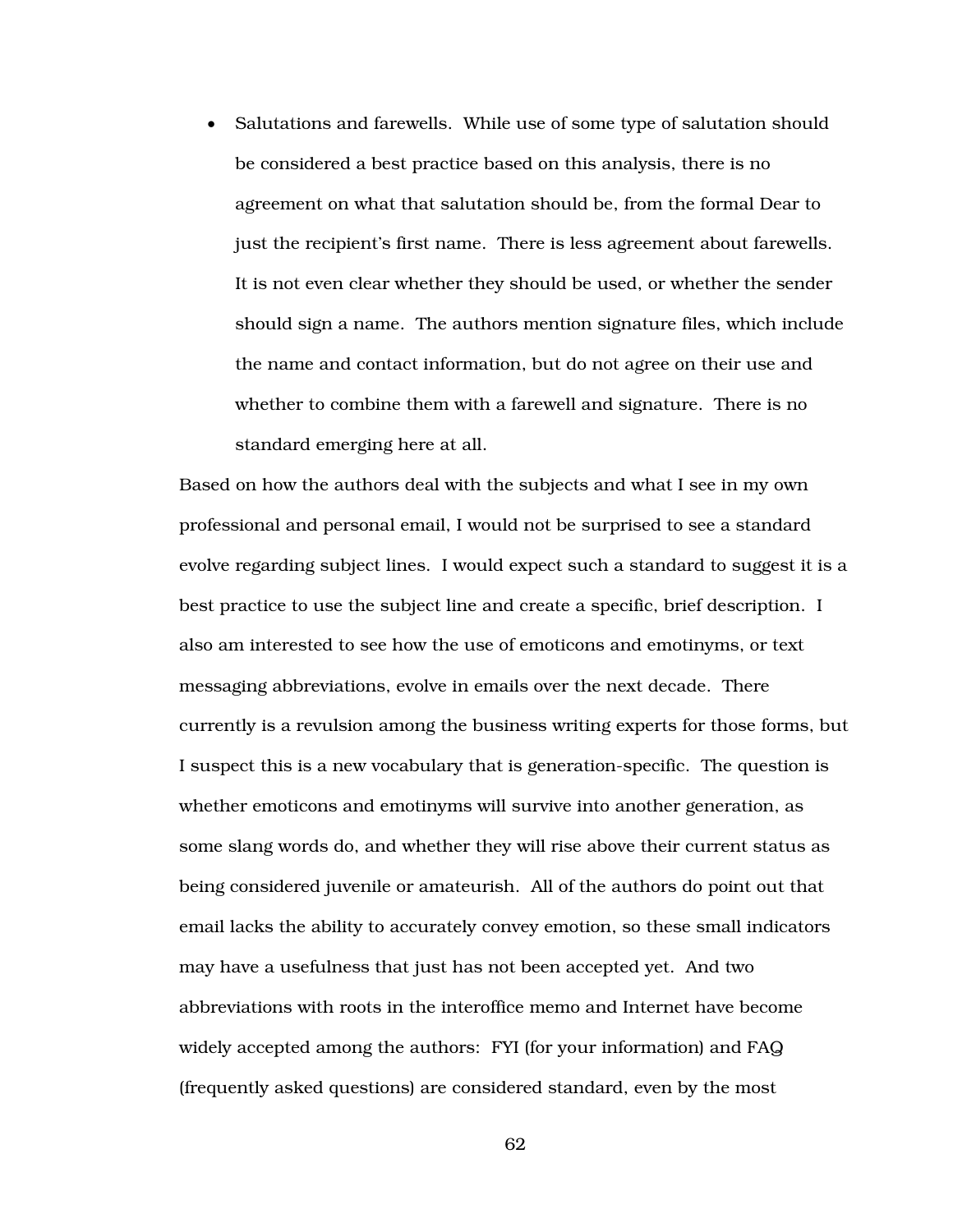- Salutations and farewells. While use of some type of salutation should be considered a best practice based on this analysis, there is no agreement on what that salutation should be, from the formal Dear to just the recipient's first name. There is less agreement about farewells. It is not even clear whether they should be used, or whether the sender should sign a name. The authors mention signature files, which include the name and contact information, but do not agree on their use and whether to combine them with a farewell and signature. There is no standard emerging here at all.

Based on how the authors deal with the subjects and what I see in my own professional and personal email, I would not be surprised to see a standard evolve regarding subject lines. I would expect such a standard to suggest it is a best practice to use the subject line and create a specific, brief description. I also am interested to see how the use of emoticons and emotinyms, or text messaging abbreviations, evolve in emails over the next decade. There currently is a revulsion among the business writing experts for those forms, but I suspect this is a new vocabulary that is generation-specific. The question is whether emoticons and emotinyms will survive into another generation, as some slang words do, and whether they will rise above their current status as being considered juvenile or amateurish. All of the authors do point out that email lacks the ability to accurately convey emotion, so these small indicators may have a usefulness that just has not been accepted yet. And two abbreviations with roots in the interoffice memo and Internet have become widely accepted among the authors: FYI (for your information) and FAQ (frequently asked questions) are considered standard, even by the most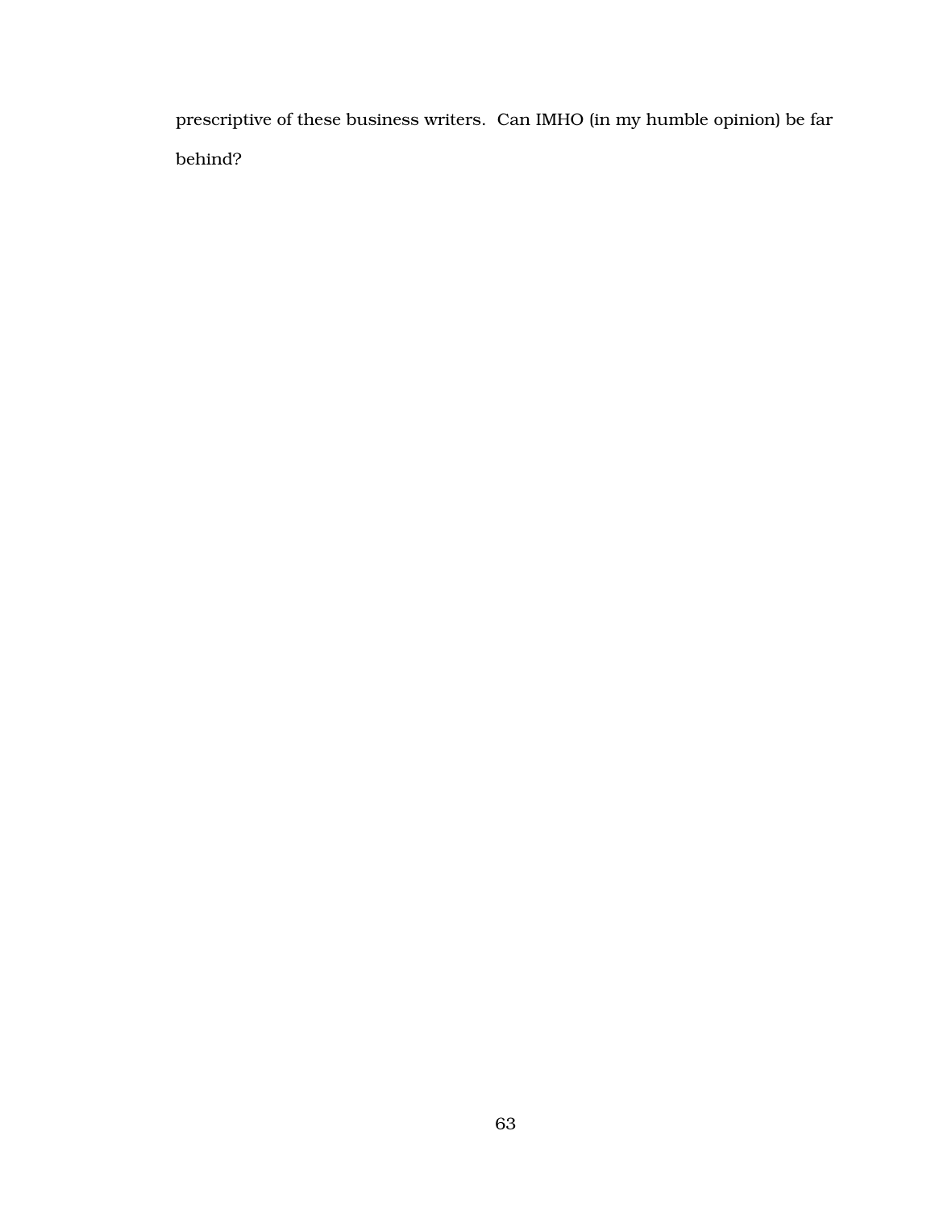prescriptive of these business writers. Can IMHO (in my humble opinion) be far behind?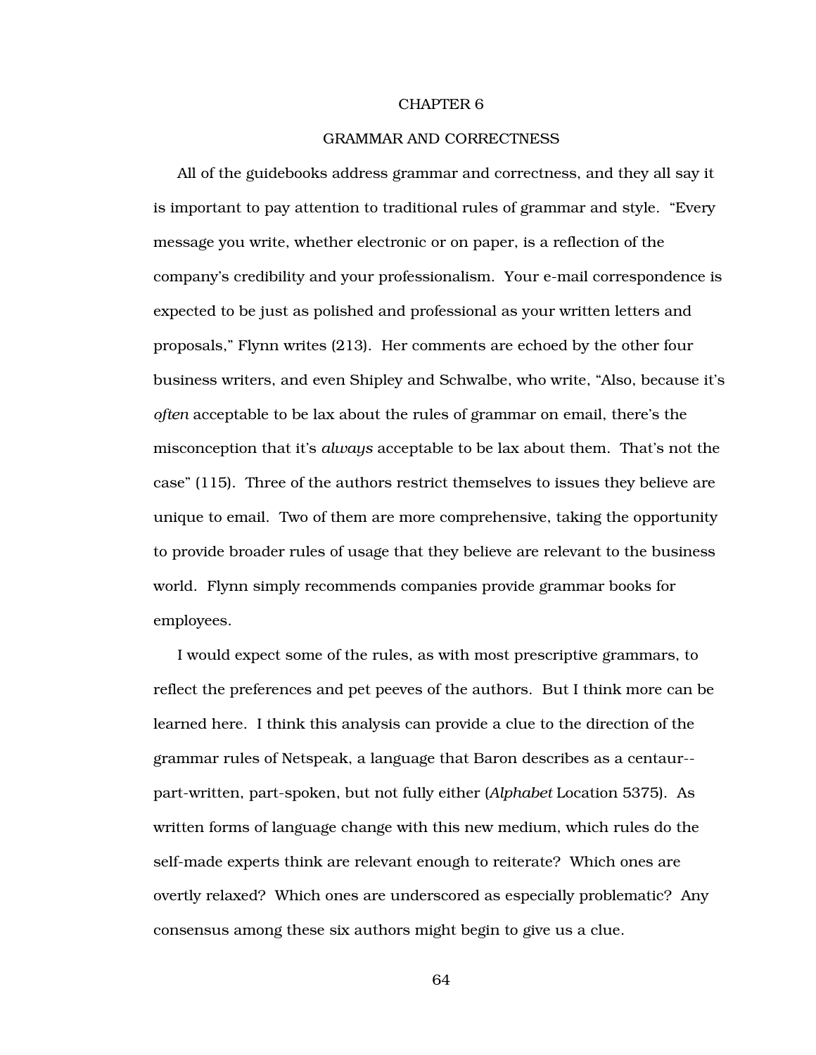# CHAPTER 6

## GRAMMAR AND CORRECTNESS

All of the guidebooks address grammar and correctness, and they all say it is important to pay attention to traditional rules of grammar and style. "Every message you write, whether electronic or on paper, is a reflection of the company's credibility and your professionalism. Your e-mail correspondence is expected to be just as polished and professional as your written letters and proposals," Flynn writes (213). Her comments are echoed by the other four business writers, and even Shipley and Schwalbe, who write, "Also, because it's *often* acceptable to be lax about the rules of grammar on email, there's the misconception that it's *always* acceptable to be lax about them. That's not the case" (115). Three of the authors restrict themselves to issues they believe are unique to email. Two of them are more comprehensive, taking the opportunity to provide broader rules of usage that they believe are relevant to the business world. Flynn simply recommends companies provide grammar books for employees.

I would expect some of the rules, as with most prescriptive grammars, to reflect the preferences and pet peeves of the authors. But I think more can be learned here. I think this analysis can provide a clue to the direction of the grammar rules of Netspeak, a language that Baron describes as a centaur--part-written, part-spoken, but not fully either (*Alphabet* Location 5375). As written forms of language change with this new medium, which rules do the self-made experts think are relevant enough to reiterate? Which ones are overtly relaxed? Which ones are underscored as especially problematic? Any consensus among these six authors might begin to give us a clue.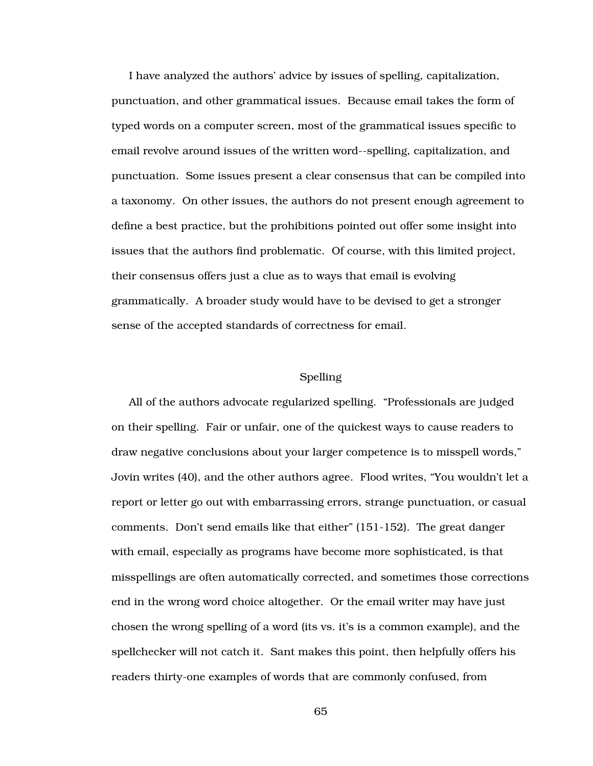I have analyzed the authors' advice by issues of spelling, capitalization, punctuation, and other grammatical issues. Because email takes the form of typed words on a computer screen, most of the grammatical issues specific to email revolve around issues of the written word--spelling, capitalization, and punctuation. Some issues present a clear consensus that can be compiled into a taxonomy. On other issues, the authors do not present enough agreement to define a best practice, but the prohibitions pointed out offer some insight into issues that the authors find problematic. Of course, with this limited project, their consensus offers just a clue as to ways that email is evolving grammatically. A broader study would have to be devised to get a stronger sense of the accepted standards of correctness for email.

## Spelling

All of the authors advocate regularized spelling. "Professionals are judged on their spelling. Fair or unfair, one of the quickest ways to cause readers to draw negative conclusions about your larger competence is to misspell words," Jovin writes (40), and the other authors agree. Flood writes, "You wouldn't let a report or letter go out with embarrassing errors, strange punctuation, or casual comments. Don't send emails like that either" (151-152). The great danger with email, especially as programs have become more sophisticated, is that misspellings are often automatically corrected, and sometimes those corrections end in the wrong word choice altogether. Or the email writer may have just chosen the wrong spelling of a word (its vs. it's is a common example), and the spellchecker will not catch it. Sant makes this point, then helpfully offers his readers thirty-one examples of words that are commonly confused, from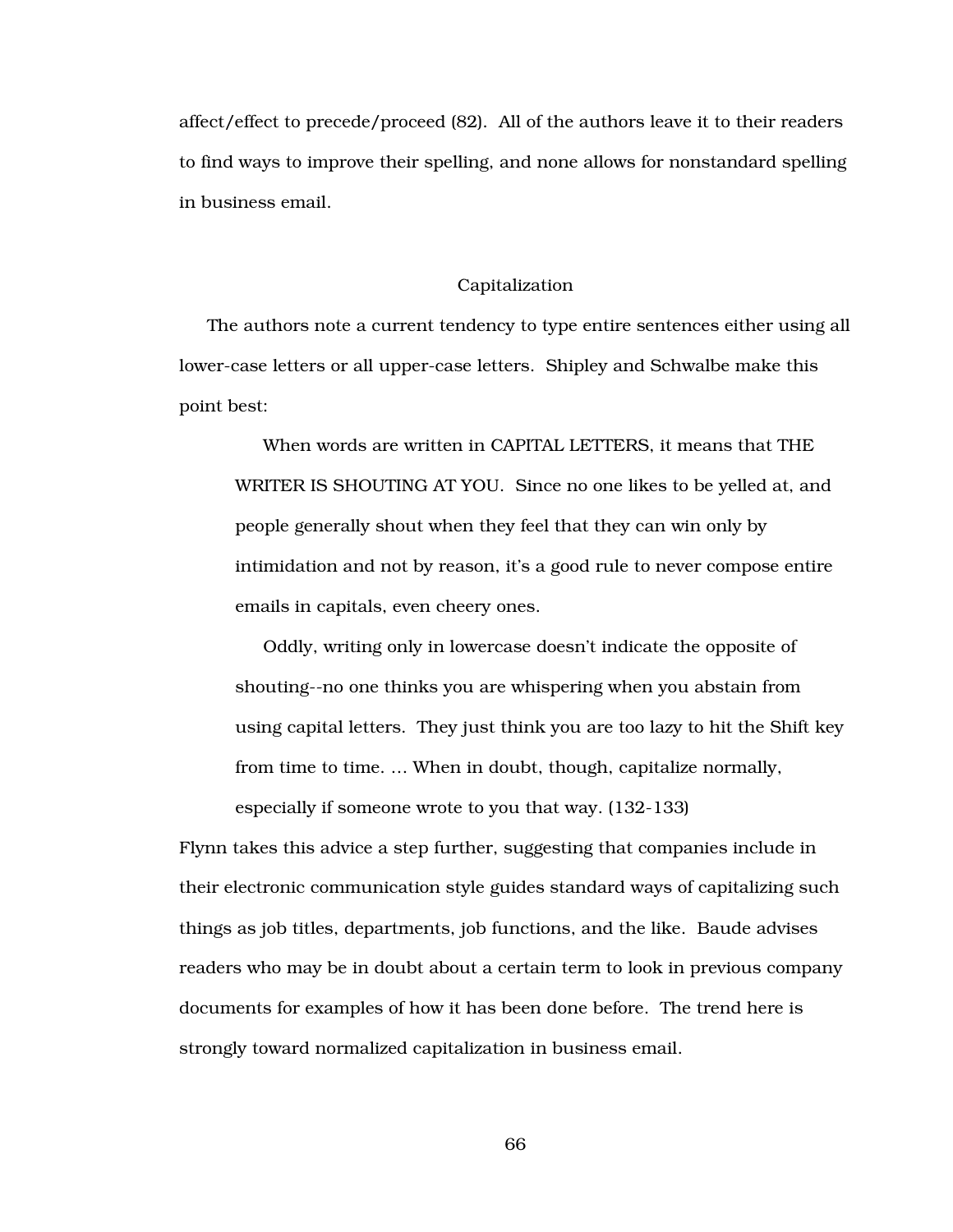affect/effect to precede/proceed (82). All of the authors leave it to their readers to find ways to improve their spelling, and none allows for nonstandard spelling in business email.

## Capitalization

The authors note a current tendency to type entire sentences either using all lower-case letters or all upper-case letters. Shipley and Schwalbe make this point best:

> When words are written in CAPITAL LETTERS, it means that THE WRITER IS SHOUTING AT YOU. Since no one likes to be yelled at, and people generally shout when they feel that they can win only by intimidation and not by reason, it's a good rule to never compose entire emails in capitals, even cheery ones.
>
> Oddly, writing only in lowercase doesn't indicate the opposite of shouting--no one thinks you are whispering when you abstain from using capital letters. They just think you are too lazy to hit the Shift key from time to time. ... When in doubt, though, capitalize normally, especially if someone wrote to you that way. (132-133)

Flynn takes this advice a step further, suggesting that companies include in their electronic communication style guides standard ways of capitalizing such things as job titles, departments, job functions, and the like. Baude advises readers who may be in doubt about a certain term to look in previous company documents for examples of how it has been done before. The trend here is strongly toward normalized capitalization in business email.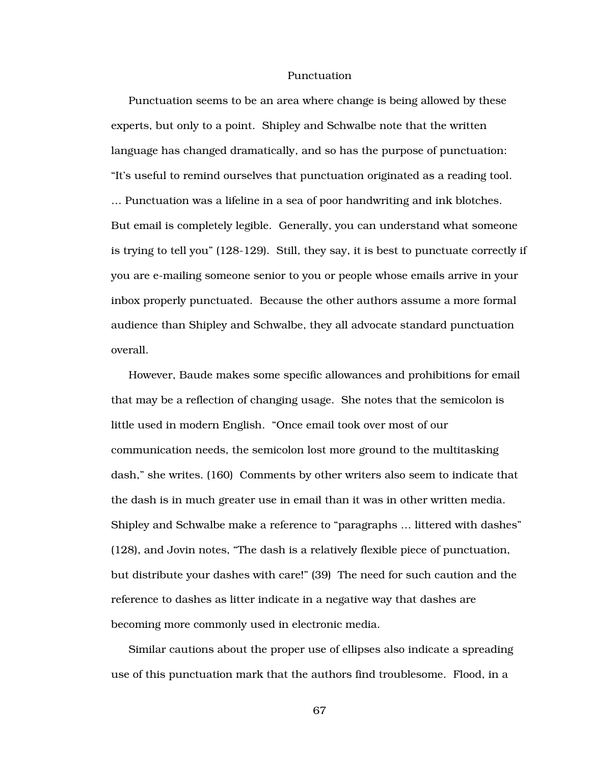## Punctuation

Punctuation seems to be an area where change is being allowed by these experts, but only to a point. Shipley and Schwalbe note that the written language has changed dramatically, and so has the purpose of punctuation: "It's useful to remind ourselves that punctuation originated as a reading tool. … Punctuation was a lifeline in a sea of poor handwriting and ink blotches. But email is completely legible. Generally, you can understand what someone is trying to tell you" (128-129). Still, they say, it is best to punctuate correctly if you are e-mailing someone senior to you or people whose emails arrive in your inbox properly punctuated. Because the other authors assume a more formal audience than Shipley and Schwalbe, they all advocate standard punctuation overall.

However, Baude makes some specific allowances and prohibitions for email that may be a reflection of changing usage. She notes that the semicolon is little used in modern English. "Once email took over most of our communication needs, the semicolon lost more ground to the multitasking dash," she writes. (160) Comments by other writers also seem to indicate that the dash is in much greater use in email than it was in other written media. Shipley and Schwalbe make a reference to "paragraphs … littered with dashes" (128), and Jovin notes, "The dash is a relatively flexible piece of punctuation, but distribute your dashes with care!" (39) The need for such caution and the reference to dashes as litter indicate in a negative way that dashes are becoming more commonly used in electronic media.

Similar cautions about the proper use of ellipses also indicate a spreading use of this punctuation mark that the authors find troublesome. Flood, in a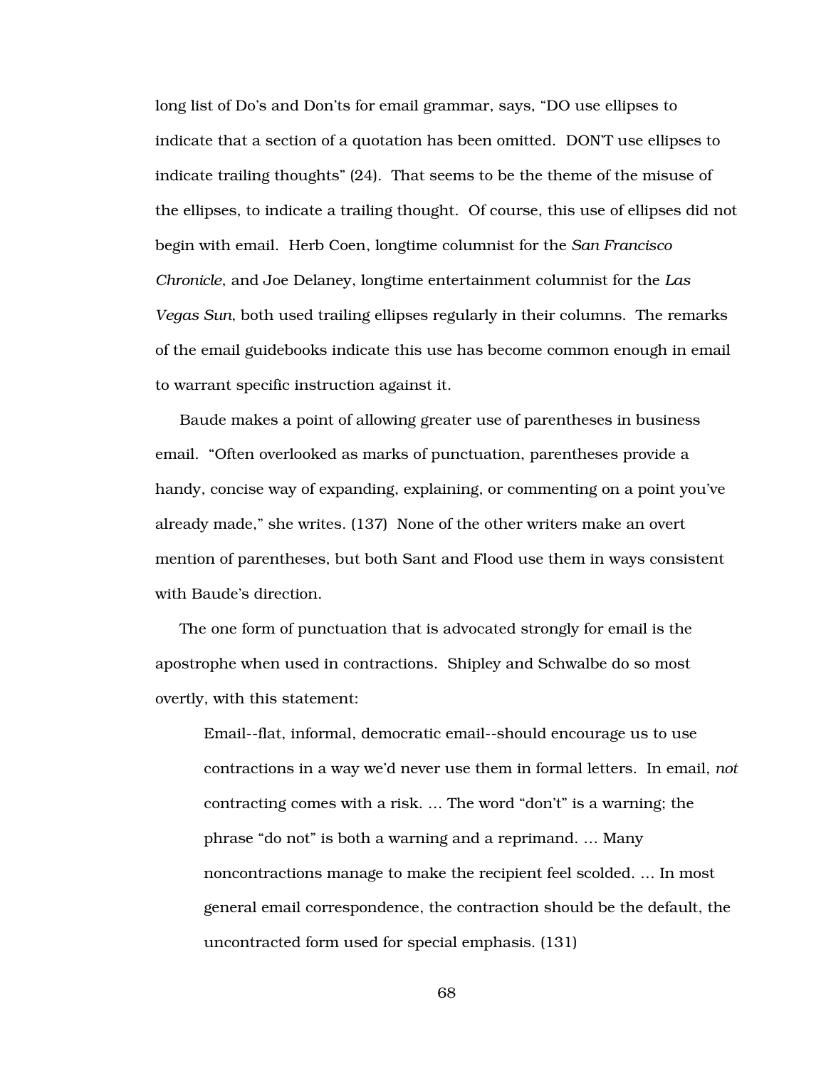long list of Do's and Don'ts for email grammar, says, "DO use ellipses to indicate that a section of a quotation has been omitted. DON'T use ellipses to indicate trailing thoughts" (24). That seems to be the theme of the misuse of the ellipses, to indicate a trailing thought. Of course, this use of ellipses did not begin with email. Herb Coen, longtime columnist for the *San Francisco Chronicle*, and Joe Delaney, longtime entertainment columnist for the *Las Vegas Sun*, both used trailing ellipses regularly in their columns. The remarks of the email guidebooks indicate this use has become common enough in email to warrant specific instruction against it.

Baude makes a point of allowing greater use of parentheses in business email. "Often overlooked as marks of punctuation, parentheses provide a handy, concise way of expanding, explaining, or commenting on a point you've already made," she writes. (137) None of the other writers make an overt mention of parentheses, but both Sant and Flood use them in ways consistent with Baude's direction.

The one form of punctuation that is advocated strongly for email is the apostrophe when used in contractions. Shipley and Schwalbe do so most overtly, with this statement:

> Email--flat, informal, democratic email--should encourage us to use contractions in a way we'd never use them in formal letters. In email, *not* contracting comes with a risk. … The word "don't" is a warning; the phrase "do not" is both a warning and a reprimand. … Many noncontractions manage to make the recipient feel scolded. … In most general email correspondence, the contraction should be the default, the uncontracted form used for special emphasis. (131)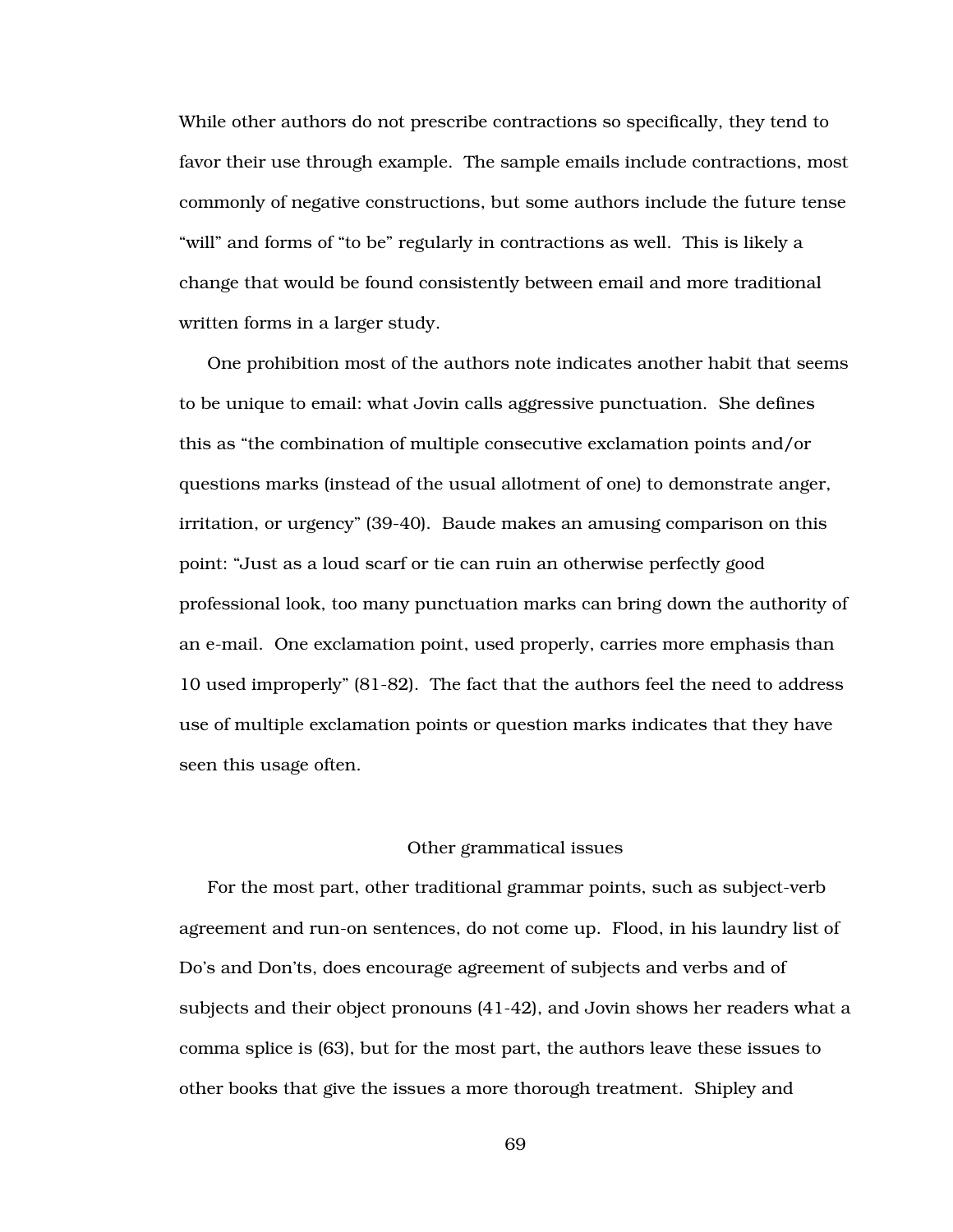While other authors do not prescribe contractions so specifically, they tend to favor their use through example. The sample emails include contractions, most commonly of negative constructions, but some authors include the future tense "will" and forms of "to be" regularly in contractions as well. This is likely a change that would be found consistently between email and more traditional written forms in a larger study.

One prohibition most of the authors note indicates another habit that seems to be unique to email: what Jovin calls aggressive punctuation. She defines this as "the combination of multiple consecutive exclamation points and/or questions marks (instead of the usual allotment of one) to demonstrate anger, irritation, or urgency" (39-40). Baude makes an amusing comparison on this point: "Just as a loud scarf or tie can ruin an otherwise perfectly good professional look, too many punctuation marks can bring down the authority of an e-mail. One exclamation point, used properly, carries more emphasis than 10 used improperly" (81-82). The fact that the authors feel the need to address use of multiple exclamation points or question marks indicates that they have seen this usage often.

## Other grammatical issues

For the most part, other traditional grammar points, such as subject-verb agreement and run-on sentences, do not come up. Flood, in his laundry list of Do's and Don'ts, does encourage agreement of subjects and verbs and of subjects and their object pronouns (41-42), and Jovin shows her readers what a comma splice is (63), but for the most part, the authors leave these issues to other books that give the issues a more thorough treatment. Shipley and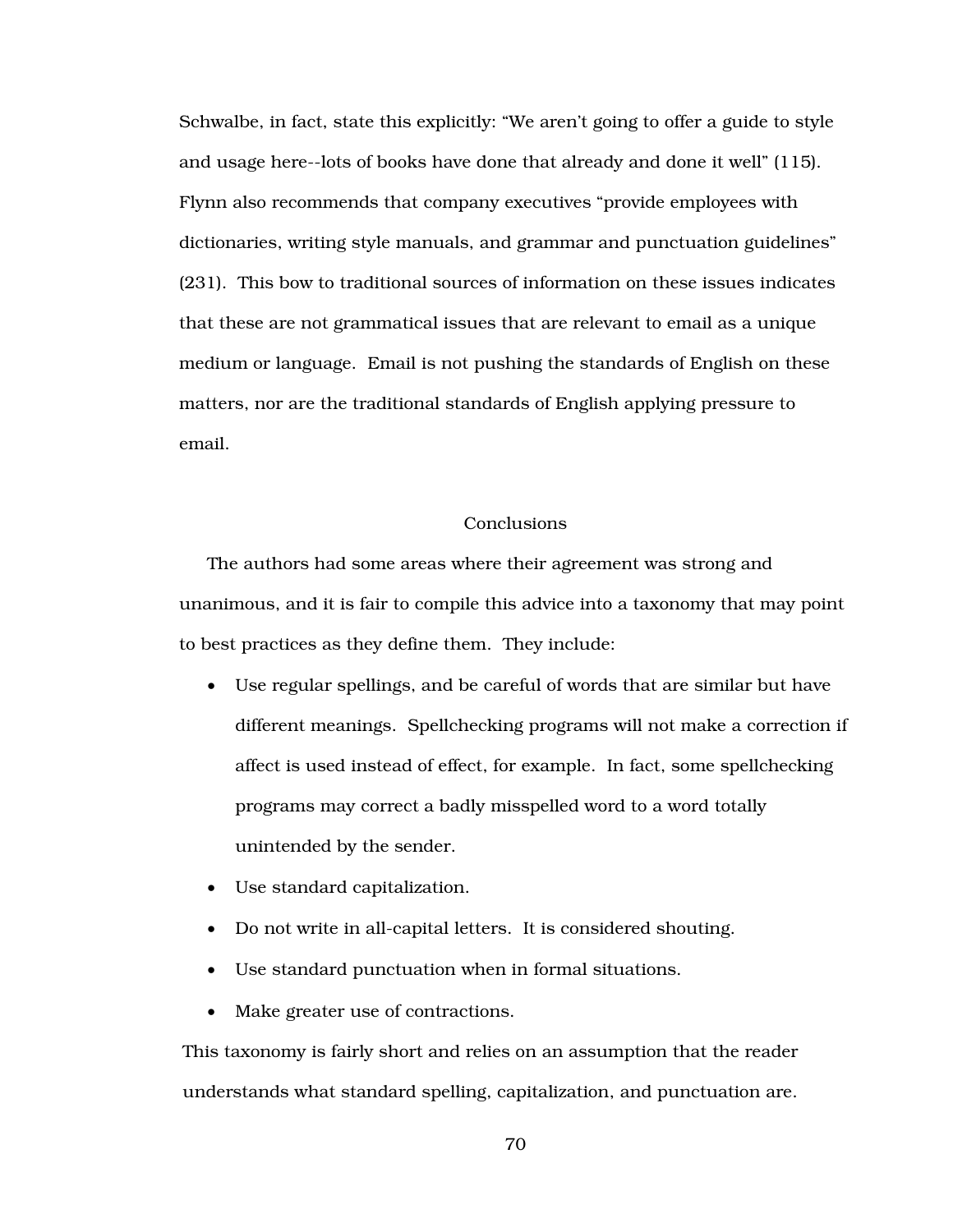Schwalbe, in fact, state this explicitly: “We aren’t going to offer a guide to style and usage here--lots of books have done that already and done it well” (115). Flynn also recommends that company executives “provide employees with dictionaries, writing style manuals, and grammar and punctuation guidelines” (231). This bow to traditional sources of information on these issues indicates that these are not grammatical issues that are relevant to email as a unique medium or language. Email is not pushing the standards of English on these matters, nor are the traditional standards of English applying pressure to email.

## Conclusions

The authors had some areas where their agreement was strong and unanimous, and it is fair to compile this advice into a taxonomy that may point to best practices as they define them. They include:

- Use regular spellings, and be careful of words that are similar but have different meanings. Spellchecking programs will not make a correction if affect is used instead of effect, for example. In fact, some spellchecking programs may correct a badly misspelled word to a word totally unintended by the sender.
- Use standard capitalization.
- Do not write in all-capital letters. It is considered shouting.
- Use standard punctuation when in formal situations.
- Make greater use of contractions.

This taxonomy is fairly short and relies on an assumption that the reader understands what standard spelling, capitalization, and punctuation are.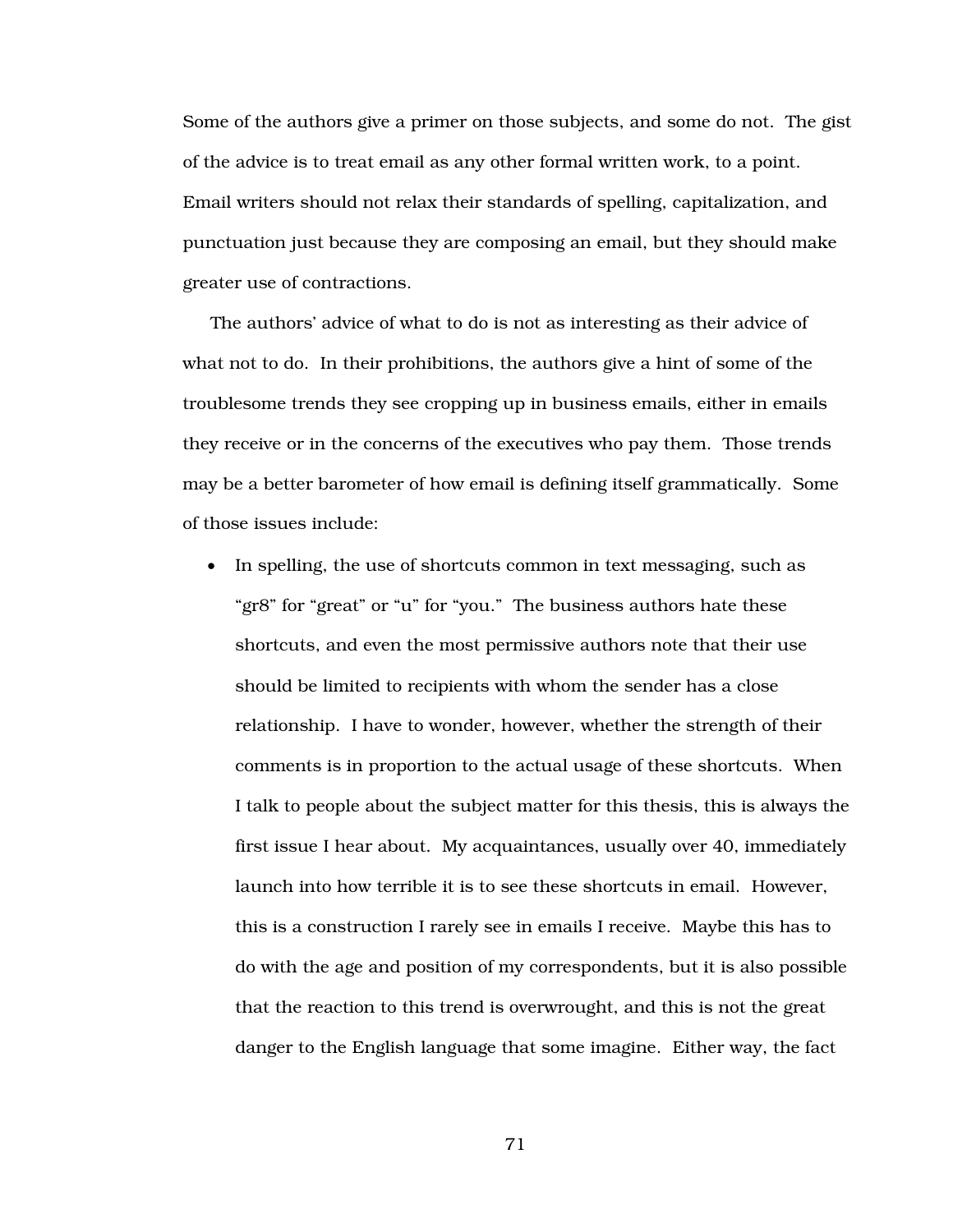Some of the authors give a primer on those subjects, and some do not. The gist of the advice is to treat email as any other formal written work, to a point. Email writers should not relax their standards of spelling, capitalization, and punctuation just because they are composing an email, but they should make greater use of contractions.

The authors' advice of what to do is not as interesting as their advice of what not to do. In their prohibitions, the authors give a hint of some of the troublesome trends they see cropping up in business emails, either in emails they receive or in the concerns of the executives who pay them. Those trends may be a better barometer of how email is defining itself grammatically. Some of those issues include:

- In spelling, the use of shortcuts common in text messaging, such as "gr8" for "great" or "u" for "you." The business authors hate these shortcuts, and even the most permissive authors note that their use should be limited to recipients with whom the sender has a close relationship. I have to wonder, however, whether the strength of their comments is in proportion to the actual usage of these shortcuts. When I talk to people about the subject matter for this thesis, this is always the first issue I hear about. My acquaintances, usually over 40, immediately launch into how terrible it is to see these shortcuts in email. However, this is a construction I rarely see in emails I receive. Maybe this has to do with the age and position of my correspondents, but it is also possible that the reaction to this trend is overwrought, and this is not the great danger to the English language that some imagine. Either way, the fact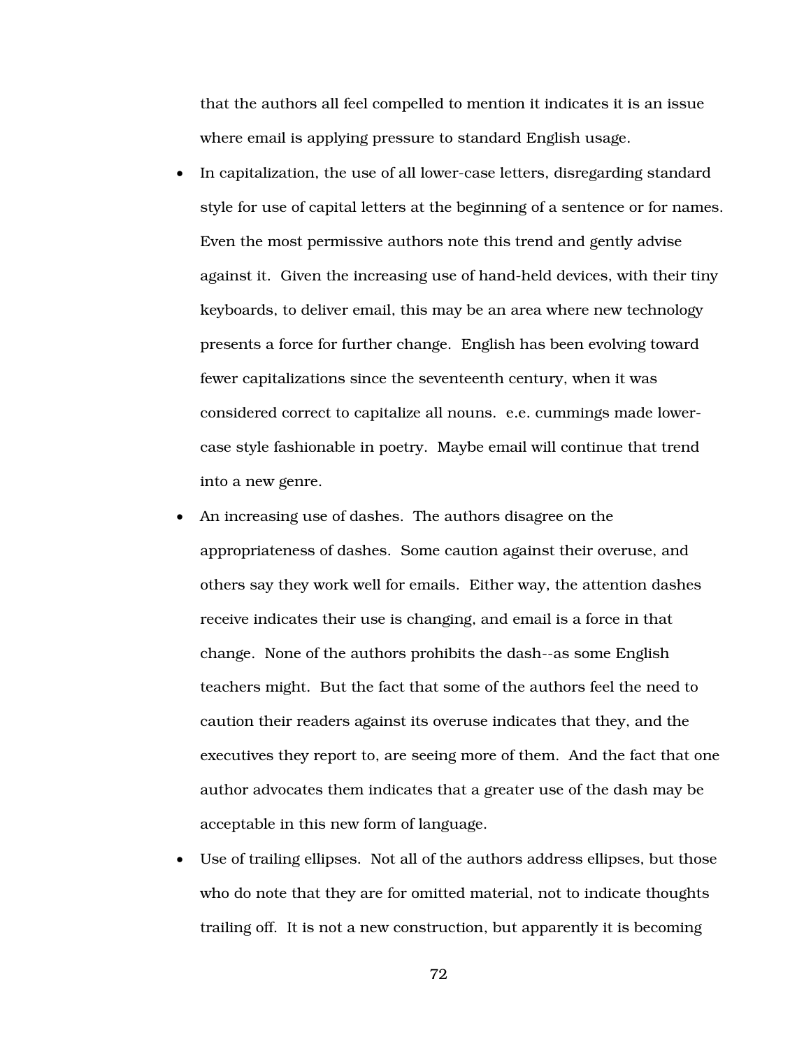that the authors all feel compelled to mention it indicates it is an issue where email is applying pressure to standard English usage.

- In capitalization, the use of all lower-case letters, disregarding standard style for use of capital letters at the beginning of a sentence or for names. Even the most permissive authors note this trend and gently advise against it. Given the increasing use of hand-held devices, with their tiny keyboards, to deliver email, this may be an area where new technology presents a force for further change. English has been evolving toward fewer capitalizations since the seventeenth century, when it was considered correct to capitalize all nouns. e.e. cummings made lower-case style fashionable in poetry. Maybe email will continue that trend into a new genre.
- An increasing use of dashes. The authors disagree on the appropriateness of dashes. Some caution against their overuse, and others say they work well for emails. Either way, the attention dashes receive indicates their use is changing, and email is a force in that change. None of the authors prohibits the dash--as some English teachers might. But the fact that some of the authors feel the need to caution their readers against its overuse indicates that they, and the executives they report to, are seeing more of them. And the fact that one author advocates them indicates that a greater use of the dash may be acceptable in this new form of language.
- Use of trailing ellipses. Not all of the authors address ellipses, but those who do note that they are for omitted material, not to indicate thoughts trailing off. It is not a new construction, but apparently it is becoming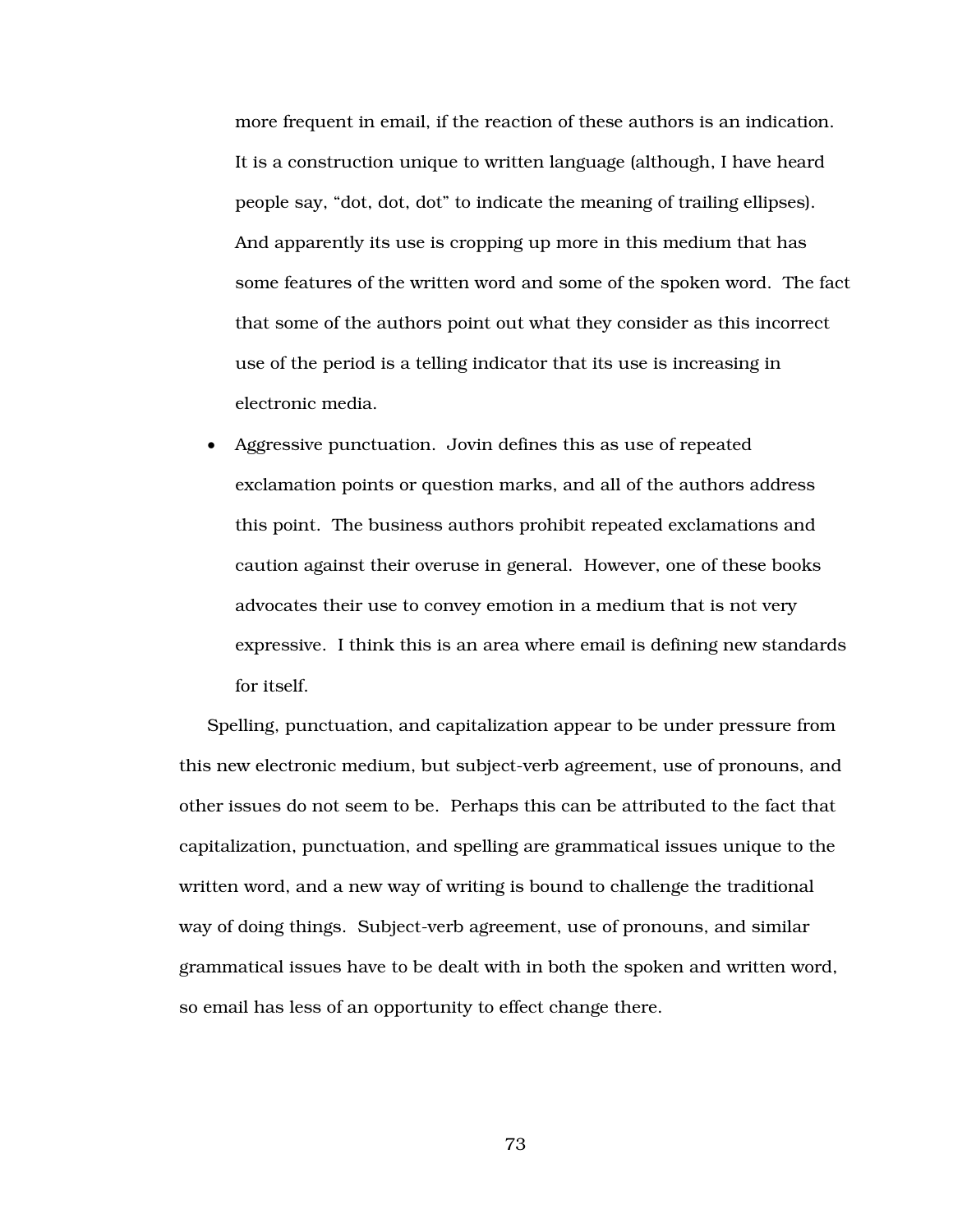more frequent in email, if the reaction of these authors is an indication. It is a construction unique to written language (although, I have heard people say, “dot, dot, dot” to indicate the meaning of trailing ellipses). And apparently its use is cropping up more in this medium that has some features of the written word and some of the spoken word. The fact that some of the authors point out what they consider as this incorrect use of the period is a telling indicator that its use is increasing in electronic media.

- Aggressive punctuation. Jovin defines this as use of repeated exclamation points or question marks, and all of the authors address this point. The business authors prohibit repeated exclamations and caution against their overuse in general. However, one of these books advocates their use to convey emotion in a medium that is not very expressive. I think this is an area where email is defining new standards for itself.

Spelling, punctuation, and capitalization appear to be under pressure from this new electronic medium, but subject-verb agreement, use of pronouns, and other issues do not seem to be. Perhaps this can be attributed to the fact that capitalization, punctuation, and spelling are grammatical issues unique to the written word, and a new way of writing is bound to challenge the traditional way of doing things. Subject-verb agreement, use of pronouns, and similar grammatical issues have to be dealt with in both the spoken and written word, so email has less of an opportunity to effect change there.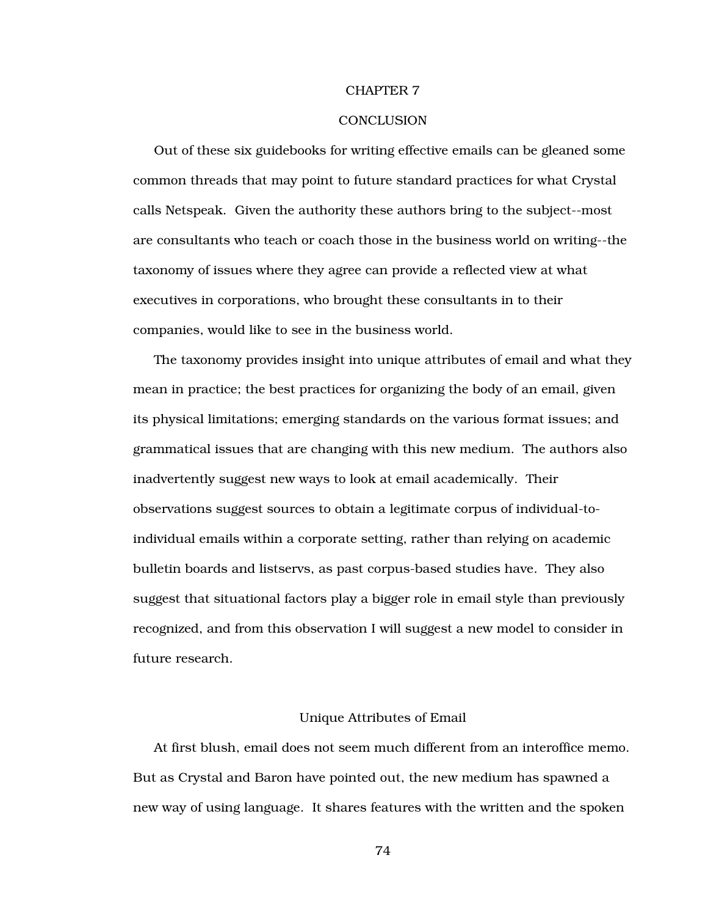# CHAPTER 7

# CONCLUSION

Out of these six guidebooks for writing effective emails can be gleaned some common threads that may point to future standard practices for what Crystal calls Netspeak. Given the authority these authors bring to the subject--most are consultants who teach or coach those in the business world on writing--the taxonomy of issues where they agree can provide a reflected view at what executives in corporations, who brought these consultants in to their companies, would like to see in the business world.

The taxonomy provides insight into unique attributes of email and what they mean in practice; the best practices for organizing the body of an email, given its physical limitations; emerging standards on the various format issues; and grammatical issues that are changing with this new medium. The authors also inadvertently suggest new ways to look at email academically. Their observations suggest sources to obtain a legitimate corpus of individual-to-individual emails within a corporate setting, rather than relying on academic bulletin boards and listservs, as past corpus-based studies have. They also suggest that situational factors play a bigger role in email style than previously recognized, and from this observation I will suggest a new model to consider in future research.

## Unique Attributes of Email

At first blush, email does not seem much different from an interoffice memo. But as Crystal and Baron have pointed out, the new medium has spawned a new way of using language. It shares features with the written and the spoken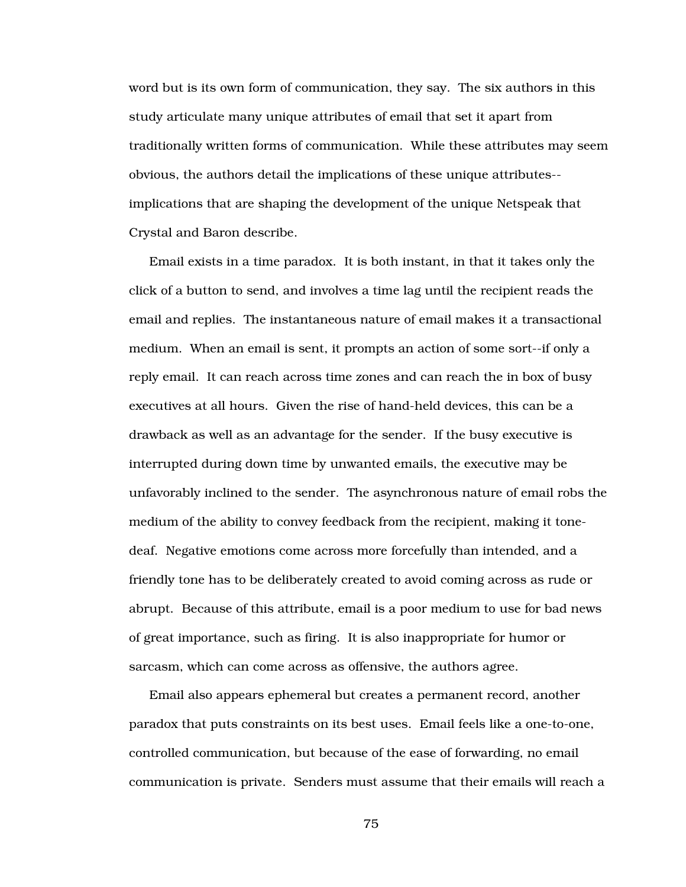word but is its own form of communication, they say. The six authors in this study articulate many unique attributes of email that set it apart from traditionally written forms of communication. While these attributes may seem obvious, the authors detail the implications of these unique attributes--implications that are shaping the development of the unique Netspeak that Crystal and Baron describe.

Email exists in a time paradox. It is both instant, in that it takes only the click of a button to send, and involves a time lag until the recipient reads the email and replies. The instantaneous nature of email makes it a transactional medium. When an email is sent, it prompts an action of some sort--if only a reply email. It can reach across time zones and can reach the in box of busy executives at all hours. Given the rise of hand-held devices, this can be a drawback as well as an advantage for the sender. If the busy executive is interrupted during down time by unwanted emails, the executive may be unfavorably inclined to the sender. The asynchronous nature of email robs the medium of the ability to convey feedback from the recipient, making it tone-deaf. Negative emotions come across more forcefully than intended, and a friendly tone has to be deliberately created to avoid coming across as rude or abrupt. Because of this attribute, email is a poor medium to use for bad news of great importance, such as firing. It is also inappropriate for humor or sarcasm, which can come across as offensive, the authors agree.

Email also appears ephemeral but creates a permanent record, another paradox that puts constraints on its best uses. Email feels like a one-to-one, controlled communication, but because of the ease of forwarding, no email communication is private. Senders must assume that their emails will reach a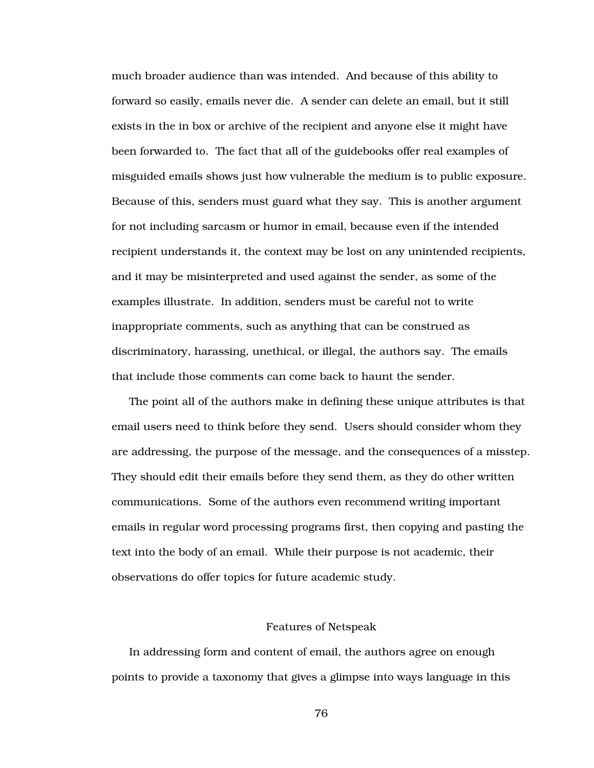much broader audience than was intended. And because of this ability to forward so easily, emails never die. A sender can delete an email, but it still exists in the in box or archive of the recipient and anyone else it might have been forwarded to. The fact that all of the guidebooks offer real examples of misguided emails shows just how vulnerable the medium is to public exposure. Because of this, senders must guard what they say. This is another argument for not including sarcasm or humor in email, because even if the intended recipient understands it, the context may be lost on any unintended recipients, and it may be misinterpreted and used against the sender, as some of the examples illustrate. In addition, senders must be careful not to write inappropriate comments, such as anything that can be construed as discriminatory, harassing, unethical, or illegal, the authors say. The emails that include those comments can come back to haunt the sender.

The point all of the authors make in defining these unique attributes is that email users need to think before they send. Users should consider whom they are addressing, the purpose of the message, and the consequences of a misstep. They should edit their emails before they send them, as they do other written communications. Some of the authors even recommend writing important emails in regular word processing programs first, then copying and pasting the text into the body of an email. While their purpose is not academic, their observations do offer topics for future academic study.

## Features of Netspeak

In addressing form and content of email, the authors agree on enough points to provide a taxonomy that gives a glimpse into ways language in this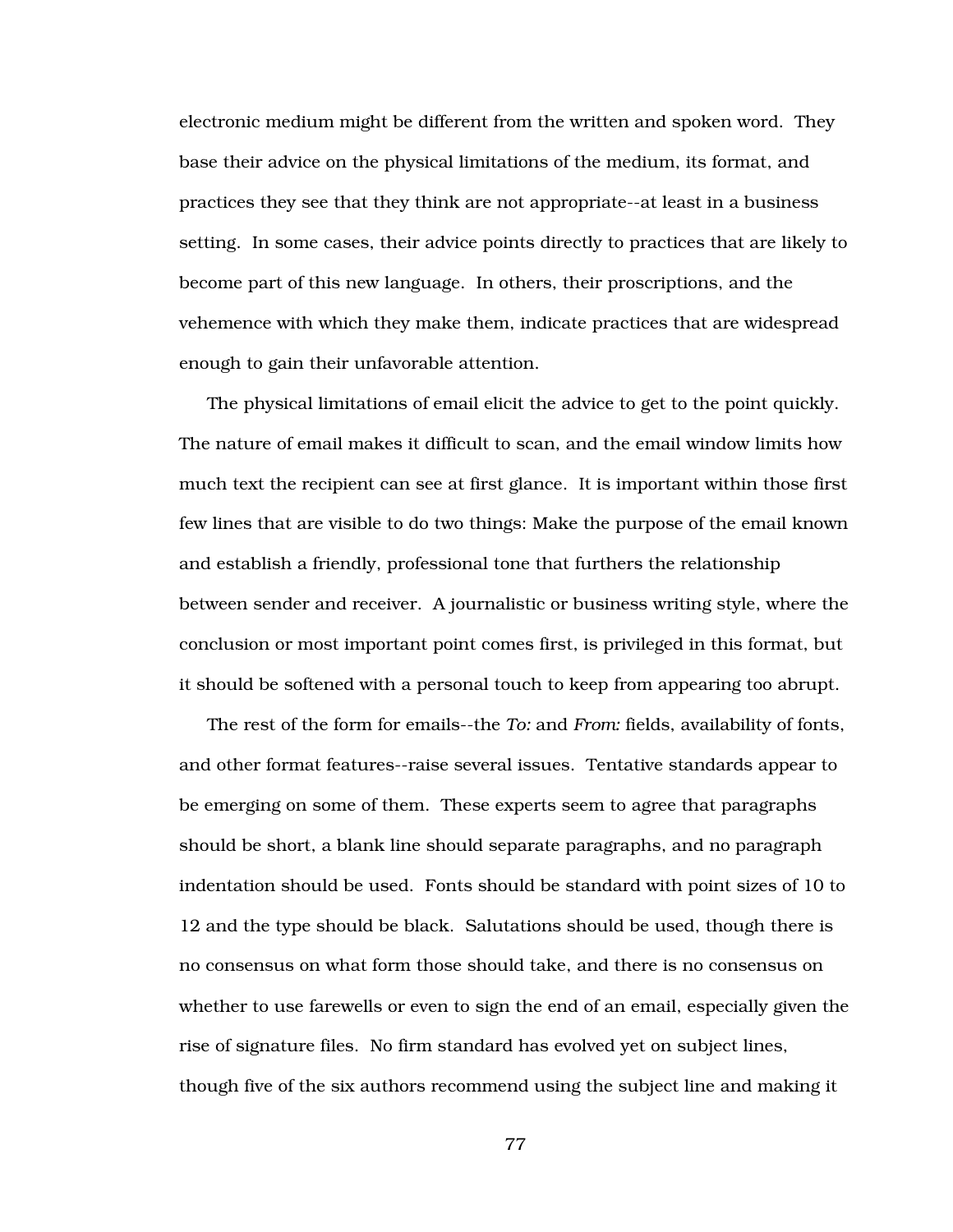electronic medium might be different from the written and spoken word. They base their advice on the physical limitations of the medium, its format, and practices they see that they think are not appropriate--at least in a business setting. In some cases, their advice points directly to practices that are likely to become part of this new language. In others, their proscriptions, and the vehemence with which they make them, indicate practices that are widespread enough to gain their unfavorable attention.

The physical limitations of email elicit the advice to get to the point quickly. The nature of email makes it difficult to scan, and the email window limits how much text the recipient can see at first glance. It is important within those first few lines that are visible to do two things: Make the purpose of the email known and establish a friendly, professional tone that furthers the relationship between sender and receiver. A journalistic or business writing style, where the conclusion or most important point comes first, is privileged in this format, but it should be softened with a personal touch to keep from appearing too abrupt.

The rest of the form for emails--the *To:* and *From:* fields, availability of fonts, and other format features--raise several issues. Tentative standards appear to be emerging on some of them. These experts seem to agree that paragraphs should be short, a blank line should separate paragraphs, and no paragraph indentation should be used. Fonts should be standard with point sizes of 10 to 12 and the type should be black. Salutations should be used, though there is no consensus on what form those should take, and there is no consensus on whether to use farewells or even to sign the end of an email, especially given the rise of signature files. No firm standard has evolved yet on subject lines, though five of the six authors recommend using the subject line and making it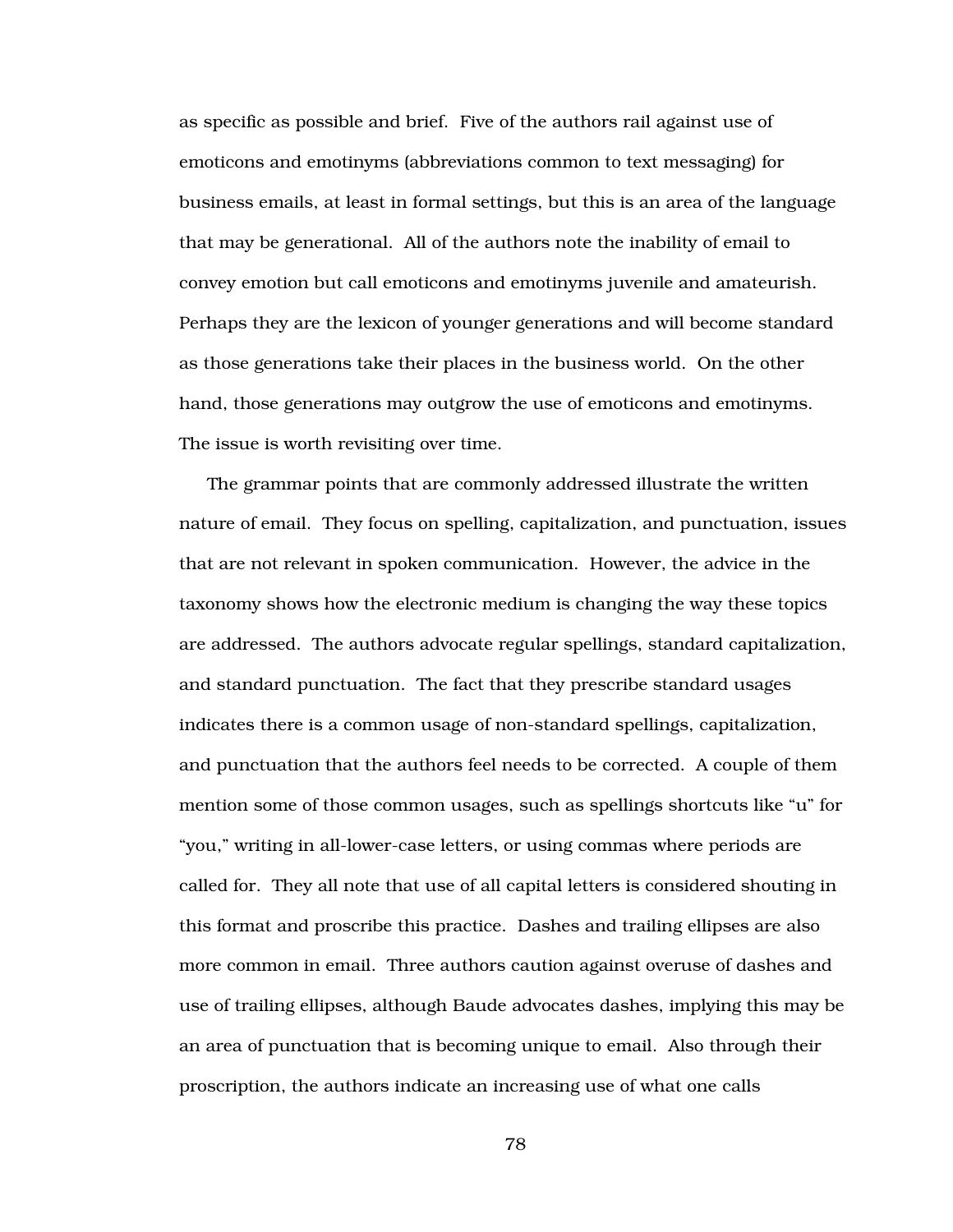as specific as possible and brief. Five of the authors rail against use of emoticons and emotinyms (abbreviations common to text messaging) for business emails, at least in formal settings, but this is an area of the language that may be generational. All of the authors note the inability of email to convey emotion but call emoticons and emotinyms juvenile and amateurish. Perhaps they are the lexicon of younger generations and will become standard as those generations take their places in the business world. On the other hand, those generations may outgrow the use of emoticons and emotinyms. The issue is worth revisiting over time.

The grammar points that are commonly addressed illustrate the written nature of email. They focus on spelling, capitalization, and punctuation, issues that are not relevant in spoken communication. However, the advice in the taxonomy shows how the electronic medium is changing the way these topics are addressed. The authors advocate regular spellings, standard capitalization, and standard punctuation. The fact that they prescribe standard usages indicates there is a common usage of non-standard spellings, capitalization, and punctuation that the authors feel needs to be corrected. A couple of them mention some of those common usages, such as spellings shortcuts like "u" for "you," writing in all-lower-case letters, or using commas where periods are called for. They all note that use of all capital letters is considered shouting in this format and proscribe this practice. Dashes and trailing ellipses are also more common in email. Three authors caution against overuse of dashes and use of trailing ellipses, although Baude advocates dashes, implying this may be an area of punctuation that is becoming unique to email. Also through their proscription, the authors indicate an increasing use of what one calls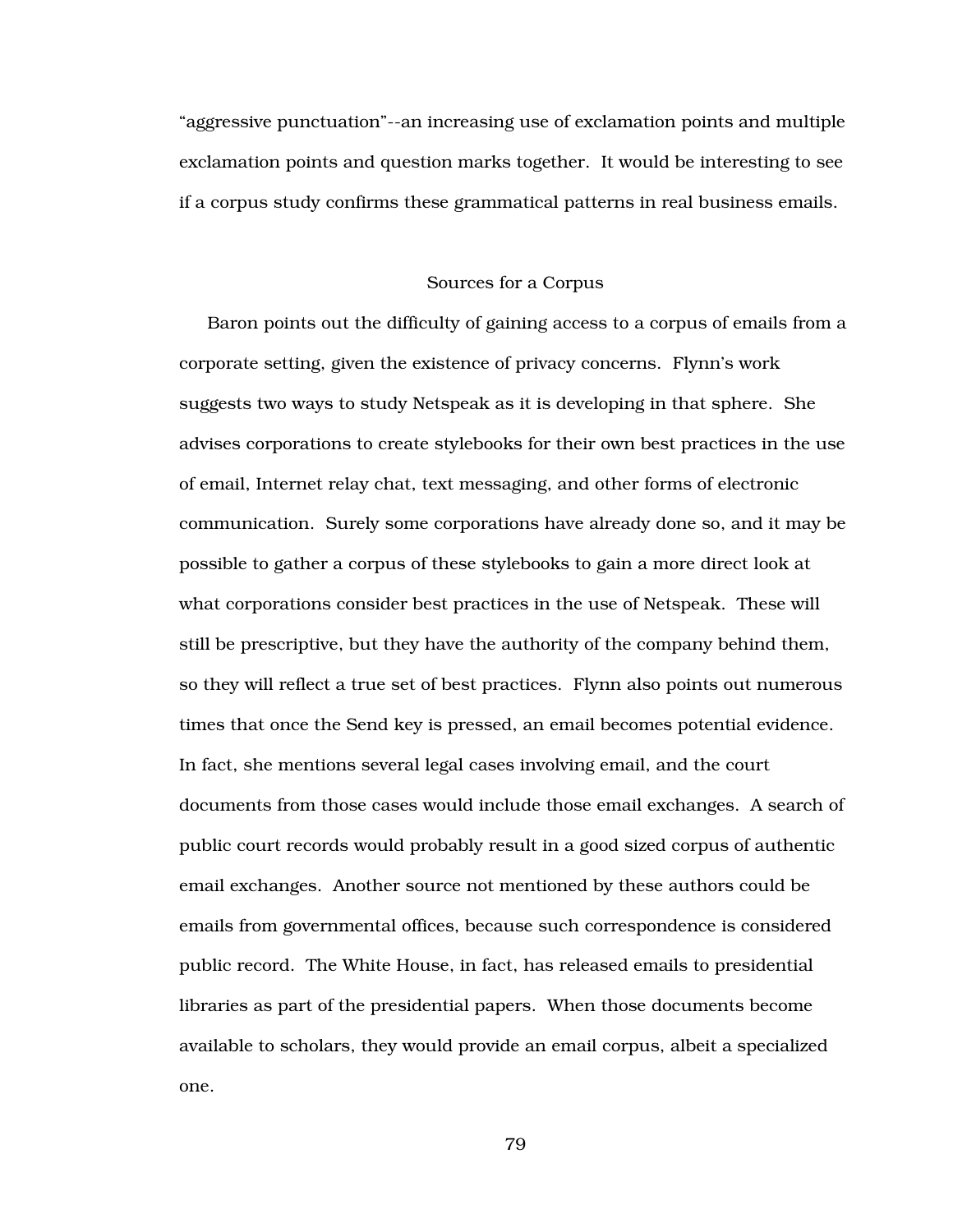"aggressive punctuation"--an increasing use of exclamation points and multiple exclamation points and question marks together. It would be interesting to see if a corpus study confirms these grammatical patterns in real business emails.

## Sources for a Corpus

Baron points out the difficulty of gaining access to a corpus of emails from a corporate setting, given the existence of privacy concerns. Flynn's work suggests two ways to study Netspeak as it is developing in that sphere. She advises corporations to create stylebooks for their own best practices in the use of email, Internet relay chat, text messaging, and other forms of electronic communication. Surely some corporations have already done so, and it may be possible to gather a corpus of these stylebooks to gain a more direct look at what corporations consider best practices in the use of Netspeak. These will still be prescriptive, but they have the authority of the company behind them, so they will reflect a true set of best practices. Flynn also points out numerous times that once the Send key is pressed, an email becomes potential evidence. In fact, she mentions several legal cases involving email, and the court documents from those cases would include those email exchanges. A search of public court records would probably result in a good sized corpus of authentic email exchanges. Another source not mentioned by these authors could be emails from governmental offices, because such correspondence is considered public record. The White House, in fact, has released emails to presidential libraries as part of the presidential papers. When those documents become available to scholars, they would provide an email corpus, albeit a specialized one.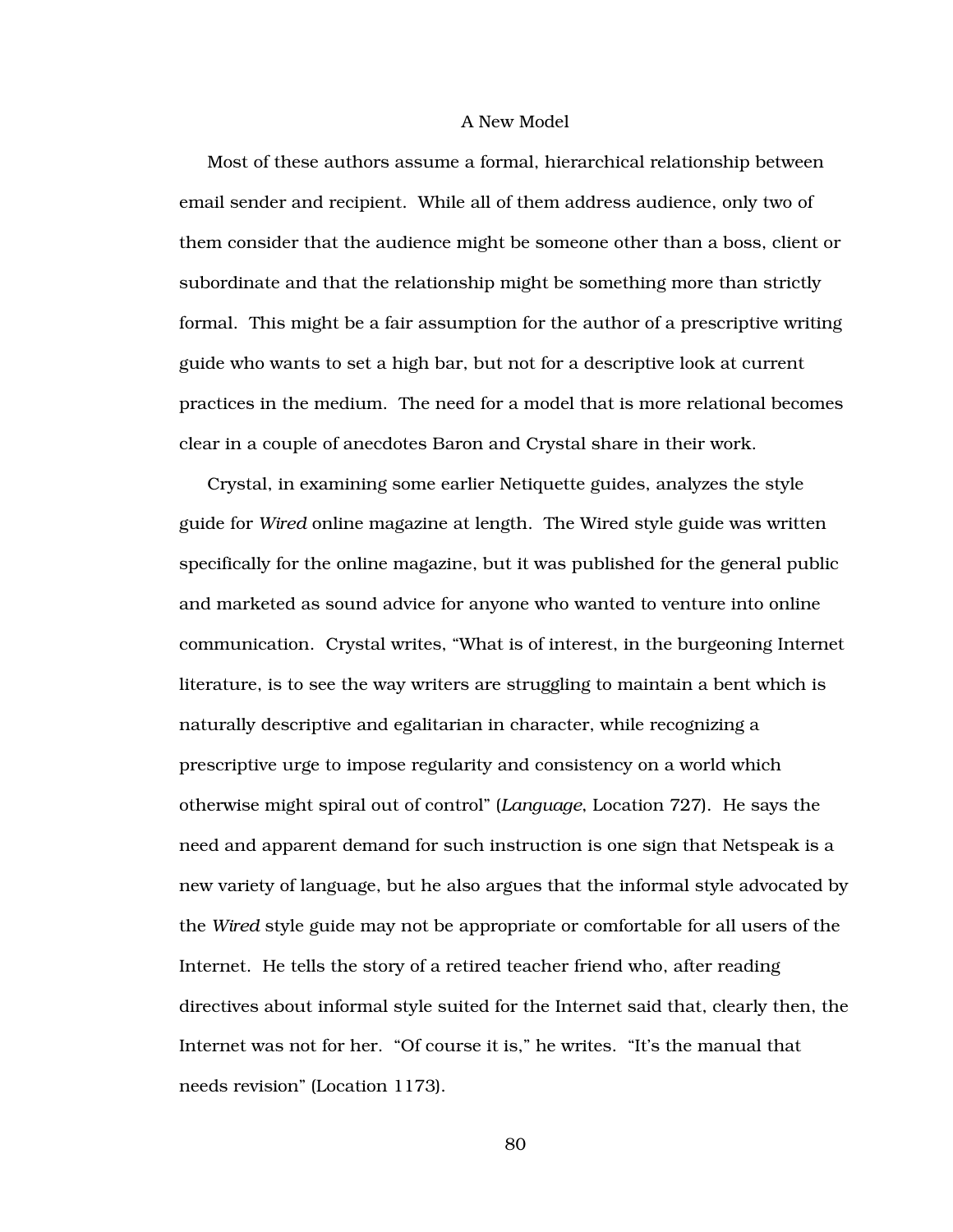## A New Model

Most of these authors assume a formal, hierarchical relationship between email sender and recipient. While all of them address audience, only two of them consider that the audience might be someone other than a boss, client or subordinate and that the relationship might be something more than strictly formal. This might be a fair assumption for the author of a prescriptive writing guide who wants to set a high bar, but not for a descriptive look at current practices in the medium. The need for a model that is more relational becomes clear in a couple of anecdotes Baron and Crystal share in their work.

Crystal, in examining some earlier Netiquette guides, analyzes the style guide for *Wired* online magazine at length. The Wired style guide was written specifically for the online magazine, but it was published for the general public and marketed as sound advice for anyone who wanted to venture into online communication. Crystal writes, "What is of interest, in the burgeoning Internet literature, is to see the way writers are struggling to maintain a bent which is naturally descriptive and egalitarian in character, while recognizing a prescriptive urge to impose regularity and consistency on a world which otherwise might spiral out of control" (*Language*, Location 727). He says the need and apparent demand for such instruction is one sign that Netspeak is a new variety of language, but he also argues that the informal style advocated by the *Wired* style guide may not be appropriate or comfortable for all users of the Internet. He tells the story of a retired teacher friend who, after reading directives about informal style suited for the Internet said that, clearly then, the Internet was not for her. "Of course it is," he writes. "It's the manual that needs revision" (Location 1173).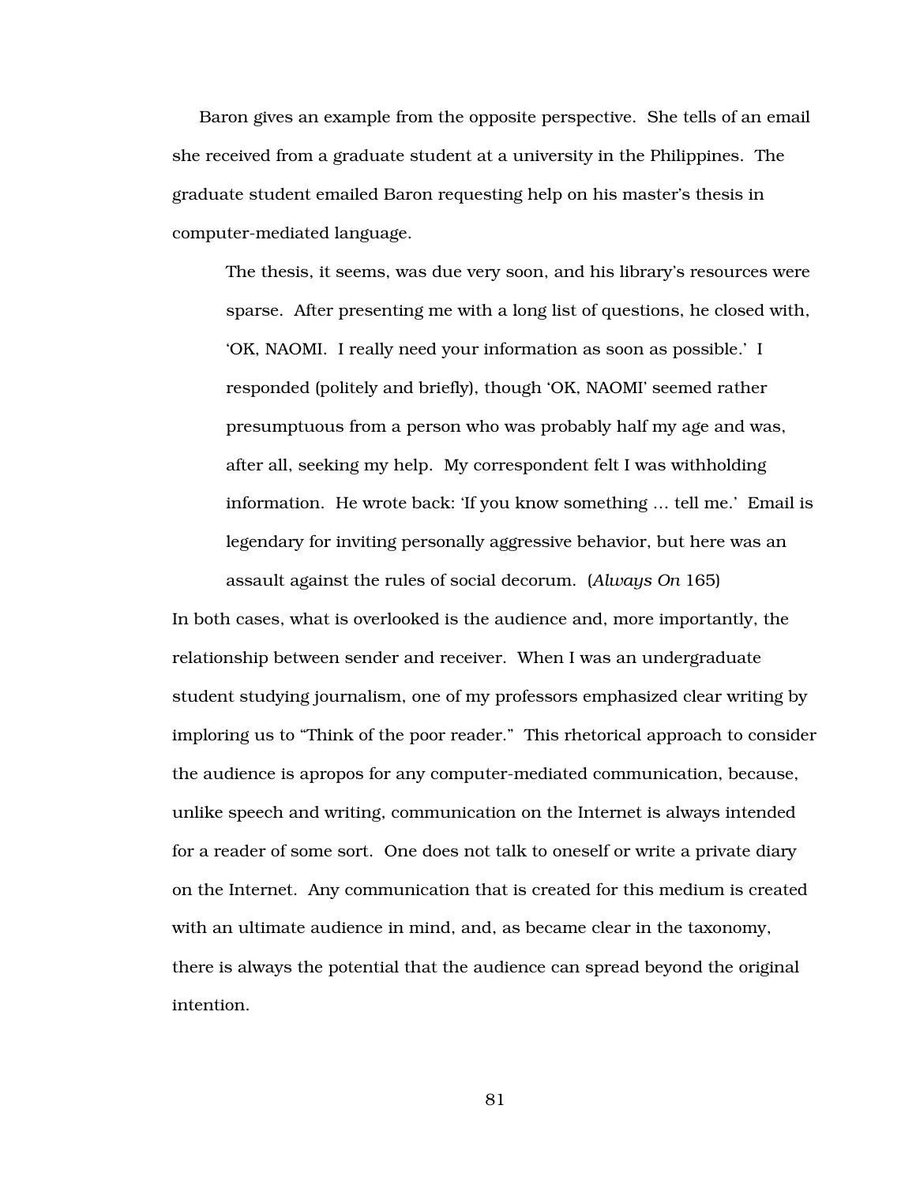Baron gives an example from the opposite perspective. She tells of an email she received from a graduate student at a university in the Philippines. The graduate student emailed Baron requesting help on his master's thesis in computer-mediated language.

> The thesis, it seems, was due very soon, and his library's resources were sparse. After presenting me with a long list of questions, he closed with, 'OK, NAOMI. I really need your information as soon as possible.' I responded (politely and briefly), though 'OK, NAOMI' seemed rather presumptuous from a person who was probably half my age and was, after all, seeking my help. My correspondent felt I was withholding information. He wrote back: 'If you know something ... tell me.' Email is legendary for inviting personally aggressive behavior, but here was an assault against the rules of social decorum. (*Always On* 165)

In both cases, what is overlooked is the audience and, more importantly, the relationship between sender and receiver. When I was an undergraduate student studying journalism, one of my professors emphasized clear writing by imploring us to "Think of the poor reader." This rhetorical approach to consider the audience is apropos for any computer-mediated communication, because, unlike speech and writing, communication on the Internet is always intended for a reader of some sort. One does not talk to oneself or write a private diary on the Internet. Any communication that is created for this medium is created with an ultimate audience in mind, and, as became clear in the taxonomy, there is always the potential that the audience can spread beyond the original intention.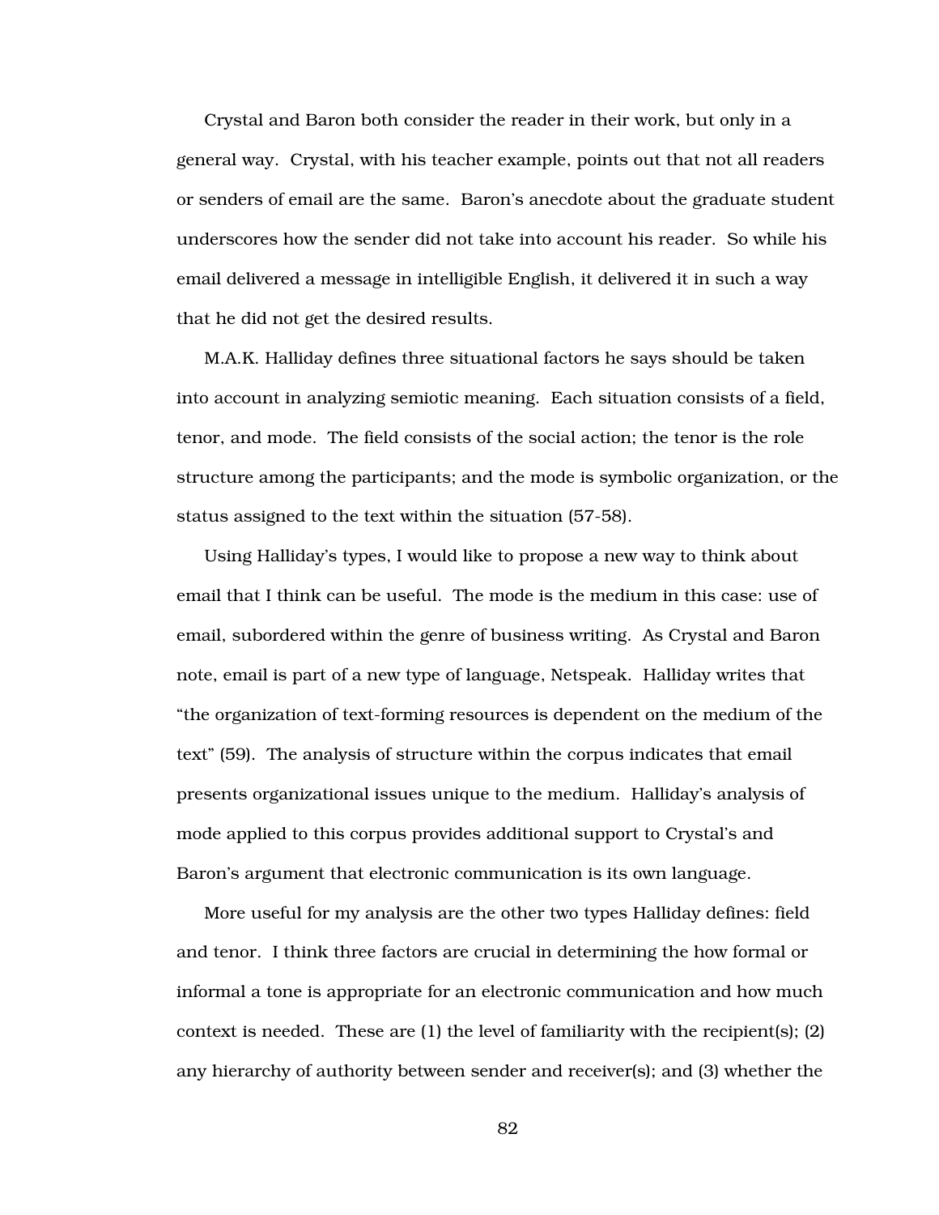Crystal and Baron both consider the reader in their work, but only in a general way. Crystal, with his teacher example, points out that not all readers or senders of email are the same. Baron's anecdote about the graduate student underscores how the sender did not take into account his reader. So while his email delivered a message in intelligible English, it delivered it in such a way that he did not get the desired results.

M.A.K. Halliday defines three situational factors he says should be taken into account in analyzing semiotic meaning. Each situation consists of a field, tenor, and mode. The field consists of the social action; the tenor is the role structure among the participants; and the mode is symbolic organization, or the status assigned to the text within the situation (57-58).

Using Halliday's types, I would like to propose a new way to think about email that I think can be useful. The mode is the medium in this case: use of email, subordered within the genre of business writing. As Crystal and Baron note, email is part of a new type of language, Netspeak. Halliday writes that "the organization of text-forming resources is dependent on the medium of the text" (59). The analysis of structure within the corpus indicates that email presents organizational issues unique to the medium. Halliday's analysis of mode applied to this corpus provides additional support to Crystal's and Baron's argument that electronic communication is its own language.

More useful for my analysis are the other two types Halliday defines: field and tenor. I think three factors are crucial in determining the how formal or informal a tone is appropriate for an electronic communication and how much context is needed. These are (1) the level of familiarity with the recipient(s); (2) any hierarchy of authority between sender and receiver(s); and (3) whether the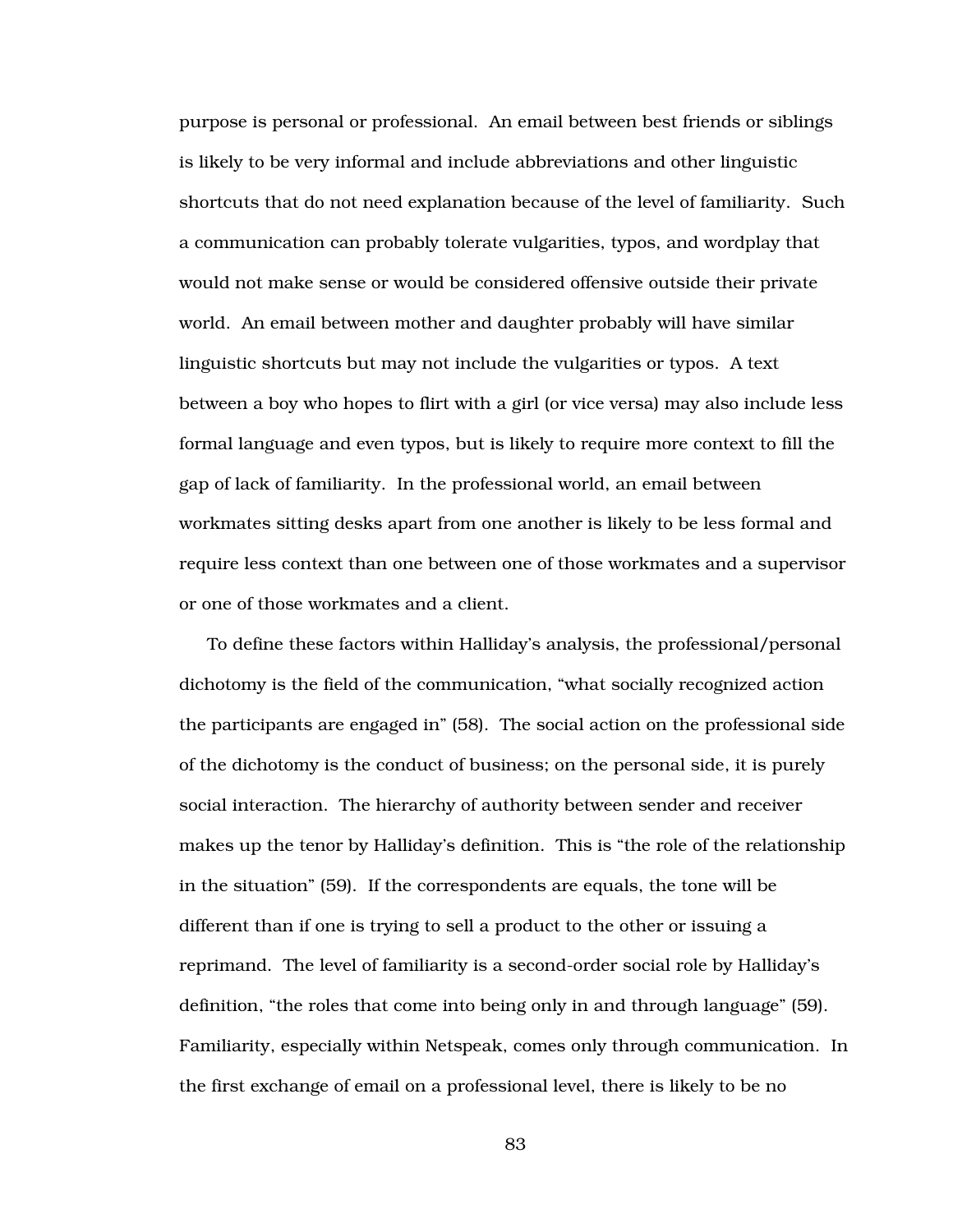purpose is personal or professional. An email between best friends or siblings is likely to be very informal and include abbreviations and other linguistic shortcuts that do not need explanation because of the level of familiarity. Such a communication can probably tolerate vulgarities, typos, and wordplay that would not make sense or would be considered offensive outside their private world. An email between mother and daughter probably will have similar linguistic shortcuts but may not include the vulgarities or typos. A text between a boy who hopes to flirt with a girl (or vice versa) may also include less formal language and even typos, but is likely to require more context to fill the gap of lack of familiarity. In the professional world, an email between workmates sitting desks apart from one another is likely to be less formal and require less context than one between one of those workmates and a supervisor or one of those workmates and a client.

To define these factors within Halliday's analysis, the professional/personal dichotomy is the field of the communication, "what socially recognized action the participants are engaged in" (58). The social action on the professional side of the dichotomy is the conduct of business; on the personal side, it is purely social interaction. The hierarchy of authority between sender and receiver makes up the tenor by Halliday's definition. This is "the role of the relationship in the situation" (59). If the correspondents are equals, the tone will be different than if one is trying to sell a product to the other or issuing a reprimand. The level of familiarity is a second-order social role by Halliday's definition, "the roles that come into being only in and through language" (59). Familiarity, especially within Netspeak, comes only through communication. In the first exchange of email on a professional level, there is likely to be no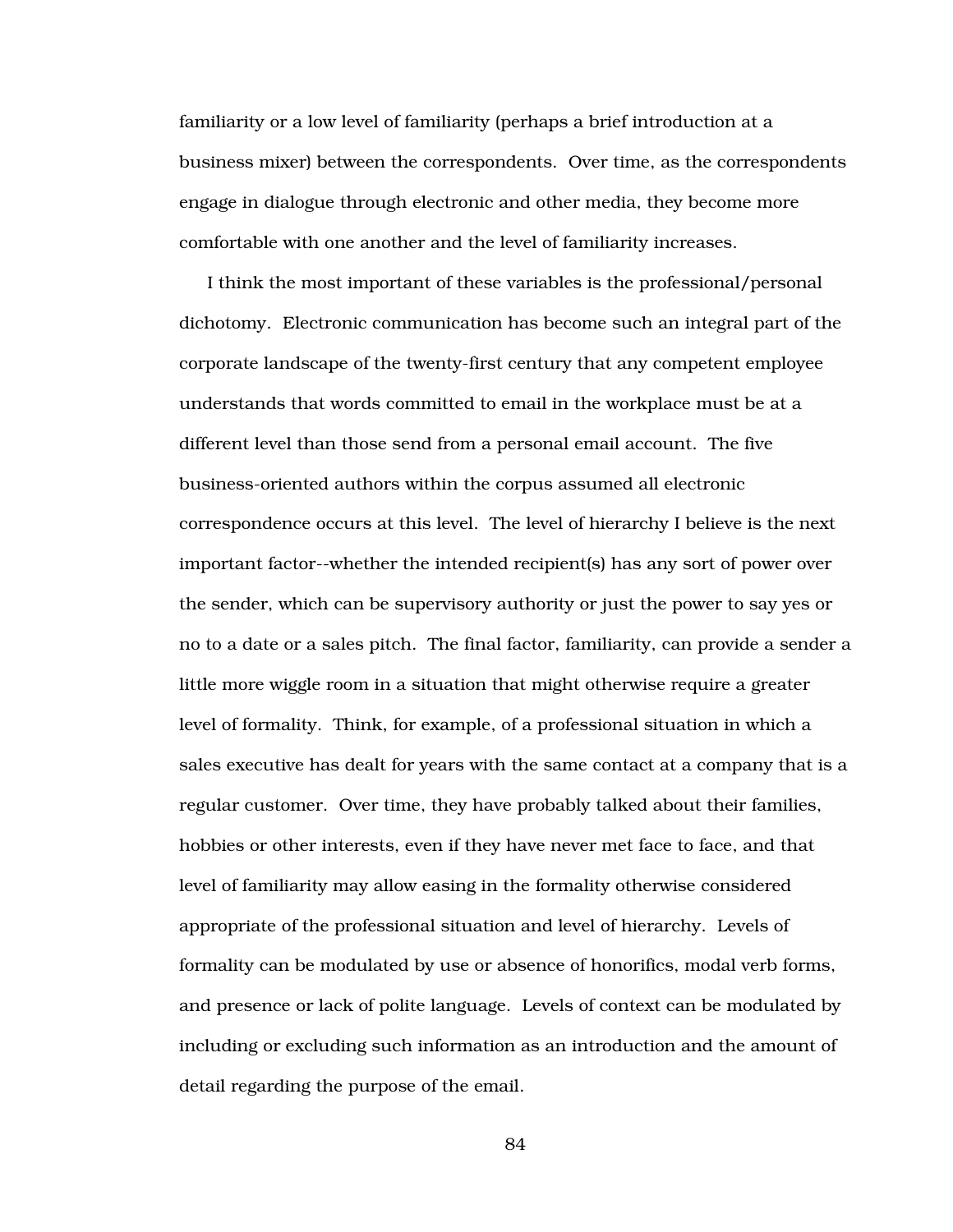familiarity or a low level of familiarity (perhaps a brief introduction at a business mixer) between the correspondents. Over time, as the correspondents engage in dialogue through electronic and other media, they become more comfortable with one another and the level of familiarity increases.

I think the most important of these variables is the professional/personal dichotomy. Electronic communication has become such an integral part of the corporate landscape of the twenty-first century that any competent employee understands that words committed to email in the workplace must be at a different level than those send from a personal email account. The five business-oriented authors within the corpus assumed all electronic correspondence occurs at this level. The level of hierarchy I believe is the next important factor--whether the intended recipient(s) has any sort of power over the sender, which can be supervisory authority or just the power to say yes or no to a date or a sales pitch. The final factor, familiarity, can provide a sender a little more wiggle room in a situation that might otherwise require a greater level of formality. Think, for example, of a professional situation in which a sales executive has dealt for years with the same contact at a company that is a regular customer. Over time, they have probably talked about their families, hobbies or other interests, even if they have never met face to face, and that level of familiarity may allow easing in the formality otherwise considered appropriate of the professional situation and level of hierarchy. Levels of formality can be modulated by use or absence of honorifics, modal verb forms, and presence or lack of polite language. Levels of context can be modulated by including or excluding such information as an introduction and the amount of detail regarding the purpose of the email.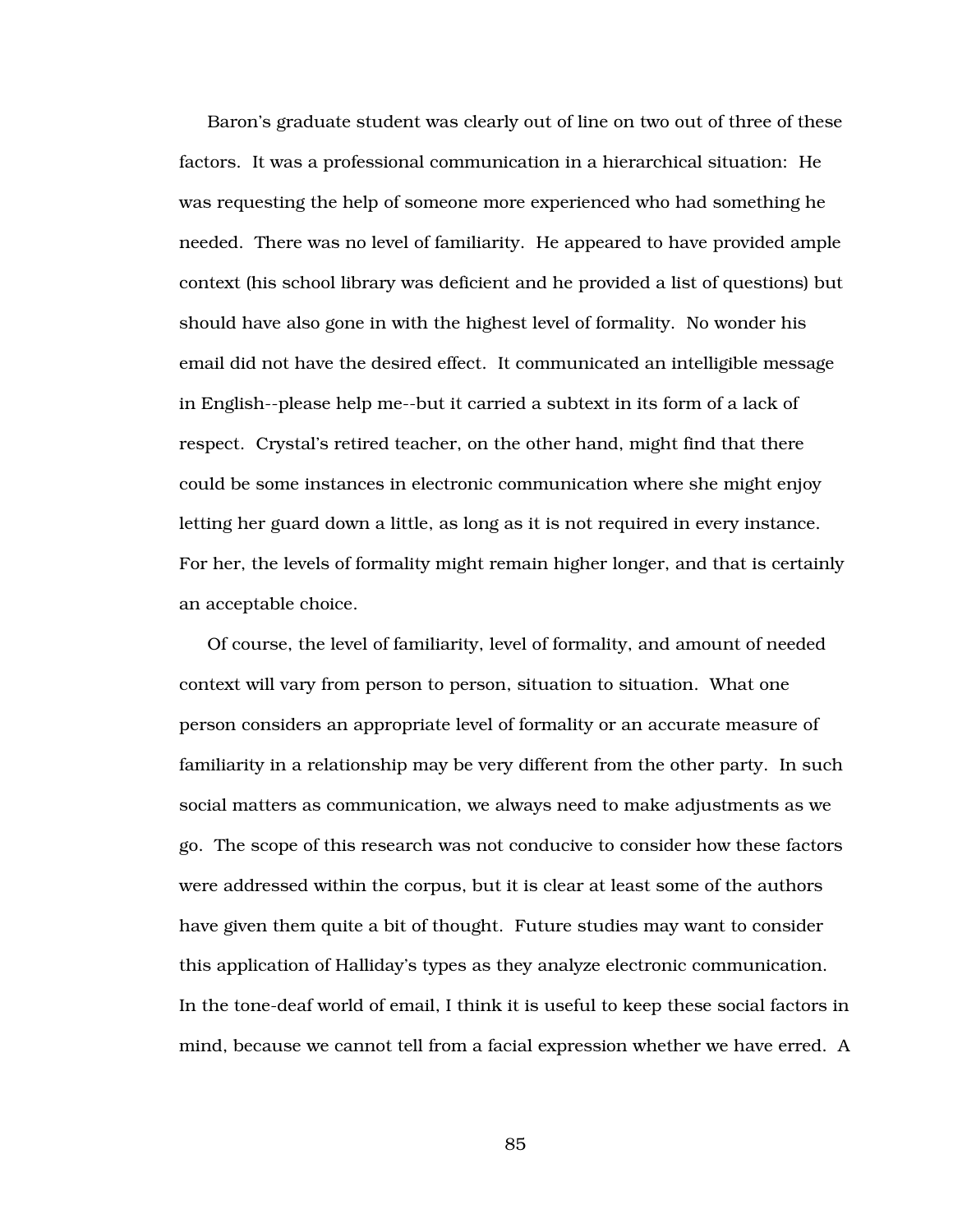Baron's graduate student was clearly out of line on two out of three of these factors. It was a professional communication in a hierarchical situation: He was requesting the help of someone more experienced who had something he needed. There was no level of familiarity. He appeared to have provided ample context (his school library was deficient and he provided a list of questions) but should have also gone in with the highest level of formality. No wonder his email did not have the desired effect. It communicated an intelligible message in English--please help me--but it carried a subtext in its form of a lack of respect. Crystal's retired teacher, on the other hand, might find that there could be some instances in electronic communication where she might enjoy letting her guard down a little, as long as it is not required in every instance. For her, the levels of formality might remain higher longer, and that is certainly an acceptable choice.

Of course, the level of familiarity, level of formality, and amount of needed context will vary from person to person, situation to situation. What one person considers an appropriate level of formality or an accurate measure of familiarity in a relationship may be very different from the other party. In such social matters as communication, we always need to make adjustments as we go. The scope of this research was not conducive to consider how these factors were addressed within the corpus, but it is clear at least some of the authors have given them quite a bit of thought. Future studies may want to consider this application of Halliday's types as they analyze electronic communication. In the tone-deaf world of email, I think it is useful to keep these social factors in mind, because we cannot tell from a facial expression whether we have erred. A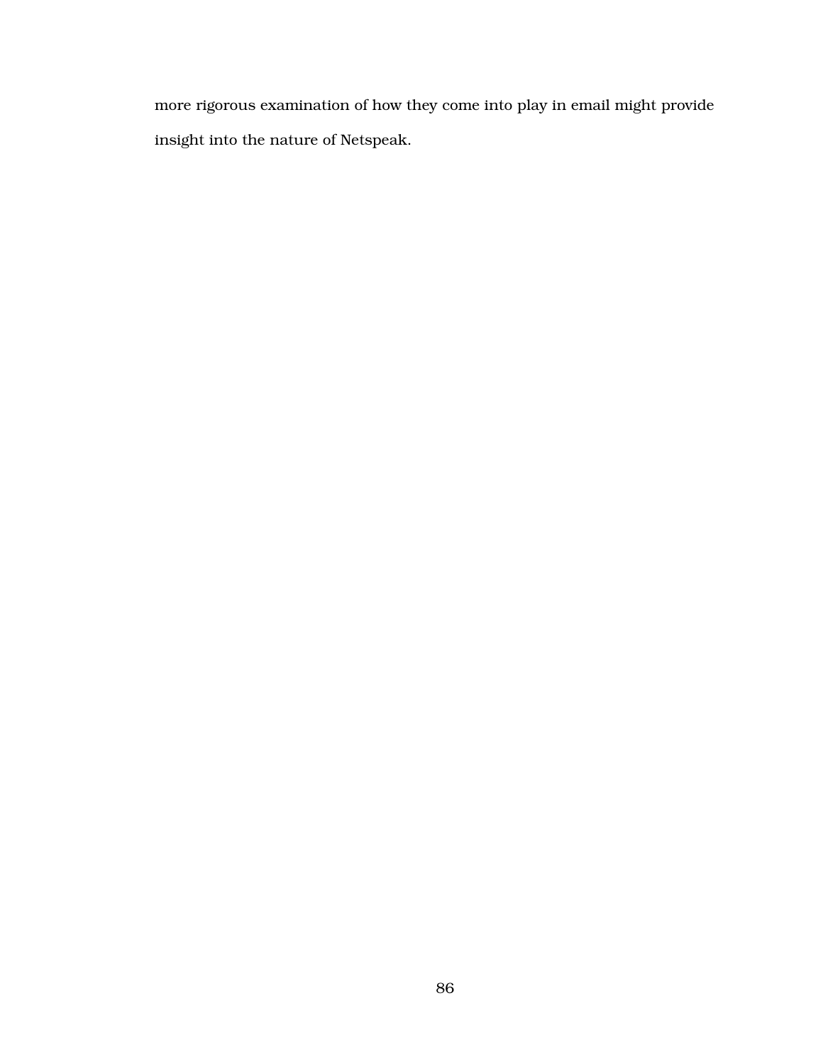more rigorous examination of how they come into play in email might provide insight into the nature of Netspeak.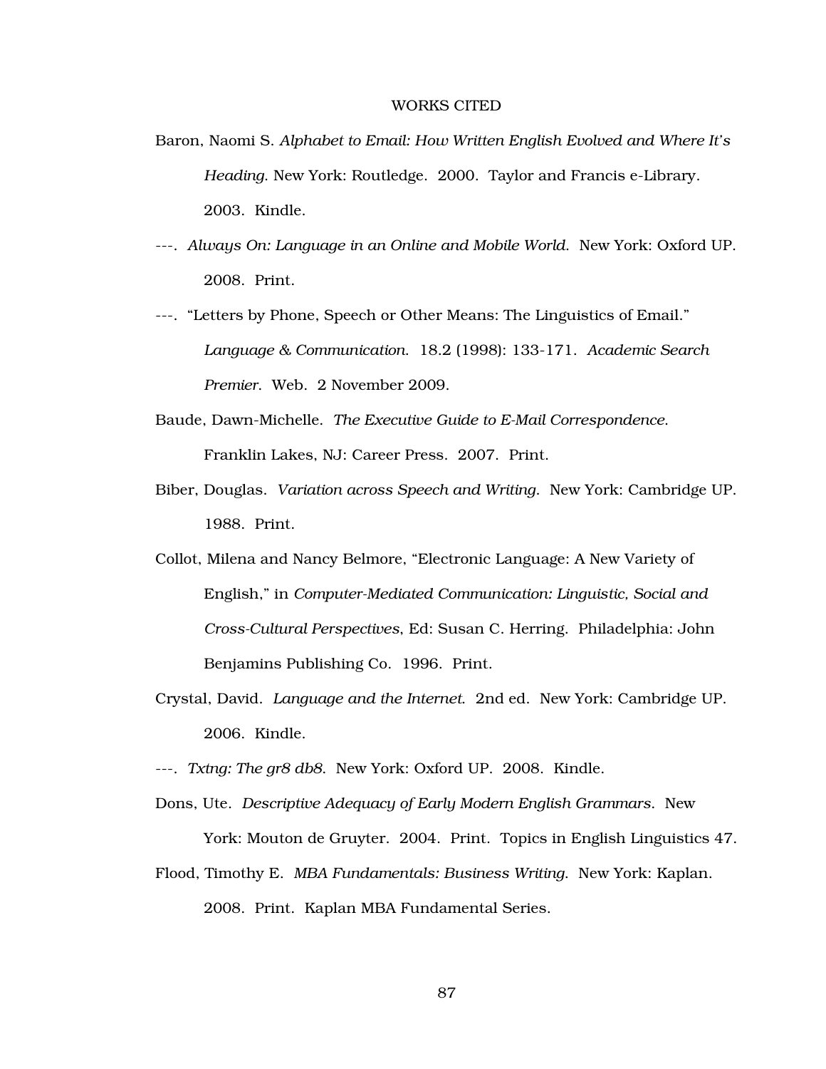# WORKS CITED

Baron, Naomi S. *Alphabet to Email: How Written English Evolved and Where It's Heading*. New York: Routledge. 2000. Taylor and Francis e-Library. 2003. Kindle.

---. *Always On: Language in an Online and Mobile World*. New York: Oxford UP. 2008. Print.

---. "Letters by Phone, Speech or Other Means: The Linguistics of Email." *Language & Communication*. 18.2 (1998): 133-171. *Academic Search Premier*. Web. 2 November 2009.

Baude, Dawn-Michelle. *The Executive Guide to E-Mail Correspondence*. Franklin Lakes, NJ: Career Press. 2007. Print.

Biber, Douglas. *Variation across Speech and Writing*. New York: Cambridge UP. 1988. Print.

Collot, Milena and Nancy Belmore, "Electronic Language: A New Variety of English," in *Computer-Mediated Communication: Linguistic, Social and Cross-Cultural Perspectives*, Ed: Susan C. Herring. Philadelphia: John Benjamins Publishing Co. 1996. Print.

Crystal, David. *Language and the Internet*. 2nd ed. New York: Cambridge UP. 2006. Kindle.

---. *Txtng: The gr8 db8*. New York: Oxford UP. 2008. Kindle.

Dons, Ute. *Descriptive Adequacy of Early Modern English Grammars*. New York: Mouton de Gruyter. 2004. Print. Topics in English Linguistics 47.

Flood, Timothy E. *MBA Fundamentals: Business Writing*. New York: Kaplan. 2008. Print. Kaplan MBA Fundamental Series.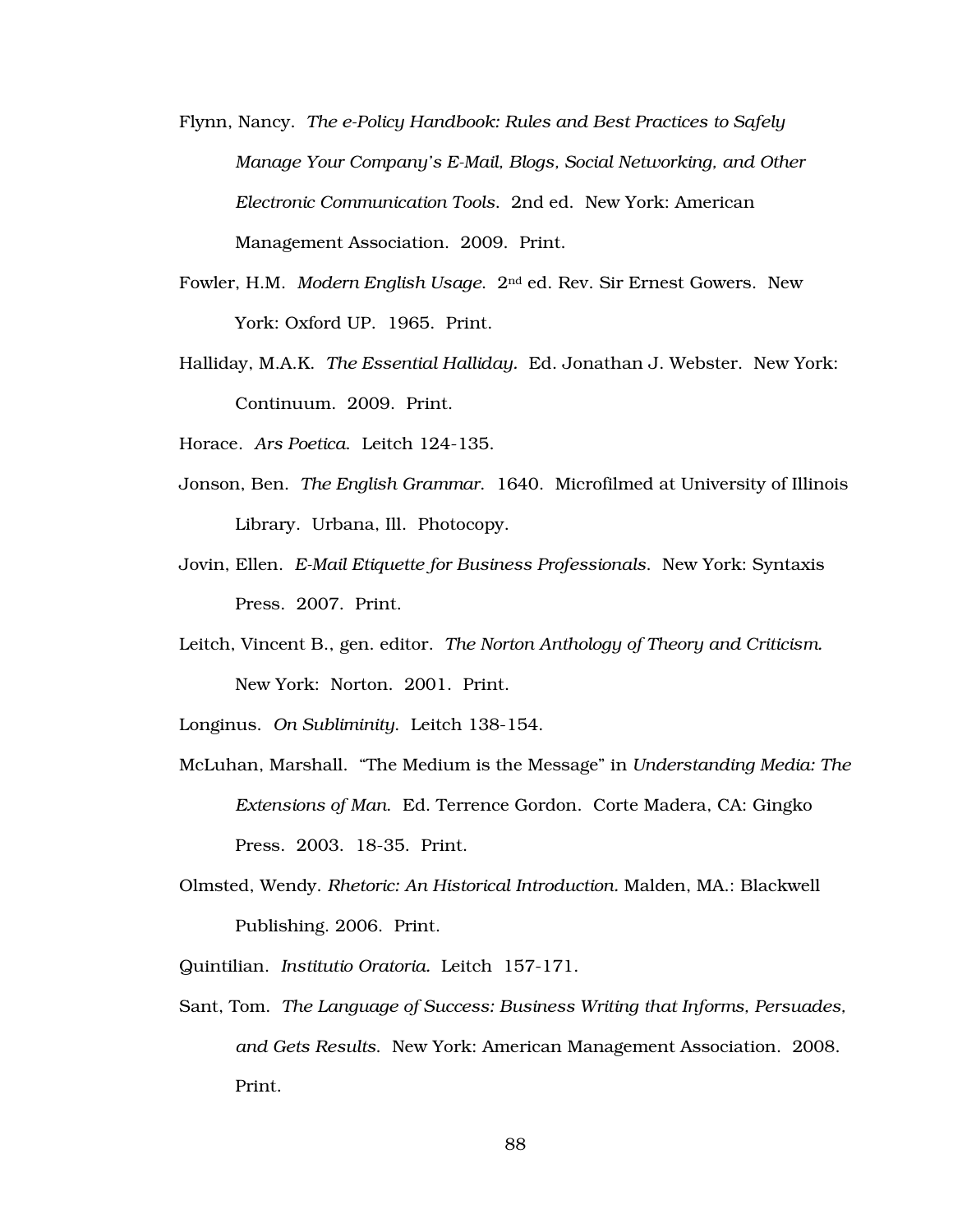Flynn, Nancy. *The e-Policy Handbook: Rules and Best Practices to Safely Manage Your Company's E-Mail, Blogs, Social Networking, and Other Electronic Communication Tools.* 2nd ed. New York: American Management Association. 2009. Print.

Fowler, H.M. *Modern English Usage.* 2nd ed. Rev. Sir Ernest Gowers. New York: Oxford UP. 1965. Print.

Halliday, M.A.K. *The Essential Halliday.* Ed. Jonathan J. Webster. New York: Continuum. 2009. Print.

Horace. *Ars Poetica.* Leitch 124-135.

Jonson, Ben. *The English Grammar.* 1640. Microfilmed at University of Illinois Library. Urbana, Ill. Photocopy.

Jovin, Ellen. *E-Mail Etiquette for Business Professionals.* New York: Syntaxis Press. 2007. Print.

Leitch, Vincent B., gen. editor. *The Norton Anthology of Theory and Criticism.* New York: Norton. 2001. Print.

Longinus. *On Subliminity.* Leitch 138-154.

McLuhan, Marshall. "The Medium is the Message" in *Understanding Media: The Extensions of Man.* Ed. Terrence Gordon. Corte Madera, CA: Gingko Press. 2003. 18-35. Print.

Olmsted, Wendy. *Rhetoric: An Historical Introduction.* Malden, MA.: Blackwell Publishing. 2006. Print.

Quintilian. *Institutio Oratoria.* Leitch 157-171.

Sant, Tom. *The Language of Success: Business Writing that Informs, Persuades, and Gets Results.* New York: American Management Association. 2008. Print.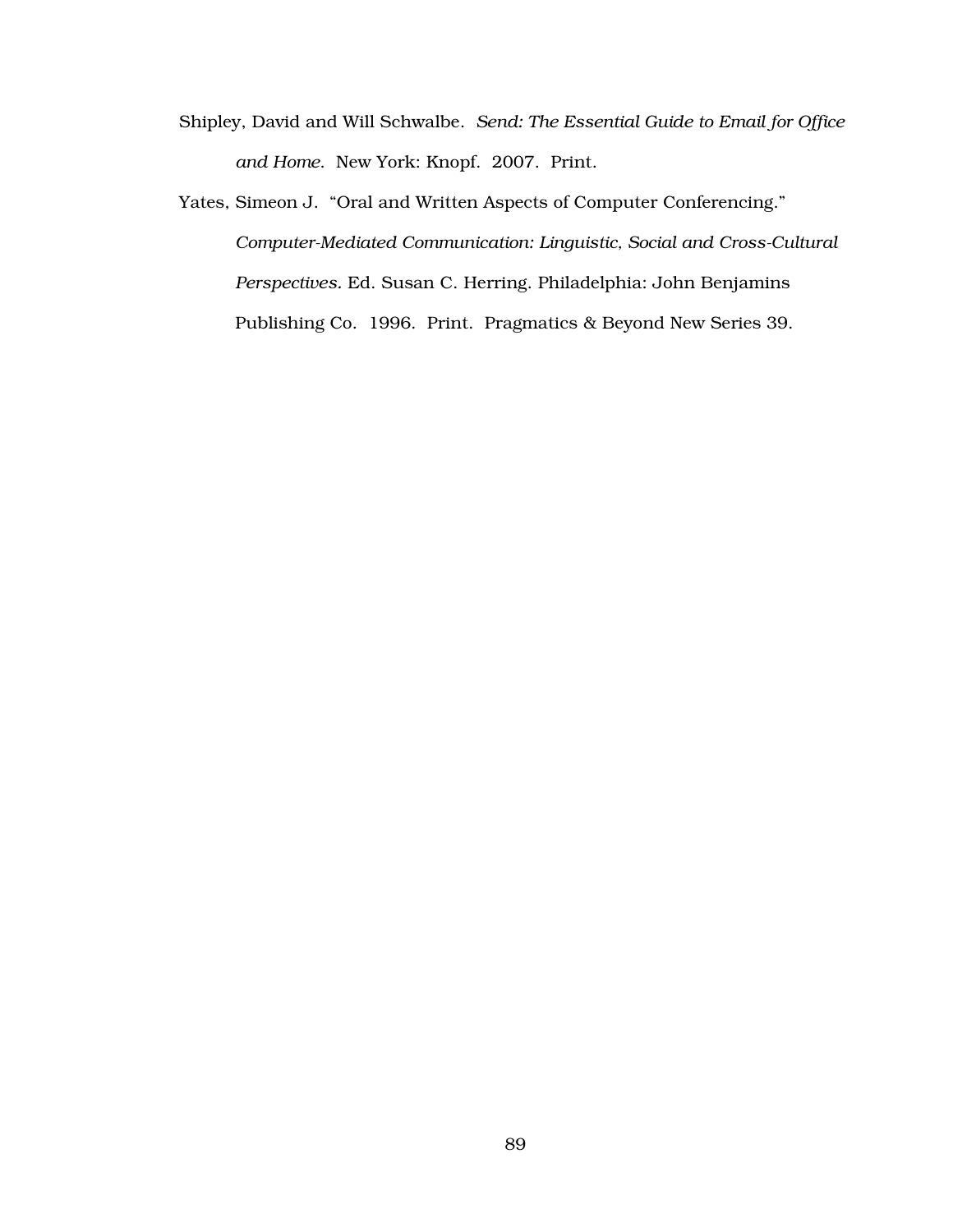Shipley, David and Will Schwalbe. *Send: The Essential Guide to Email for Office and Home.* New York: Knopf. 2007. Print.

Yates, Simeon J. "Oral and Written Aspects of Computer Conferencing." *Computer-Mediated Communication: Linguistic, Social and Cross-Cultural Perspectives.* Ed. Susan C. Herring. Philadelphia: John Benjamins Publishing Co. 1996. Print. Pragmatics & Beyond New Series 39.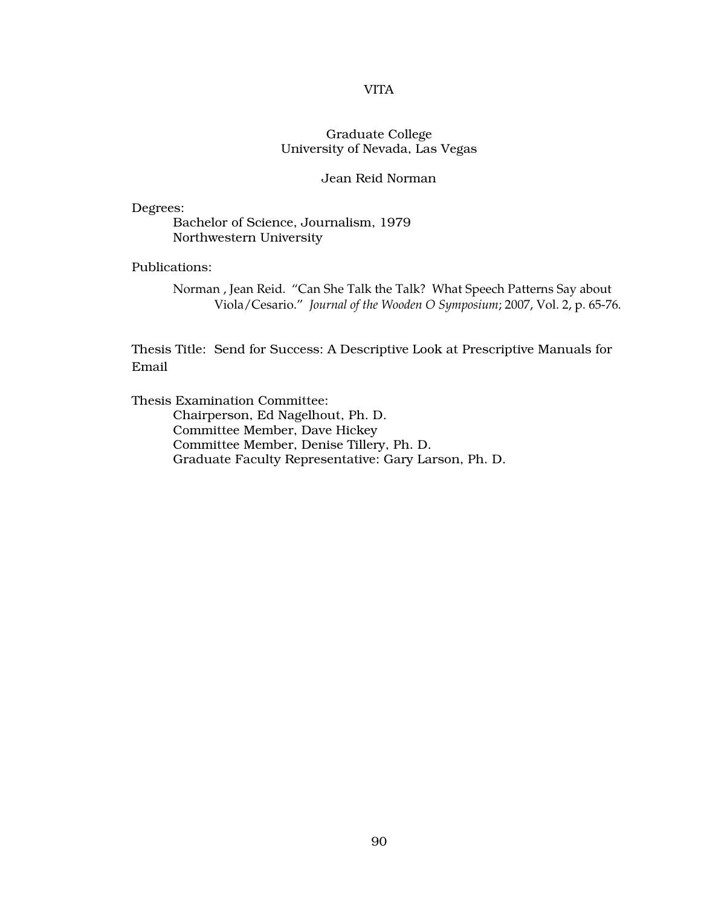# VITA

Graduate College
University of Nevada, Las Vegas

Jean Reid Norman

Degrees:

Bachelor of Science, Journalism, 1979
Northwestern University

Publications:

Norman , Jean Reid. "Can She Talk the Talk? What Speech Patterns Say about Viola/Cesario." *Journal of the Wooden O Symposium*; 2007, Vol. 2, p. 65-76.

Thesis Title: Send for Success: A Descriptive Look at Prescriptive Manuals for Email

Thesis Examination Committee:

Chairperson, Ed Nagelhout, Ph. D.
Committee Member, Dave Hickey
Committee Member, Denise Tillery, Ph. D.
Graduate Faculty Representative: Gary Larson, Ph. D.